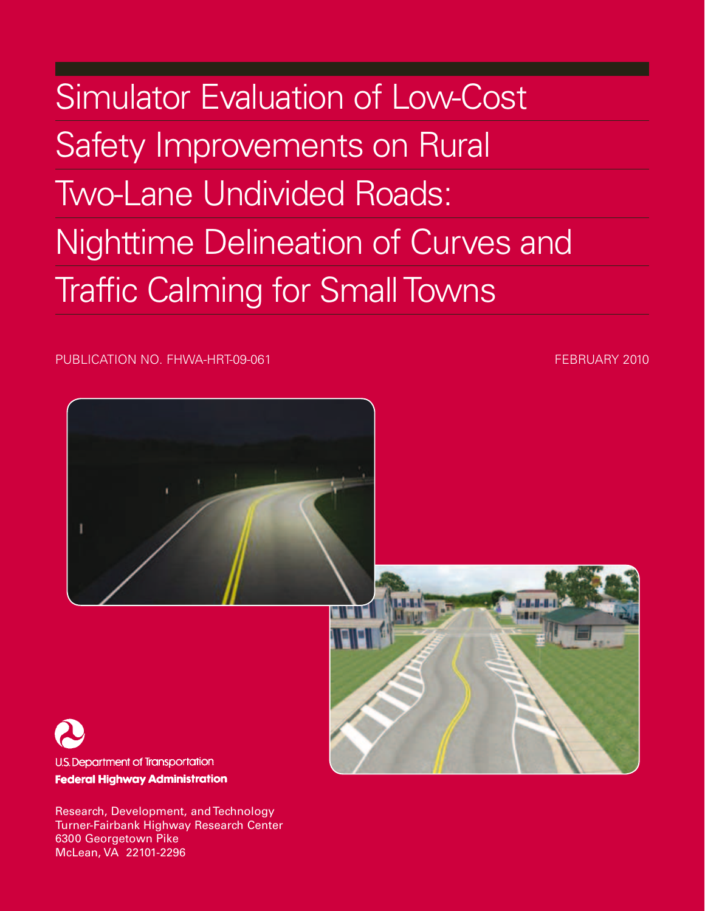# Simulator Evaluation of Low-Cost Safety Improvements on Rural Two-Lane Undivided Roads: Nighttime Delineation of Curves and Traffic Calming for Small Towns

PUBLICATION NO. FHWA-HRT-09-061

FEBRUARY 2010

U.S. Department of Transportation
**Federal Highway Administration**

Research, Development, and Technology
Turner-Fairbank Highway Research Center
6300 Georgetown Pike
McLean, VA 22101-2296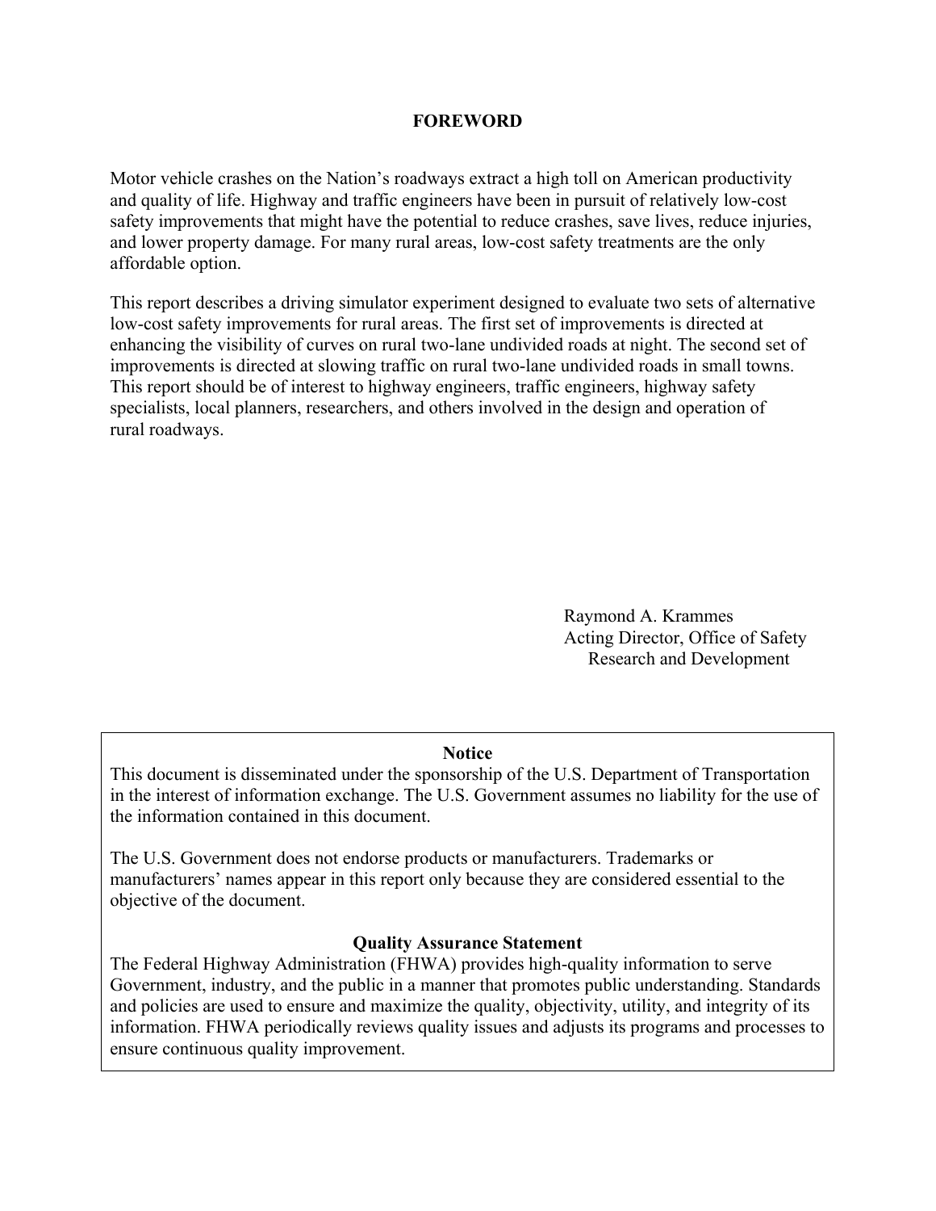# FOREWORD

Motor vehicle crashes on the Nation's roadways extract a high toll on American productivity and quality of life. Highway and traffic engineers have been in pursuit of relatively low-cost safety improvements that might have the potential to reduce crashes, save lives, reduce injuries, and lower property damage. For many rural areas, low-cost safety treatments are the only affordable option.

This report describes a driving simulator experiment designed to evaluate two sets of alternative low-cost safety improvements for rural areas. The first set of improvements is directed at enhancing the visibility of curves on rural two-lane undivided roads at night. The second set of improvements is directed at slowing traffic on rural two-lane undivided roads in small towns. This report should be of interest to highway engineers, traffic engineers, highway safety specialists, local planners, researchers, and others involved in the design and operation of rural roadways.

Raymond A. Krammes
Acting Director, Office of Safety
Research and Development

**Notice**

This document is disseminated under the sponsorship of the U.S. Department of Transportation in the interest of information exchange. The U.S. Government assumes no liability for the use of the information contained in this document.

The U.S. Government does not endorse products or manufacturers. Trademarks or manufacturers' names appear in this report only because they are considered essential to the objective of the document.

**Quality Assurance Statement**

The Federal Highway Administration (FHWA) provides high-quality information to serve Government, industry, and the public in a manner that promotes public understanding. Standards and policies are used to ensure and maximize the quality, objectivity, utility, and integrity of its information. FHWA periodically reviews quality issues and adjusts its programs and processes to ensure continuous quality improvement.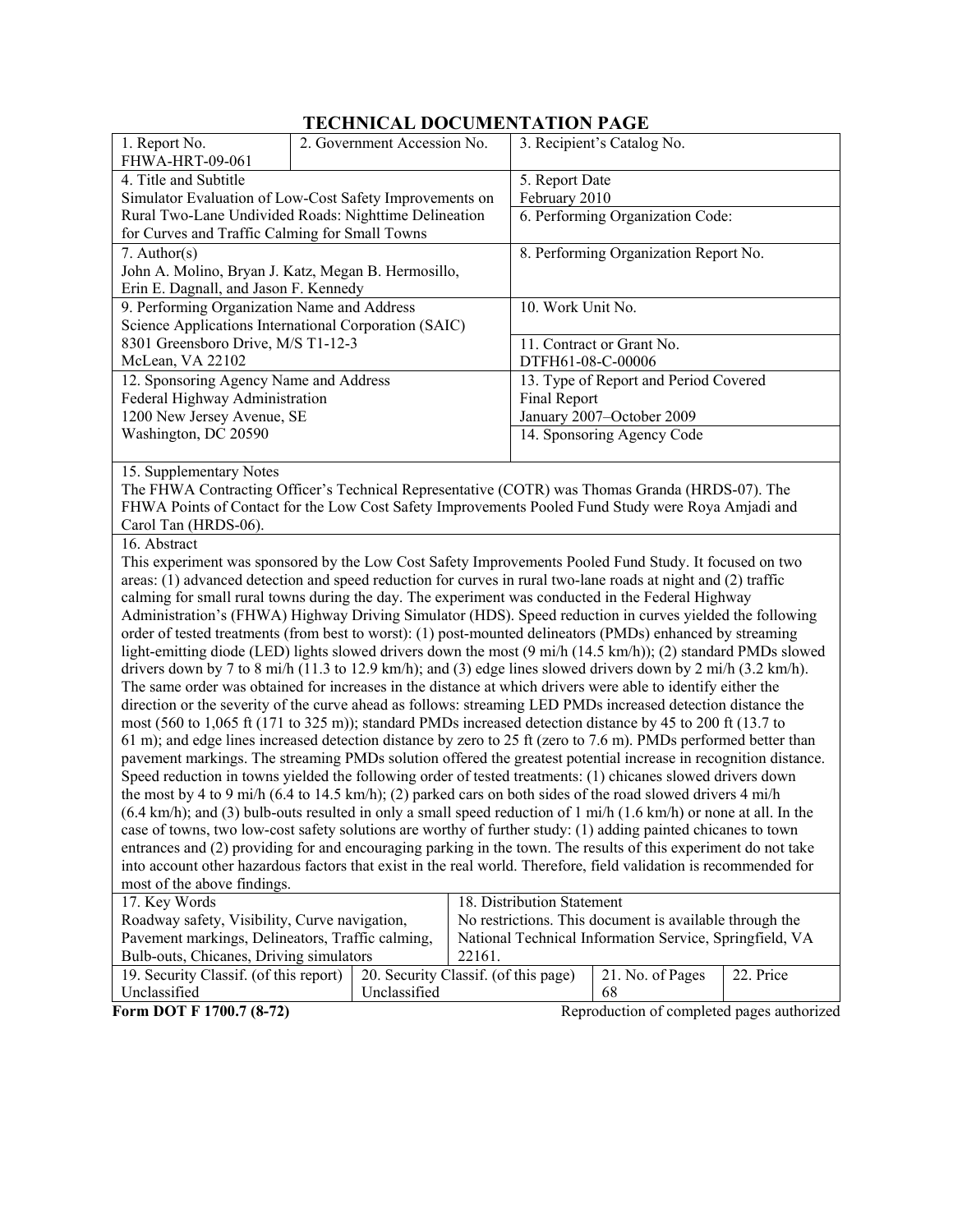# TECHNICAL DOCUMENTATION PAGE

| 1. Report No. | 2. Government Accession No. | 3. Recipient's Catalog No. |
|---|---|---|
| FHWA-HRT-09-061 | | |
| 4. Title and Subtitle<br>Simulator Evaluation of Low-Cost Safety Improvements on Rural Two-Lane Undivided Roads: Nighttime Delineation for Curves and Traffic Calming for Small Towns | | 5. Report Date<br>February 2010<br>6. Performing Organization Code: |
| 7. Author(s)<br>John A. Molino, Bryan J. Katz, Megan B. Hermosillo, Erin E. Dagnall, and Jason F. Kennedy | | 8. Performing Organization Report No. |
| 9. Performing Organization Name and Address<br>Science Applications International Corporation (SAIC)<br>8301 Greensboro Drive, M/S T1-12-3<br>McLean, VA 22102 | | 10. Work Unit No.<br>11. Contract or Grant No.<br>DTFH61-08-C-00006 |
| 12. Sponsoring Agency Name and Address<br>Federal Highway Administration<br>1200 New Jersey Avenue, SE<br>Washington, DC 20590 | | 13. Type of Report and Period Covered<br>Final Report<br>January 2007–October 2009<br>14. Sponsoring Agency Code |

15. Supplementary Notes

The FHWA Contracting Officer's Technical Representative (COTR) was Thomas Granda (HRDS-07). The FHWA Points of Contact for the Low Cost Safety Improvements Pooled Fund Study were Roya Amjadi and Carol Tan (HRDS-06).

16. Abstract

This experiment was sponsored by the Low Cost Safety Improvements Pooled Fund Study. It focused on two areas: (1) advanced detection and speed reduction for curves in rural two-lane roads at night and (2) traffic calming for small rural towns during the day. The experiment was conducted in the Federal Highway Administration's (FHWA) Highway Driving Simulator (HDS). Speed reduction in curves yielded the following order of tested treatments (from best to worst): (1) post-mounted delineators (PMDs) enhanced by streaming light-emitting diode (LED) lights slowed drivers down the most (9 mi/h (14.5 km/h)); (2) standard PMDs slowed drivers down by 7 to 8 mi/h (11.3 to 12.9 km/h); and (3) edge lines slowed drivers down by 2 mi/h (3.2 km/h). The same order was obtained for increases in the distance at which drivers were able to identify either the direction or the severity of the curve ahead as follows: streaming LED PMDs increased detection distance the most (560 to 1,065 ft (171 to 325 m)); standard PMDs increased detection distance by 45 to 200 ft (13.7 to 61 m); and edge lines increased detection distance by zero to 25 ft (zero to 7.6 m). PMDs performed better than pavement markings. The streaming PMDs solution offered the greatest potential increase in recognition distance. Speed reduction in towns yielded the following order of tested treatments: (1) chicanes slowed drivers down the most by 4 to 9 mi/h (6.4 to 14.5 km/h); (2) parked cars on both sides of the road slowed drivers 4 mi/h (6.4 km/h); and (3) bulb-outs resulted in only a small speed reduction of 1 mi/h (1.6 km/h) or none at all. In the case of towns, two low-cost safety solutions are worthy of further study: (1) adding painted chicanes to town entrances and (2) providing for and encouraging parking in the town. The results of this experiment do not take into account other hazardous factors that exist in the real world. Therefore, field validation is recommended for most of the above findings.

| 17. Key Words | 18. Distribution Statement | | |
|---|---|---|---|
| Roadway safety, Visibility, Curve navigation, Pavement markings, Delineators, Traffic calming, Bulb-outs, Chicanes, Driving simulators | No restrictions. This document is available through the National Technical Information Service, Springfield, VA 22161. | | |
| 19. Security Classif. (of this report)<br>Unclassified | 20. Security Classif. (of this page)<br>Unclassified | 21. No. of Pages<br>68 | 22. Price |

**Form DOT F 1700.7 (8-72)** Reproduction of completed pages authorized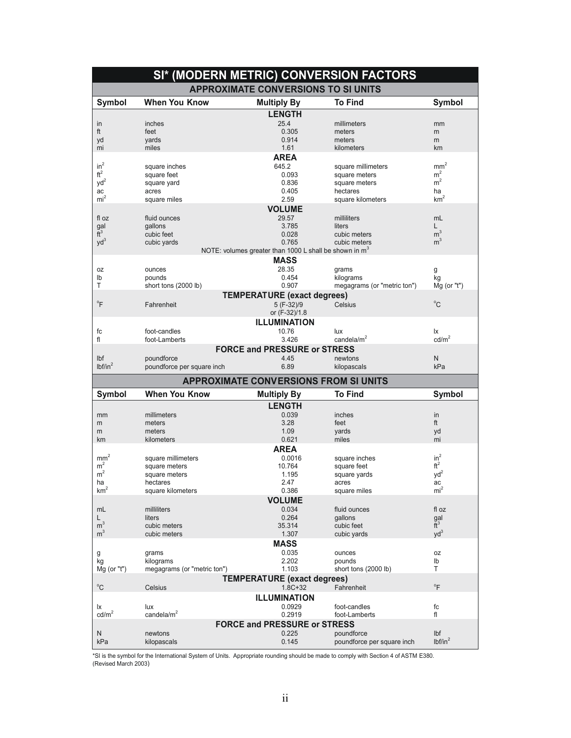# SI* (MODERN METRIC) CONVERSION FACTORS

## APPROXIMATE CONVERSIONS TO SI UNITS

| Symbol | When You Know | Multiply By | To Find | Symbol |
|---|---|---|---|---|
| | | **LENGTH** | | |
| in | inches | 25.4 | millimeters | mm |
| ft | feet | 0.305 | meters | m |
| yd | yards | 0.914 | meters | m |
| mi | miles | 1.61 | kilometers | km |
| | | **AREA** | | |
| $in^2$ | square inches | 645.2 | square millimeters | $mm^2$ |
| $ft^2$ | square feet | 0.093 | square meters | $m^2$ |
| $yd^2$ | square yard | 0.836 | square meters | $m^2$ |
| ac | acres | 0.405 | hectares | ha |
| $mi^2$ | square miles | 2.59 | square kilometers | $km^2$ |
| | | **VOLUME** | | |
| fl oz | fluid ounces | 29.57 | milliliters | mL |
| gal | gallons | 3.785 | liters | L |
| $ft^3$ | cubic feet | 0.028 | cubic meters | $m^3$ |
| $yd^3$ | cubic yards | 0.765 | cubic meters | $m^3$ |
| | | NOTE: volumes greater than 1000 L shall be shown in $m^3$ | | |
| | | **MASS** | | |
| oz | ounces | 28.35 | grams | g |
| lb | pounds | 0.454 | kilograms | kg |
| T | short tons (2000 lb) | 0.907 | megagrams (or "metric ton") | Mg (or "t") |
| | | **TEMPERATURE (exact degrees)** | | |
| °F | Fahrenheit | 5 (F-32)/9 or (F-32)/1.8 | Celsius | °C |
| | | **ILLUMINATION** | | |
| fc | foot-candles | 10.76 | lux | lx |
| fl | foot-Lamberts | 3.426 | candela/$m^2$ | cd/$m^2$ |
| | | **FORCE and PRESSURE or STRESS** | | |
| lbf | poundforce | 4.45 | newtons | N |
| lbf/$in^2$ | poundforce per square inch | 6.89 | kilopascals | kPa |

## APPROXIMATE CONVERSIONS FROM SI UNITS

| Symbol | When You Know | Multiply By | To Find | Symbol |
|---|---|---|---|---|
| | | **LENGTH** | | |
| mm | millimeters | 0.039 | inches | in |
| m | meters | 3.28 | feet | ft |
| m | meters | 1.09 | yards | yd |
| km | kilometers | 0.621 | miles | mi |
| | | **AREA** | | |
| $mm^2$ | square millimeters | 0.0016 | square inches | $in^2$ |
| $m^2$ | square meters | 10.764 | square feet | $ft^2$ |
| $m^2$ | square meters | 1.195 | square yards | $yd^2$ |
| ha | hectares | 2.47 | acres | ac |
| $km^2$ | square kilometers | 0.386 | square miles | $mi^2$ |
| | | **VOLUME** | | |
| mL | milliliters | 0.034 | fluid ounces | fl oz |
| L | liters | 0.264 | gallons | gal |
| $m^3$ | cubic meters | 35.314 | cubic feet | $ft^3$ |
| $m^3$ | cubic meters | 1.307 | cubic yards | $yd^3$ |
| | | **MASS** | | |
| g | grams | 0.035 | ounces | oz |
| kg | kilograms | 2.202 | pounds | lb |
| Mg (or "t") | megagrams (or "metric ton") | 1.103 | short tons (2000 lb) | T |
| | | **TEMPERATURE (exact degrees)** | | |
| °C | Celsius | 1.8C+32 | Fahrenheit | °F |
| | | **ILLUMINATION** | | |
| lx | lux | 0.0929 | foot-candles | fc |
| cd/$m^2$ | candela/$m^2$ | 0.2919 | foot-Lamberts | fl |
| | | **FORCE and PRESSURE or STRESS** | | |
| N | newtons | 0.225 | poundforce | lbf |
| kPa | kilopascals | 0.145 | poundforce per square inch | lbf/$in^2$ |

*SI is the symbol for the International System of Units. Appropriate rounding should be made to comply with Section 4 of ASTM E380. (Revised March 2003)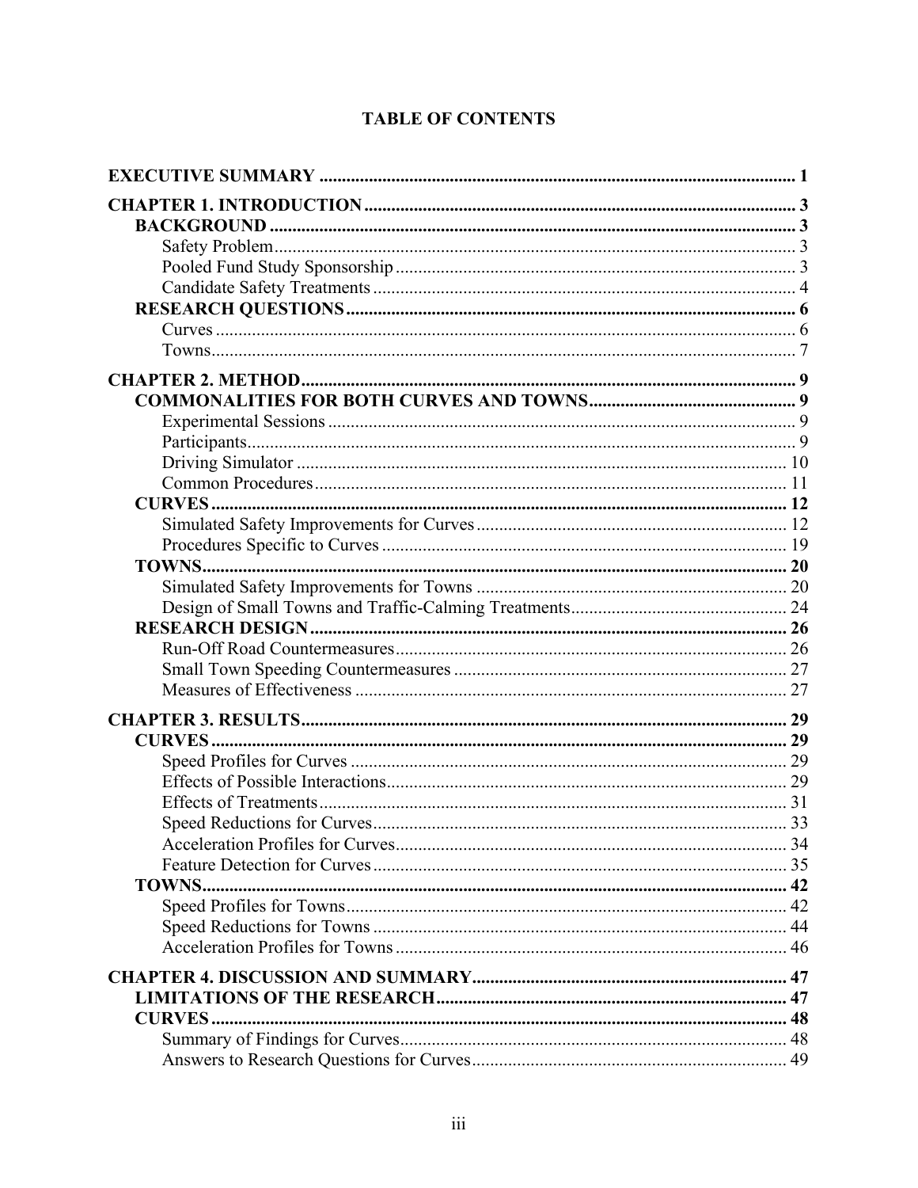# TABLE OF CONTENTS

**EXECUTIVE SUMMARY** ........................................................................................................ 1

**CHAPTER 1. INTRODUCTION** ............................................................................................... 3

- **BACKGROUND** .................................................................................................................... 3
  - Safety Problem .................................................................................................................. 3
  - Pooled Fund Study Sponsorship ........................................................................................ 3
  - Candidate Safety Treatments ............................................................................................ 4
- **RESEARCH QUESTIONS** .................................................................................................. 6
  - Curves ............................................................................................................................... 6
  - Towns ................................................................................................................................ 7

**CHAPTER 2. METHOD** ............................................................................................................ 9

- **COMMONALITIES FOR BOTH CURVES AND TOWNS** ............................................. 9
  - Experimental Sessions ...................................................................................................... 9
  - Participants ........................................................................................................................ 9
  - Driving Simulator ............................................................................................................ 10
  - Common Procedures ........................................................................................................ 11
- **CURVES** ............................................................................................................................. 12
  - Simulated Safety Improvements for Curves .................................................................... 12
  - Procedures Specific to Curves ......................................................................................... 19
- **TOWNS** ............................................................................................................................... 20
  - Simulated Safety Improvements for Towns .................................................................... 20
  - Design of Small Towns and Traffic-Calming Treatments ............................................... 24
- **RESEARCH DESIGN** ........................................................................................................ 26
  - Run-Off Road Countermeasures ...................................................................................... 26
  - Small Town Speeding Countermeasures .......................................................................... 27
  - Measures of Effectiveness ............................................................................................... 27

**CHAPTER 3. RESULTS** .......................................................................................................... 29

- **CURVES** ............................................................................................................................. 29
  - Speed Profiles for Curves ................................................................................................ 29
  - Effects of Possible Interactions ........................................................................................ 29
  - Effects of Treatments ....................................................................................................... 31
  - Speed Reductions for Curves ........................................................................................... 33
  - Acceleration Profiles for Curves ...................................................................................... 34
  - Feature Detection for Curves ........................................................................................... 35
- **TOWNS** ............................................................................................................................... 42
  - Speed Profiles for Towns ................................................................................................. 42
  - Speed Reductions for Towns ........................................................................................... 44
  - Acceleration Profiles for Towns ...................................................................................... 46

**CHAPTER 4. DISCUSSION AND SUMMARY** ..................................................................... 47

- **LIMITATIONS OF THE RESEARCH** ............................................................................. 47
- **CURVES** ............................................................................................................................. 48
  - Summary of Findings for Curves ..................................................................................... 48
  - Answers to Research Questions for Curves ..................................................................... 49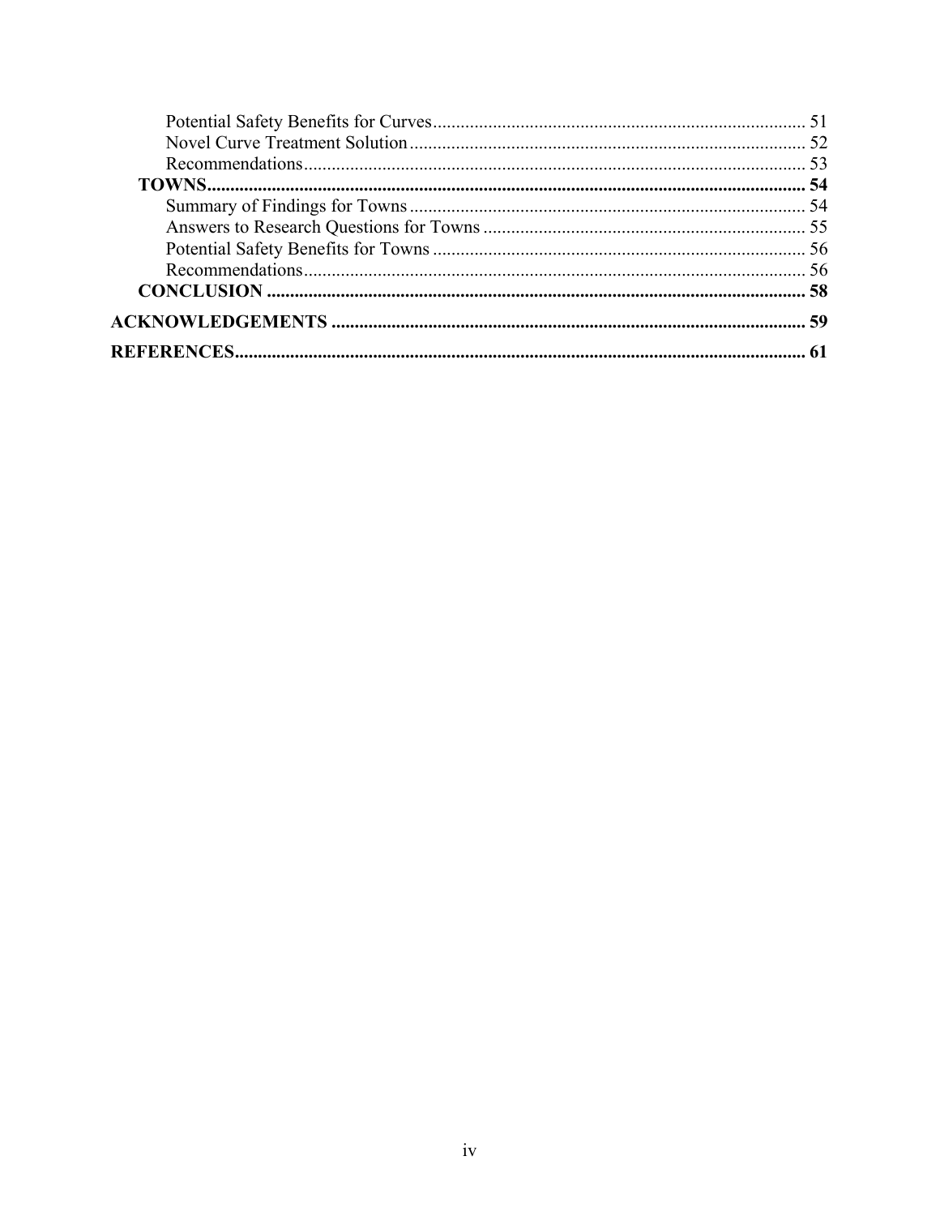Potential Safety Benefits for Curves ........ 51
Novel Curve Treatment Solution ........ 52
Recommendations ........ 53

**TOWNS ........ 54**

Summary of Findings for Towns ........ 54
Answers to Research Questions for Towns ........ 55
Potential Safety Benefits for Towns ........ 56
Recommendations ........ 56

**CONCLUSION ........ 58**

**ACKNOWLEDGEMENTS ........ 59**

**REFERENCES ........ 61**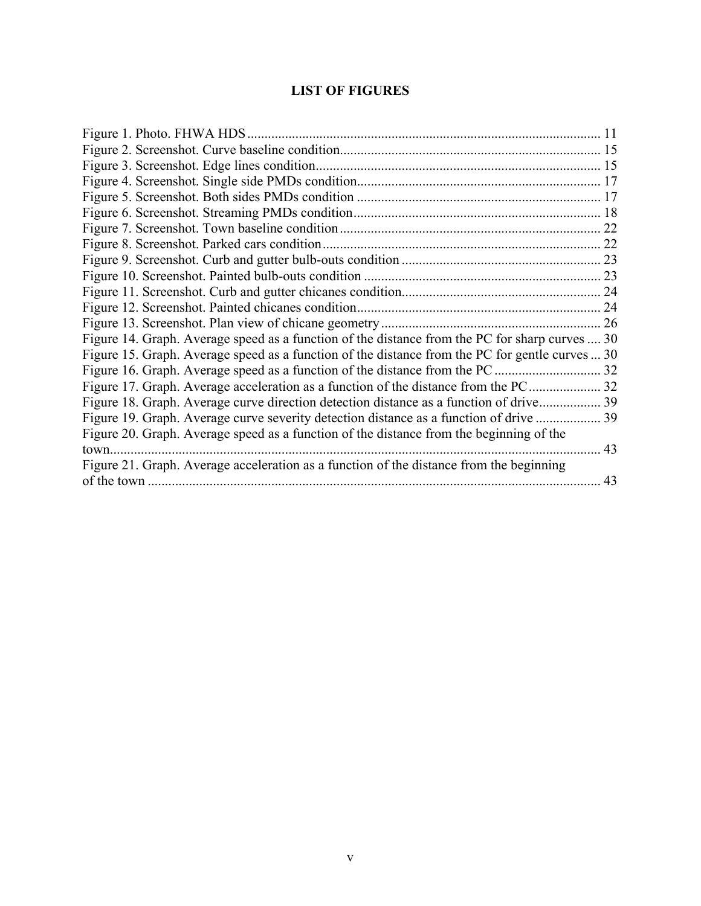# LIST OF FIGURES

Figure 1. Photo. FHWA HDS ..................................................................................................... 11
Figure 2. Screenshot. Curve baseline condition........................................................................... 15
Figure 3. Screenshot. Edge lines condition.................................................................................. 15
Figure 4. Screenshot. Single side PMDs condition...................................................................... 17
Figure 5. Screenshot. Both sides PMDs condition ...................................................................... 17
Figure 6. Screenshot. Streaming PMDs condition....................................................................... 18
Figure 7. Screenshot. Town baseline condition ........................................................................... 22
Figure 8. Screenshot. Parked cars condition ................................................................................ 22
Figure 9. Screenshot. Curb and gutter bulb-outs condition ......................................................... 23
Figure 10. Screenshot. Painted bulb-outs condition .................................................................... 23
Figure 11. Screenshot. Curb and gutter chicanes condition......................................................... 24
Figure 12. Screenshot. Painted chicanes condition...................................................................... 24
Figure 13. Screenshot. Plan view of chicane geometry ............................................................... 26
Figure 14. Graph. Average speed as a function of the distance from the PC for sharp curves .... 30
Figure 15. Graph. Average speed as a function of the distance from the PC for gentle curves ... 30
Figure 16. Graph. Average speed as a function of the distance from the PC .............................. 32
Figure 17. Graph. Average acceleration as a function of the distance from the PC .................... 32
Figure 18. Graph. Average curve direction detection distance as a function of drive.................. 39
Figure 19. Graph. Average curve severity detection distance as a function of drive .................. 39
Figure 20. Graph. Average speed as a function of the distance from the beginning of the town.............................................................................................................................. 43
Figure 21. Graph. Average acceleration as a function of the distance from the beginning of the town ................................................................................................................... 43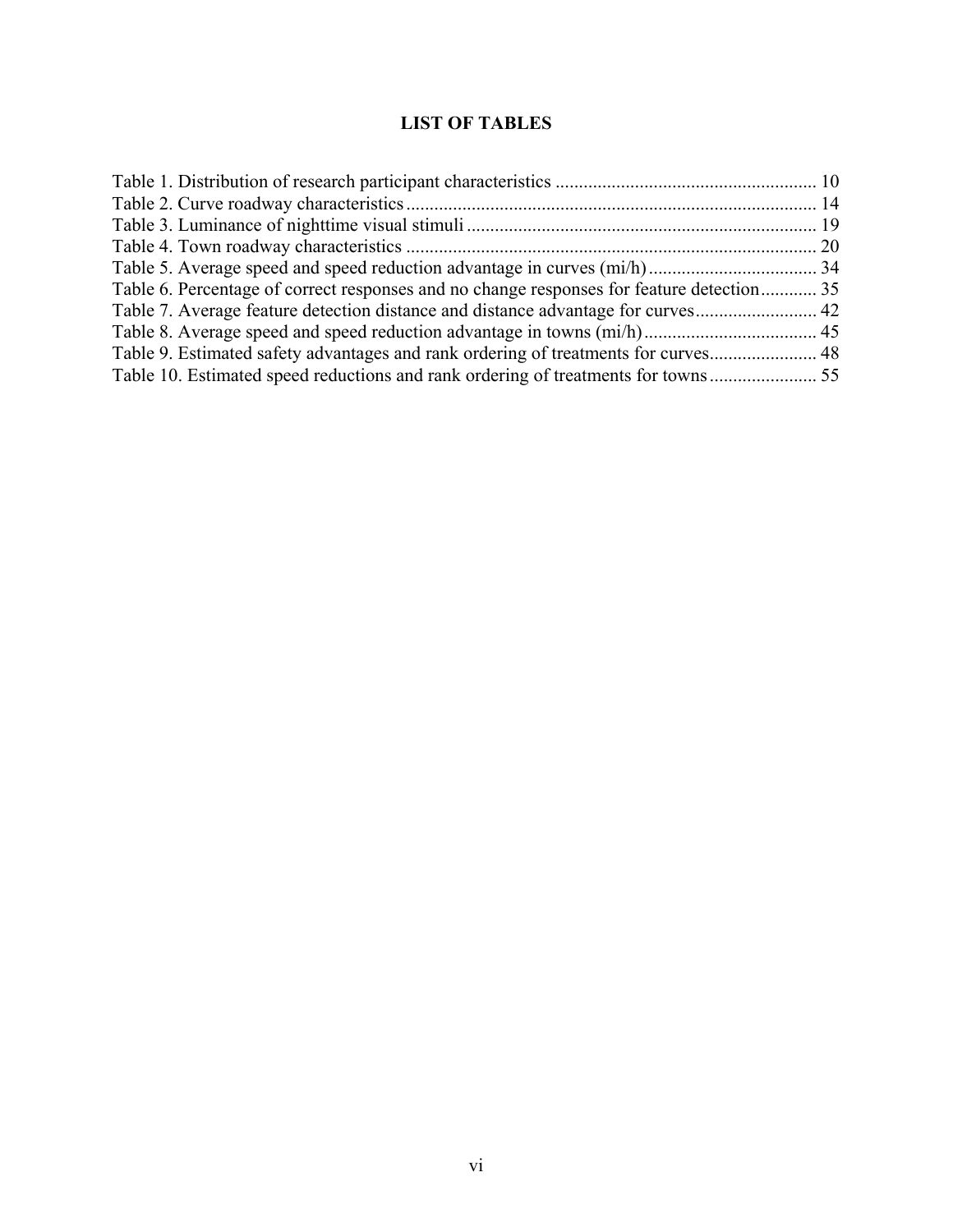# LIST OF TABLES

Table 1. Distribution of research participant characteristics ....................................................... 10
Table 2. Curve roadway characteristics ....................................................................................... 14
Table 3. Luminance of nighttime visual stimuli ........................................................................... 19
Table 4. Town roadway characteristics ....................................................................................... 20
Table 5. Average speed and speed reduction advantage in curves (mi/h) .................................... 34
Table 6. Percentage of correct responses and no change responses for feature detection ............ 35
Table 7. Average feature detection distance and distance advantage for curves .......................... 42
Table 8. Average speed and speed reduction advantage in towns (mi/h) ..................................... 45
Table 9. Estimated safety advantages and rank ordering of treatments for curves ....................... 48
Table 10. Estimated speed reductions and rank ordering of treatments for towns ....................... 55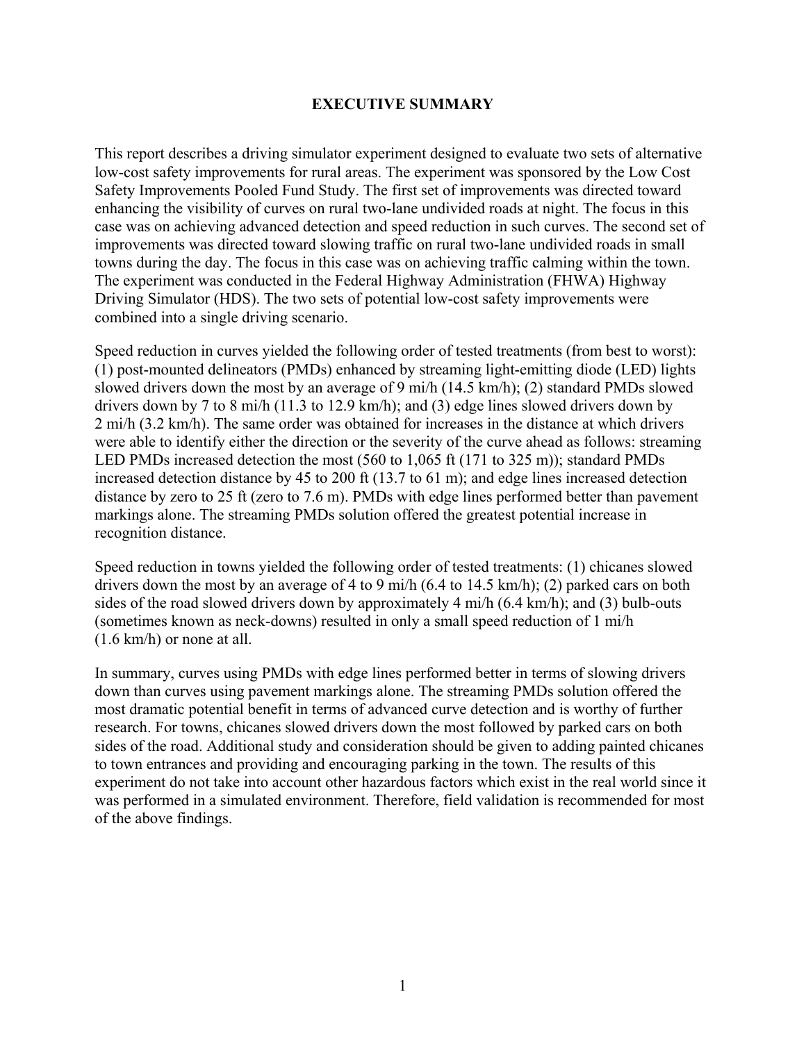## EXECUTIVE SUMMARY

This report describes a driving simulator experiment designed to evaluate two sets of alternative low-cost safety improvements for rural areas. The experiment was sponsored by the Low Cost Safety Improvements Pooled Fund Study. The first set of improvements was directed toward enhancing the visibility of curves on rural two-lane undivided roads at night. The focus in this case was on achieving advanced detection and speed reduction in such curves. The second set of improvements was directed toward slowing traffic on rural two-lane undivided roads in small towns during the day. The focus in this case was on achieving traffic calming within the town. The experiment was conducted in the Federal Highway Administration (FHWA) Highway Driving Simulator (HDS). The two sets of potential low-cost safety improvements were combined into a single driving scenario.

Speed reduction in curves yielded the following order of tested treatments (from best to worst): (1) post-mounted delineators (PMDs) enhanced by streaming light-emitting diode (LED) lights slowed drivers down the most by an average of 9 mi/h (14.5 km/h); (2) standard PMDs slowed drivers down by 7 to 8 mi/h (11.3 to 12.9 km/h); and (3) edge lines slowed drivers down by 2 mi/h (3.2 km/h). The same order was obtained for increases in the distance at which drivers were able to identify either the direction or the severity of the curve ahead as follows: streaming LED PMDs increased detection the most (560 to 1,065 ft (171 to 325 m)); standard PMDs increased detection distance by 45 to 200 ft (13.7 to 61 m); and edge lines increased detection distance by zero to 25 ft (zero to 7.6 m). PMDs with edge lines performed better than pavement markings alone. The streaming PMDs solution offered the greatest potential increase in recognition distance.

Speed reduction in towns yielded the following order of tested treatments: (1) chicanes slowed drivers down the most by an average of 4 to 9 mi/h (6.4 to 14.5 km/h); (2) parked cars on both sides of the road slowed drivers down by approximately 4 mi/h (6.4 km/h); and (3) bulb-outs (sometimes known as neck-downs) resulted in only a small speed reduction of 1 mi/h (1.6 km/h) or none at all.

In summary, curves using PMDs with edge lines performed better in terms of slowing drivers down than curves using pavement markings alone. The streaming PMDs solution offered the most dramatic potential benefit in terms of advanced curve detection and is worthy of further research. For towns, chicanes slowed drivers down the most followed by parked cars on both sides of the road. Additional study and consideration should be given to adding painted chicanes to town entrances and providing and encouraging parking in the town. The results of this experiment do not take into account other hazardous factors which exist in the real world since it was performed in a simulated environment. Therefore, field validation is recommended for most of the above findings.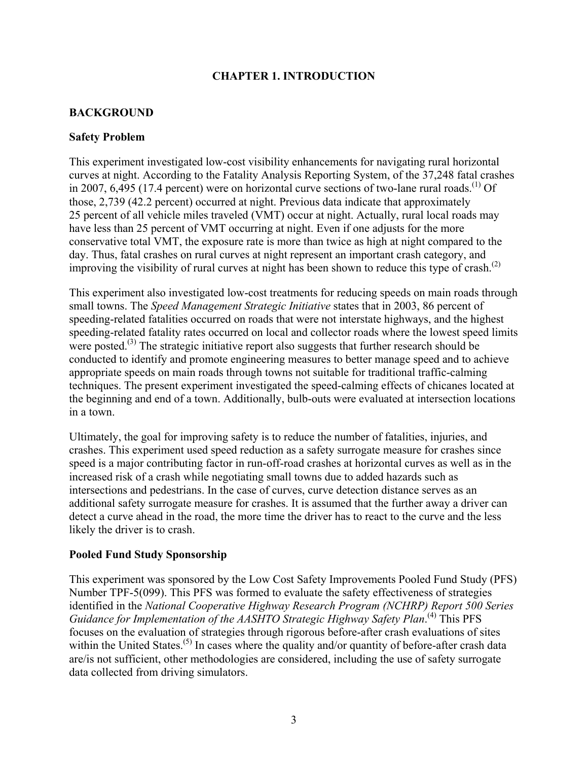# CHAPTER 1. INTRODUCTION

## BACKGROUND

### Safety Problem

This experiment investigated low-cost visibility enhancements for navigating rural horizontal curves at night. According to the Fatality Analysis Reporting System, of the 37,248 fatal crashes in 2007, 6,495 (17.4 percent) were on horizontal curve sections of two-lane rural roads.[1] Of those, 2,739 (42.2 percent) occurred at night. Previous data indicate that approximately 25 percent of all vehicle miles traveled (VMT) occur at night. Actually, rural local roads may have less than 25 percent of VMT occurring at night. Even if one adjusts for the more conservative total VMT, the exposure rate is more than twice as high at night compared to the day. Thus, fatal crashes on rural curves at night represent an important crash category, and improving the visibility of rural curves at night has been shown to reduce this type of crash.[2]

This experiment also investigated low-cost treatments for reducing speeds on main roads through small towns. The *Speed Management Strategic Initiative* states that in 2003, 86 percent of speeding-related fatalities occurred on roads that were not interstate highways, and the highest speeding-related fatality rates occurred on local and collector roads where the lowest speed limits were posted.[3] The strategic initiative report also suggests that further research should be conducted to identify and promote engineering measures to better manage speed and to achieve appropriate speeds on main roads through towns not suitable for traditional traffic-calming techniques. The present experiment investigated the speed-calming effects of chicanes located at the beginning and end of a town. Additionally, bulb-outs were evaluated at intersection locations in a town.

Ultimately, the goal for improving safety is to reduce the number of fatalities, injuries, and crashes. This experiment used speed reduction as a safety surrogate measure for crashes since speed is a major contributing factor in run-off-road crashes at horizontal curves as well as in the increased risk of a crash while negotiating small towns due to added hazards such as intersections and pedestrians. In the case of curves, curve detection distance serves as an additional safety surrogate measure for crashes. It is assumed that the further away a driver can detect a curve ahead in the road, the more time the driver has to react to the curve and the less likely the driver is to crash.

### Pooled Fund Study Sponsorship

This experiment was sponsored by the Low Cost Safety Improvements Pooled Fund Study (PFS) Number TPF-5(099). This PFS was formed to evaluate the safety effectiveness of strategies identified in the *National Cooperative Highway Research Program (NCHRP) Report 500 Series Guidance for Implementation of the AASHTO Strategic Highway Safety Plan*.[4] This PFS focuses on the evaluation of strategies through rigorous before-after crash evaluations of sites within the United States.[5] In cases where the quality and/or quantity of before-after crash data are/is not sufficient, other methodologies are considered, including the use of safety surrogate data collected from driving simulators.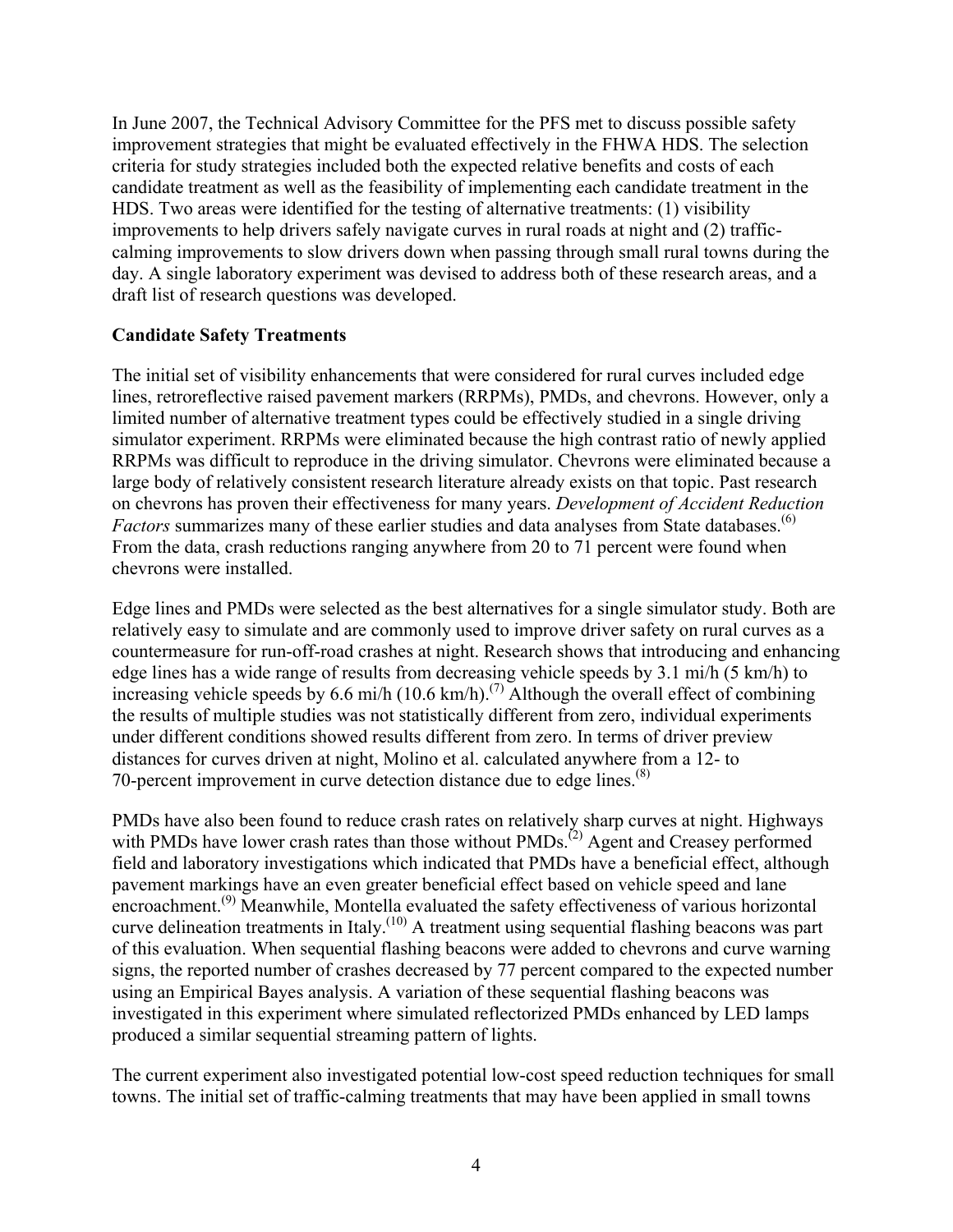In June 2007, the Technical Advisory Committee for the PFS met to discuss possible safety improvement strategies that might be evaluated effectively in the FHWA HDS. The selection criteria for study strategies included both the expected relative benefits and costs of each candidate treatment as well as the feasibility of implementing each candidate treatment in the HDS. Two areas were identified for the testing of alternative treatments: (1) visibility improvements to help drivers safely navigate curves in rural roads at night and (2) traffic-calming improvements to slow drivers down when passing through small rural towns during the day. A single laboratory experiment was devised to address both of these research areas, and a draft list of research questions was developed.

**Candidate Safety Treatments**

The initial set of visibility enhancements that were considered for rural curves included edge lines, retroreflective raised pavement markers (RRPMs), PMDs, and chevrons. However, only a limited number of alternative treatment types could be effectively studied in a single driving simulator experiment. RRPMs were eliminated because the high contrast ratio of newly applied RRPMs was difficult to reproduce in the driving simulator. Chevrons were eliminated because a large body of relatively consistent research literature already exists on that topic. Past research on chevrons has proven their effectiveness for many years. *Development of Accident Reduction Factors* summarizes many of these earlier studies and data analyses from State databases.[6] From the data, crash reductions ranging anywhere from 20 to 71 percent were found when chevrons were installed.

Edge lines and PMDs were selected as the best alternatives for a single simulator study. Both are relatively easy to simulate and are commonly used to improve driver safety on rural curves as a countermeasure for run-off-road crashes at night. Research shows that introducing and enhancing edge lines has a wide range of results from decreasing vehicle speeds by 3.1 mi/h (5 km/h) to increasing vehicle speeds by 6.6 mi/h (10.6 km/h).[7] Although the overall effect of combining the results of multiple studies was not statistically different from zero, individual experiments under different conditions showed results different from zero. In terms of driver preview distances for curves driven at night, Molino et al. calculated anywhere from a 12- to 70-percent improvement in curve detection distance due to edge lines.[8]

PMDs have also been found to reduce crash rates on relatively sharp curves at night. Highways with PMDs have lower crash rates than those without PMDs.[2] Agent and Creasey performed field and laboratory investigations which indicated that PMDs have a beneficial effect, although pavement markings have an even greater beneficial effect based on vehicle speed and lane encroachment.[9] Meanwhile, Montella evaluated the safety effectiveness of various horizontal curve delineation treatments in Italy.[10] A treatment using sequential flashing beacons was part of this evaluation. When sequential flashing beacons were added to chevrons and curve warning signs, the reported number of crashes decreased by 77 percent compared to the expected number using an Empirical Bayes analysis. A variation of these sequential flashing beacons was investigated in this experiment where simulated reflectorized PMDs enhanced by LED lamps produced a similar sequential streaming pattern of lights.

The current experiment also investigated potential low-cost speed reduction techniques for small towns. The initial set of traffic-calming treatments that may have been applied in small towns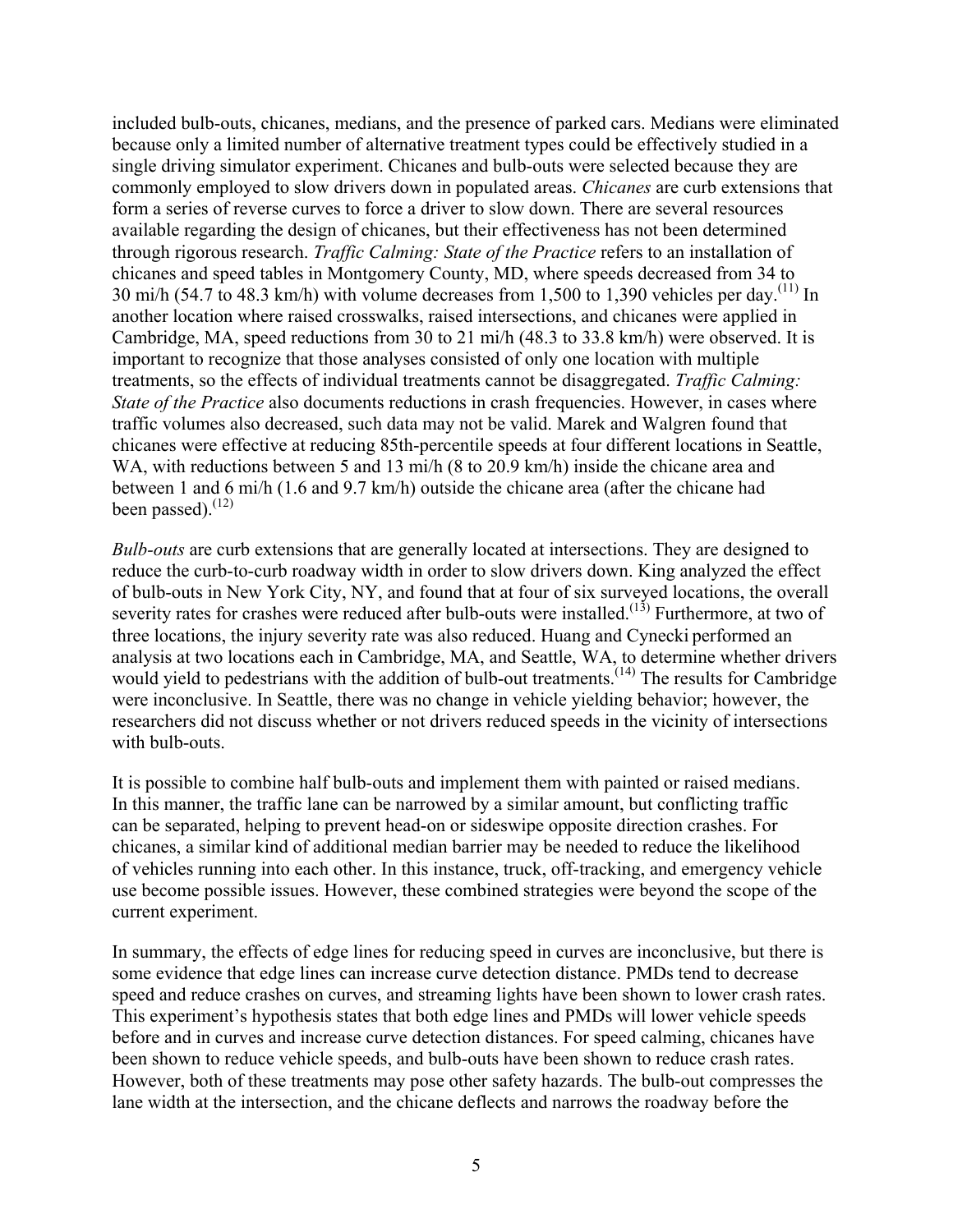included bulb-outs, chicanes, medians, and the presence of parked cars. Medians were eliminated because only a limited number of alternative treatment types could be effectively studied in a single driving simulator experiment. Chicanes and bulb-outs were selected because they are commonly employed to slow drivers down in populated areas. *Chicanes* are curb extensions that form a series of reverse curves to force a driver to slow down. There are several resources available regarding the design of chicanes, but their effectiveness has not been determined through rigorous research. *Traffic Calming: State of the Practice* refers to an installation of chicanes and speed tables in Montgomery County, MD, where speeds decreased from 34 to 30 mi/h (54.7 to 48.3 km/h) with volume decreases from 1,500 to 1,390 vehicles per day.[(11)] In another location where raised crosswalks, raised intersections, and chicanes were applied in Cambridge, MA, speed reductions from 30 to 21 mi/h (48.3 to 33.8 km/h) were observed. It is important to recognize that those analyses consisted of only one location with multiple treatments, so the effects of individual treatments cannot be disaggregated. *Traffic Calming: State of the Practice* also documents reductions in crash frequencies. However, in cases where traffic volumes also decreased, such data may not be valid. Marek and Walgren found that chicanes were effective at reducing 85th-percentile speeds at four different locations in Seattle, WA, with reductions between 5 and 13 mi/h (8 to 20.9 km/h) inside the chicane area and between 1 and 6 mi/h (1.6 and 9.7 km/h) outside the chicane area (after the chicane had been passed).[(12)]

*Bulb-outs* are curb extensions that are generally located at intersections. They are designed to reduce the curb-to-curb roadway width in order to slow drivers down. King analyzed the effect of bulb-outs in New York City, NY, and found that at four of six surveyed locations, the overall severity rates for crashes were reduced after bulb-outs were installed.[(13)] Furthermore, at two of three locations, the injury severity rate was also reduced. Huang and Cynecki performed an analysis at two locations each in Cambridge, MA, and Seattle, WA, to determine whether drivers would yield to pedestrians with the addition of bulb-out treatments.[(14)] The results for Cambridge were inconclusive. In Seattle, there was no change in vehicle yielding behavior; however, the researchers did not discuss whether or not drivers reduced speeds in the vicinity of intersections with bulb-outs.

It is possible to combine half bulb-outs and implement them with painted or raised medians. In this manner, the traffic lane can be narrowed by a similar amount, but conflicting traffic can be separated, helping to prevent head-on or sideswipe opposite direction crashes. For chicanes, a similar kind of additional median barrier may be needed to reduce the likelihood of vehicles running into each other. In this instance, truck, off-tracking, and emergency vehicle use become possible issues. However, these combined strategies were beyond the scope of the current experiment.

In summary, the effects of edge lines for reducing speed in curves are inconclusive, but there is some evidence that edge lines can increase curve detection distance. PMDs tend to decrease speed and reduce crashes on curves, and streaming lights have been shown to lower crash rates. This experiment's hypothesis states that both edge lines and PMDs will lower vehicle speeds before and in curves and increase curve detection distances. For speed calming, chicanes have been shown to reduce vehicle speeds, and bulb-outs have been shown to reduce crash rates. However, both of these treatments may pose other safety hazards. The bulb-out compresses the lane width at the intersection, and the chicane deflects and narrows the roadway before the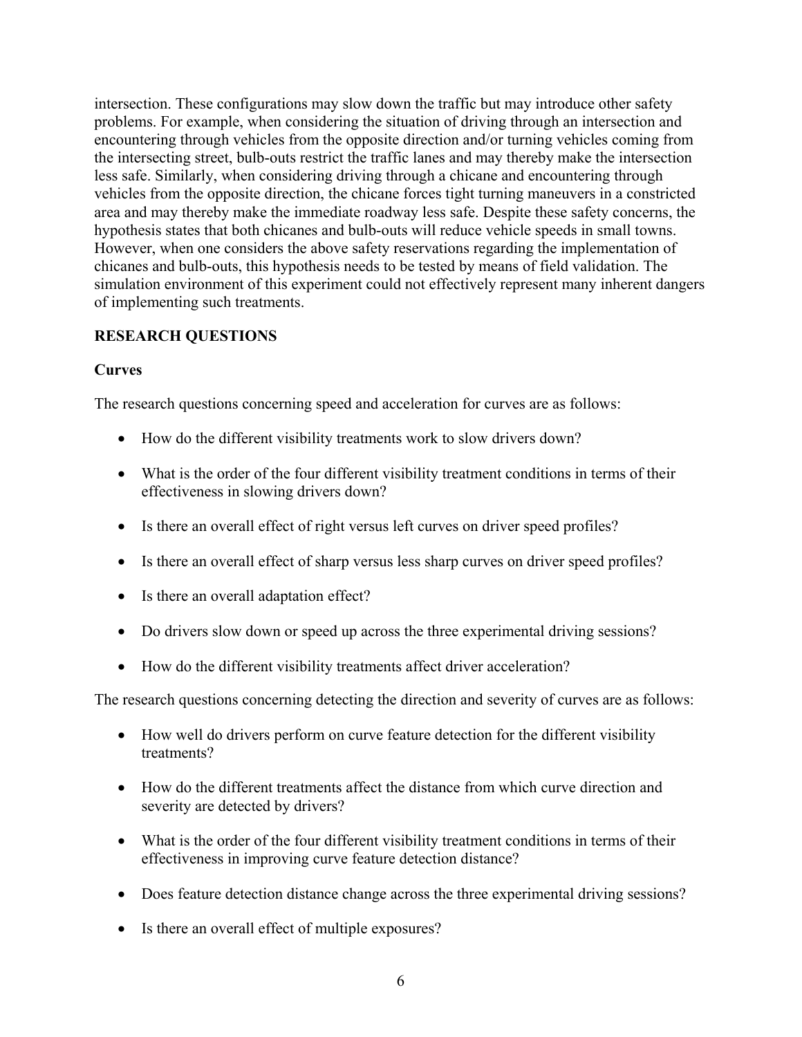intersection. These configurations may slow down the traffic but may introduce other safety problems. For example, when considering the situation of driving through an intersection and encountering through vehicles from the opposite direction and/or turning vehicles coming from the intersecting street, bulb-outs restrict the traffic lanes and may thereby make the intersection less safe. Similarly, when considering driving through a chicane and encountering through vehicles from the opposite direction, the chicane forces tight turning maneuvers in a constricted area and may thereby make the immediate roadway less safe. Despite these safety concerns, the hypothesis states that both chicanes and bulb-outs will reduce vehicle speeds in small towns. However, when one considers the above safety reservations regarding the implementation of chicanes and bulb-outs, this hypothesis needs to be tested by means of field validation. The simulation environment of this experiment could not effectively represent many inherent dangers of implementing such treatments.

## RESEARCH QUESTIONS

### Curves

The research questions concerning speed and acceleration for curves are as follows:

- How do the different visibility treatments work to slow drivers down?
- What is the order of the four different visibility treatment conditions in terms of their effectiveness in slowing drivers down?
- Is there an overall effect of right versus left curves on driver speed profiles?
- Is there an overall effect of sharp versus less sharp curves on driver speed profiles?
- Is there an overall adaptation effect?
- Do drivers slow down or speed up across the three experimental driving sessions?
- How do the different visibility treatments affect driver acceleration?

The research questions concerning detecting the direction and severity of curves are as follows:

- How well do drivers perform on curve feature detection for the different visibility treatments?
- How do the different treatments affect the distance from which curve direction and severity are detected by drivers?
- What is the order of the four different visibility treatment conditions in terms of their effectiveness in improving curve feature detection distance?
- Does feature detection distance change across the three experimental driving sessions?
- Is there an overall effect of multiple exposures?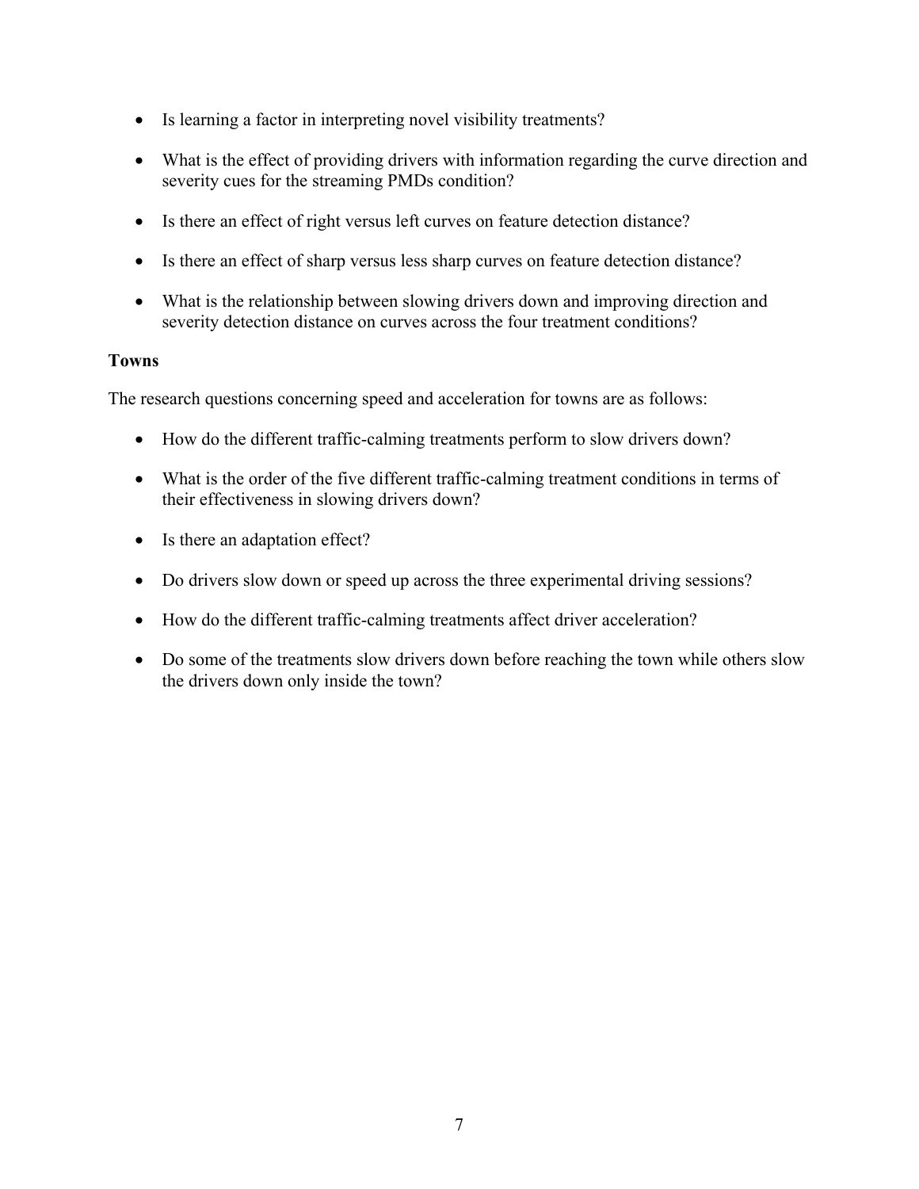- Is learning a factor in interpreting novel visibility treatments?
- What is the effect of providing drivers with information regarding the curve direction and severity cues for the streaming PMDs condition?
- Is there an effect of right versus left curves on feature detection distance?
- Is there an effect of sharp versus less sharp curves on feature detection distance?
- What is the relationship between slowing drivers down and improving direction and severity detection distance on curves across the four treatment conditions?

### Towns

The research questions concerning speed and acceleration for towns are as follows:

- How do the different traffic-calming treatments perform to slow drivers down?
- What is the order of the five different traffic-calming treatment conditions in terms of their effectiveness in slowing drivers down?
- Is there an adaptation effect?
- Do drivers slow down or speed up across the three experimental driving sessions?
- How do the different traffic-calming treatments affect driver acceleration?
- Do some of the treatments slow drivers down before reaching the town while others slow the drivers down only inside the town?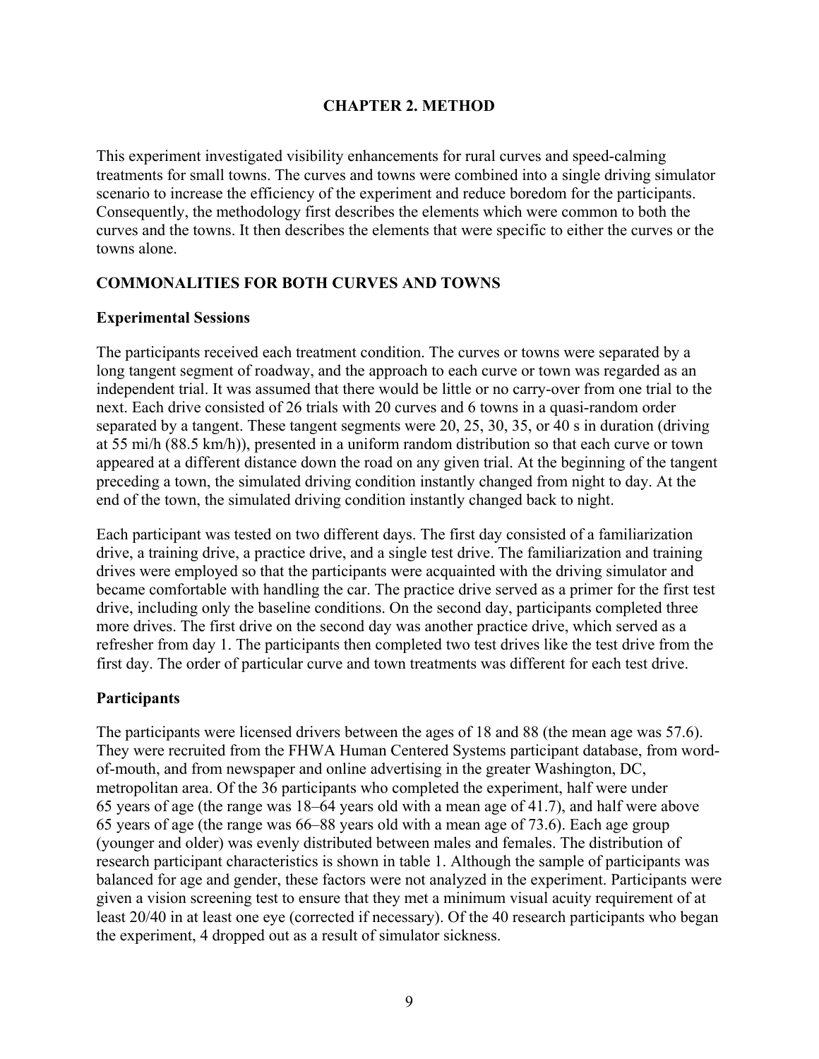# CHAPTER 2. METHOD

This experiment investigated visibility enhancements for rural curves and speed-calming treatments for small towns. The curves and towns were combined into a single driving simulator scenario to increase the efficiency of the experiment and reduce boredom for the participants. Consequently, the methodology first describes the elements which were common to both the curves and the towns. It then describes the elements that were specific to either the curves or the towns alone.

## COMMONALITIES FOR BOTH CURVES AND TOWNS

### Experimental Sessions

The participants received each treatment condition. The curves or towns were separated by a long tangent segment of roadway, and the approach to each curve or town was regarded as an independent trial. It was assumed that there would be little or no carry-over from one trial to the next. Each drive consisted of 26 trials with 20 curves and 6 towns in a quasi-random order separated by a tangent. These tangent segments were 20, 25, 30, 35, or 40 s in duration (driving at 55 mi/h (88.5 km/h)), presented in a uniform random distribution so that each curve or town appeared at a different distance down the road on any given trial. At the beginning of the tangent preceding a town, the simulated driving condition instantly changed from night to day. At the end of the town, the simulated driving condition instantly changed back to night.

Each participant was tested on two different days. The first day consisted of a familiarization drive, a training drive, a practice drive, and a single test drive. The familiarization and training drives were employed so that the participants were acquainted with the driving simulator and became comfortable with handling the car. The practice drive served as a primer for the first test drive, including only the baseline conditions. On the second day, participants completed three more drives. The first drive on the second day was another practice drive, which served as a refresher from day 1. The participants then completed two test drives like the test drive from the first day. The order of particular curve and town treatments was different for each test drive.

### Participants

The participants were licensed drivers between the ages of 18 and 88 (the mean age was 57.6). They were recruited from the FHWA Human Centered Systems participant database, from word-of-mouth, and from newspaper and online advertising in the greater Washington, DC, metropolitan area. Of the 36 participants who completed the experiment, half were under 65 years of age (the range was 18–64 years old with a mean age of 41.7), and half were above 65 years of age (the range was 66–88 years old with a mean age of 73.6). Each age group (younger and older) was evenly distributed between males and females. The distribution of research participant characteristics is shown in table 1. Although the sample of participants was balanced for age and gender, these factors were not analyzed in the experiment. Participants were given a vision screening test to ensure that they met a minimum visual acuity requirement of at least 20/40 in at least one eye (corrected if necessary). Of the 40 research participants who began the experiment, 4 dropped out as a result of simulator sickness.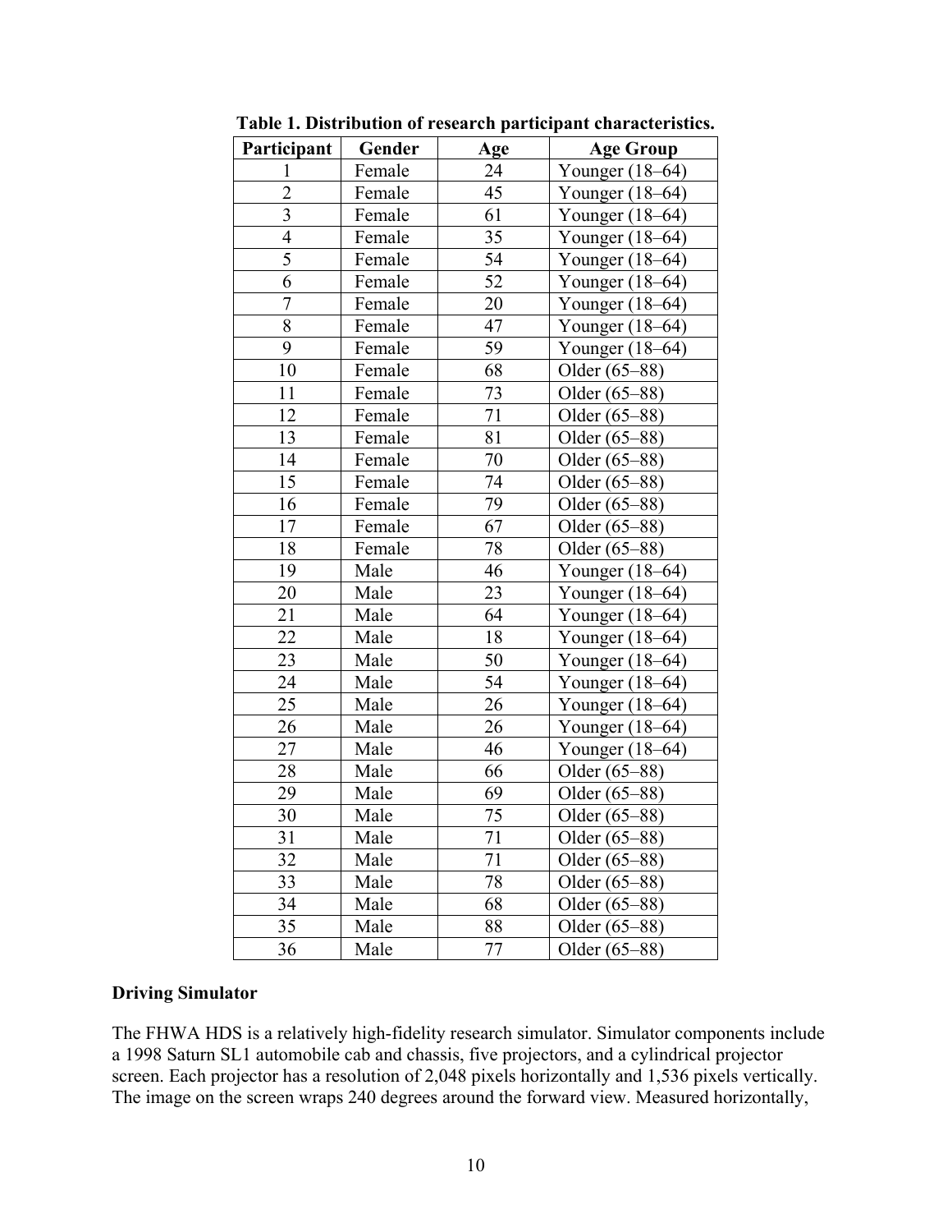**Table 1. Distribution of research participant characteristics.**

| Participant | Gender | Age | Age Group |
|---|---|---|---|
| 1 | Female | 24 | Younger (18–64) |
| 2 | Female | 45 | Younger (18–64) |
| 3 | Female | 61 | Younger (18–64) |
| 4 | Female | 35 | Younger (18–64) |
| 5 | Female | 54 | Younger (18–64) |
| 6 | Female | 52 | Younger (18–64) |
| 7 | Female | 20 | Younger (18–64) |
| 8 | Female | 47 | Younger (18–64) |
| 9 | Female | 59 | Younger (18–64) |
| 10 | Female | 68 | Older (65–88) |
| 11 | Female | 73 | Older (65–88) |
| 12 | Female | 71 | Older (65–88) |
| 13 | Female | 81 | Older (65–88) |
| 14 | Female | 70 | Older (65–88) |
| 15 | Female | 74 | Older (65–88) |
| 16 | Female | 79 | Older (65–88) |
| 17 | Female | 67 | Older (65–88) |
| 18 | Female | 78 | Older (65–88) |
| 19 | Male | 46 | Younger (18–64) |
| 20 | Male | 23 | Younger (18–64) |
| 21 | Male | 64 | Younger (18–64) |
| 22 | Male | 18 | Younger (18–64) |
| 23 | Male | 50 | Younger (18–64) |
| 24 | Male | 54 | Younger (18–64) |
| 25 | Male | 26 | Younger (18–64) |
| 26 | Male | 26 | Younger (18–64) |
| 27 | Male | 46 | Younger (18–64) |
| 28 | Male | 66 | Older (65–88) |
| 29 | Male | 69 | Older (65–88) |
| 30 | Male | 75 | Older (65–88) |
| 31 | Male | 71 | Older (65–88) |
| 32 | Male | 71 | Older (65–88) |
| 33 | Male | 78 | Older (65–88) |
| 34 | Male | 68 | Older (65–88) |
| 35 | Male | 88 | Older (65–88) |
| 36 | Male | 77 | Older (65–88) |

**Driving Simulator**

The FHWA HDS is a relatively high-fidelity research simulator. Simulator components include a 1998 Saturn SL1 automobile cab and chassis, five projectors, and a cylindrical projector screen. Each projector has a resolution of 2,048 pixels horizontally and 1,536 pixels vertically. The image on the screen wraps 240 degrees around the forward view. Measured horizontally,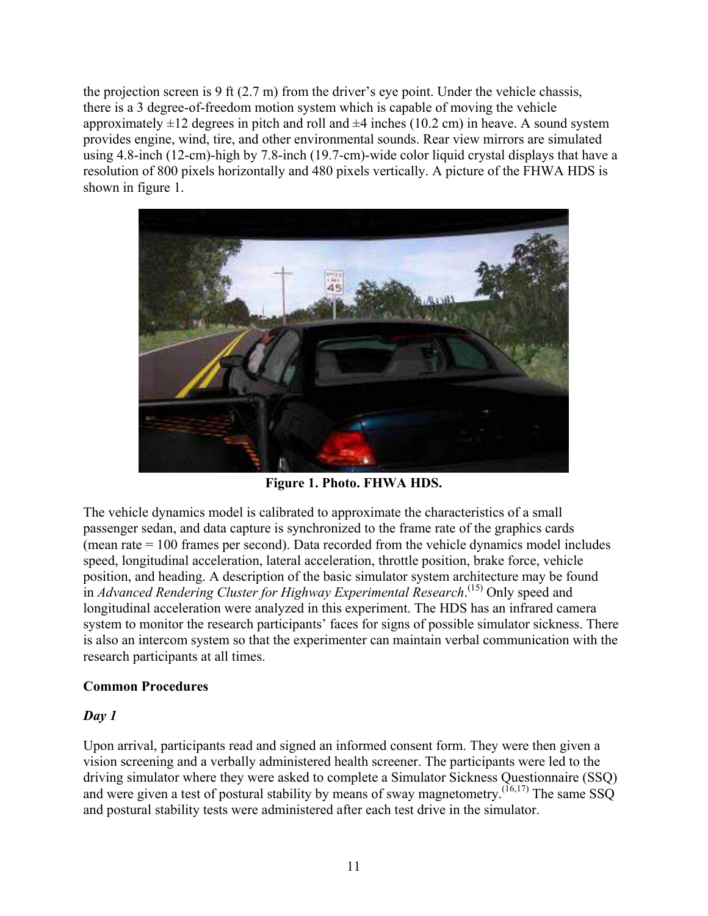the projection screen is 9 ft (2.7 m) from the driver's eye point. Under the vehicle chassis, there is a 3 degree-of-freedom motion system which is capable of moving the vehicle approximately ±12 degrees in pitch and roll and ±4 inches (10.2 cm) in heave. A sound system provides engine, wind, tire, and other environmental sounds. Rear view mirrors are simulated using 4.8-inch (12-cm)-high by 7.8-inch (19.7-cm)-wide color liquid crystal displays that have a resolution of 800 pixels horizontally and 480 pixels vertically. A picture of the FHWA HDS is shown in figure 1.

**Figure 1. Photo. FHWA HDS.**

The vehicle dynamics model is calibrated to approximate the characteristics of a small passenger sedan, and data capture is synchronized to the frame rate of the graphics cards (mean rate = 100 frames per second). Data recorded from the vehicle dynamics model includes speed, longitudinal acceleration, lateral acceleration, throttle position, brake force, vehicle position, and heading. A description of the basic simulator system architecture may be found in *Advanced Rendering Cluster for Highway Experimental Research*.[15] Only speed and longitudinal acceleration were analyzed in this experiment. The HDS has an infrared camera system to monitor the research participants' faces for signs of possible simulator sickness. There is also an intercom system so that the experimenter can maintain verbal communication with the research participants at all times.

**Common Procedures**

***Day 1***

Upon arrival, participants read and signed an informed consent form. They were then given a vision screening and a verbally administered health screener. The participants were led to the driving simulator where they were asked to complete a Simulator Sickness Questionnaire (SSQ) and were given a test of postural stability by means of sway magnetometry.[16,17] The same SSQ and postural stability tests were administered after each test drive in the simulator.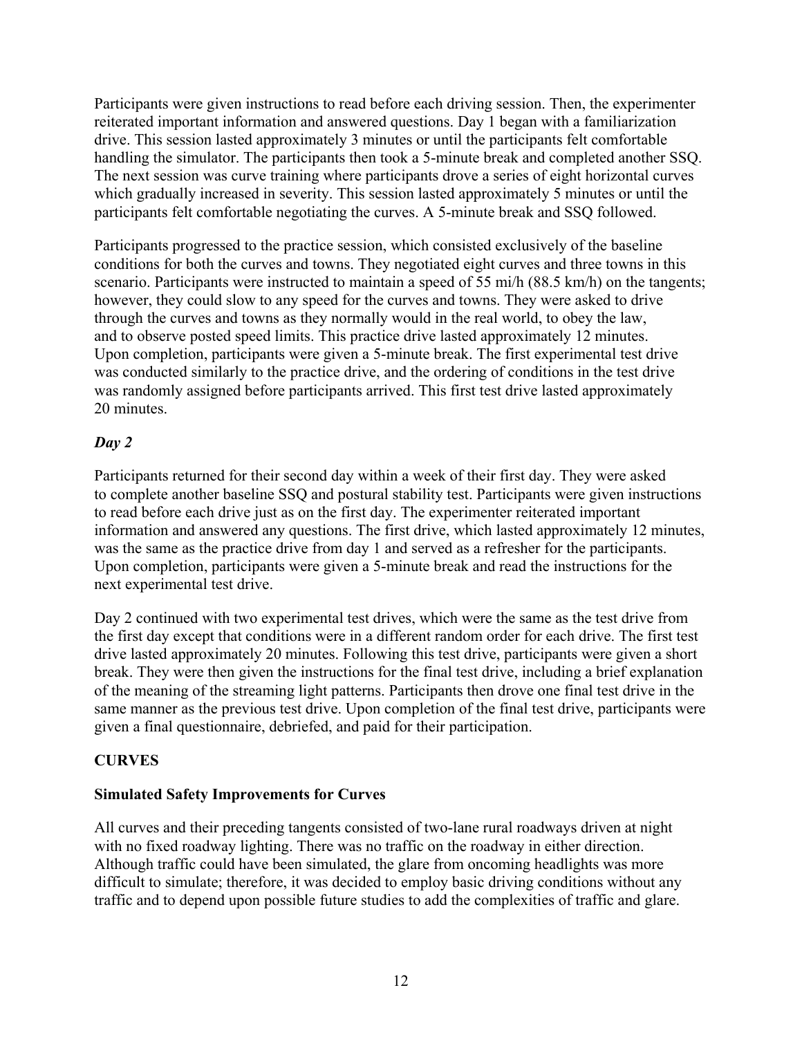Participants were given instructions to read before each driving session. Then, the experimenter reiterated important information and answered questions. Day 1 began with a familiarization drive. This session lasted approximately 3 minutes or until the participants felt comfortable handling the simulator. The participants then took a 5-minute break and completed another SSQ. The next session was curve training where participants drove a series of eight horizontal curves which gradually increased in severity. This session lasted approximately 5 minutes or until the participants felt comfortable negotiating the curves. A 5-minute break and SSQ followed.

Participants progressed to the practice session, which consisted exclusively of the baseline conditions for both the curves and towns. They negotiated eight curves and three towns in this scenario. Participants were instructed to maintain a speed of 55 mi/h (88.5 km/h) on the tangents; however, they could slow to any speed for the curves and towns. They were asked to drive through the curves and towns as they normally would in the real world, to obey the law, and to observe posted speed limits. This practice drive lasted approximately 12 minutes. Upon completion, participants were given a 5-minute break. The first experimental test drive was conducted similarly to the practice drive, and the ordering of conditions in the test drive was randomly assigned before participants arrived. This first test drive lasted approximately 20 minutes.

### *Day 2*

Participants returned for their second day within a week of their first day. They were asked to complete another baseline SSQ and postural stability test. Participants were given instructions to read before each drive just as on the first day. The experimenter reiterated important information and answered any questions. The first drive, which lasted approximately 12 minutes, was the same as the practice drive from day 1 and served as a refresher for the participants. Upon completion, participants were given a 5-minute break and read the instructions for the next experimental test drive.

Day 2 continued with two experimental test drives, which were the same as the test drive from the first day except that conditions were in a different random order for each drive. The first test drive lasted approximately 20 minutes. Following this test drive, participants were given a short break. They were then given the instructions for the final test drive, including a brief explanation of the meaning of the streaming light patterns. Participants then drove one final test drive in the same manner as the previous test drive. Upon completion of the final test drive, participants were given a final questionnaire, debriefed, and paid for their participation.

## CURVES

### Simulated Safety Improvements for Curves

All curves and their preceding tangents consisted of two-lane rural roadways driven at night with no fixed roadway lighting. There was no traffic on the roadway in either direction. Although traffic could have been simulated, the glare from oncoming headlights was more difficult to simulate; therefore, it was decided to employ basic driving conditions without any traffic and to depend upon possible future studies to add the complexities of traffic and glare.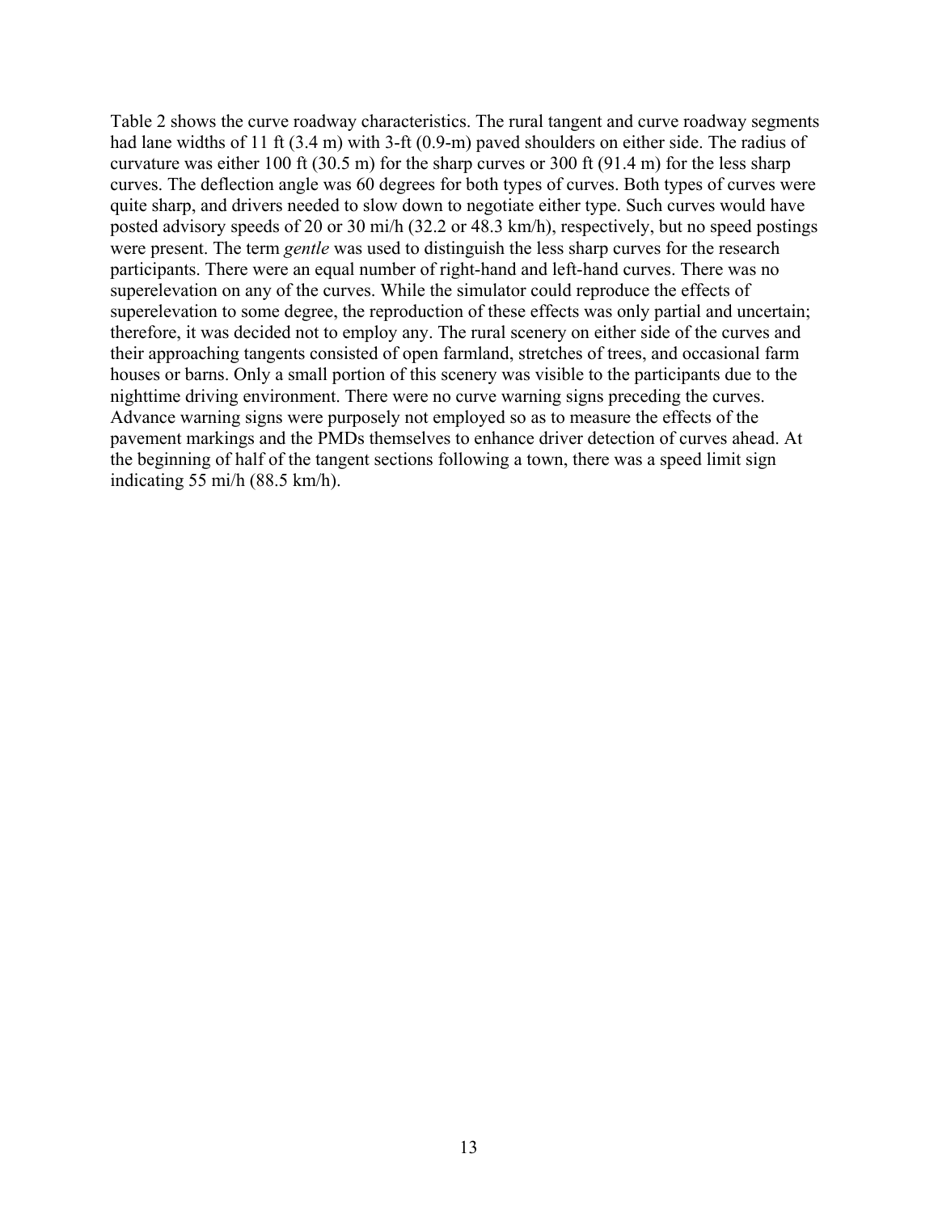Table 2 shows the curve roadway characteristics. The rural tangent and curve roadway segments had lane widths of 11 ft (3.4 m) with 3-ft (0.9-m) paved shoulders on either side. The radius of curvature was either 100 ft (30.5 m) for the sharp curves or 300 ft (91.4 m) for the less sharp curves. The deflection angle was 60 degrees for both types of curves. Both types of curves were quite sharp, and drivers needed to slow down to negotiate either type. Such curves would have posted advisory speeds of 20 or 30 mi/h (32.2 or 48.3 km/h), respectively, but no speed postings were present. The term *gentle* was used to distinguish the less sharp curves for the research participants. There were an equal number of right-hand and left-hand curves. There was no superelevation on any of the curves. While the simulator could reproduce the effects of superelevation to some degree, the reproduction of these effects was only partial and uncertain; therefore, it was decided not to employ any. The rural scenery on either side of the curves and their approaching tangents consisted of open farmland, stretches of trees, and occasional farm houses or barns. Only a small portion of this scenery was visible to the participants due to the nighttime driving environment. There were no curve warning signs preceding the curves. Advance warning signs were purposely not employed so as to measure the effects of the pavement markings and the PMDs themselves to enhance driver detection of curves ahead. At the beginning of half of the tangent sections following a town, there was a speed limit sign indicating 55 mi/h (88.5 km/h).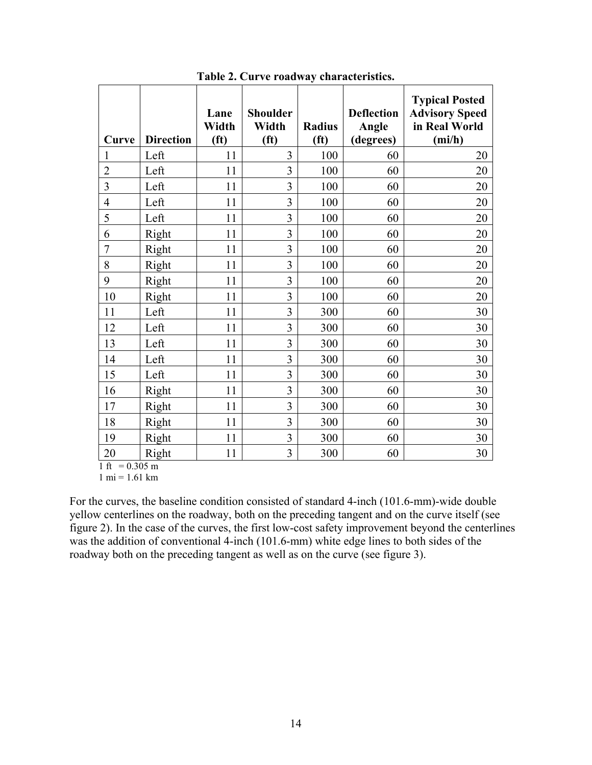**Table 2. Curve roadway characteristics.**

| Curve | Direction | Lane Width (ft) | Shoulder Width (ft) | Radius (ft) | Deflection Angle (degrees) | Typical Posted Advisory Speed in Real World (mi/h) |
|---|---|---|---|---|---|---|
| 1 | Left | 11 | 3 | 100 | 60 | 20 |
| 2 | Left | 11 | 3 | 100 | 60 | 20 |
| 3 | Left | 11 | 3 | 100 | 60 | 20 |
| 4 | Left | 11 | 3 | 100 | 60 | 20 |
| 5 | Left | 11 | 3 | 100 | 60 | 20 |
| 6 | Right | 11 | 3 | 100 | 60 | 20 |
| 7 | Right | 11 | 3 | 100 | 60 | 20 |
| 8 | Right | 11 | 3 | 100 | 60 | 20 |
| 9 | Right | 11 | 3 | 100 | 60 | 20 |
| 10 | Right | 11 | 3 | 100 | 60 | 20 |
| 11 | Left | 11 | 3 | 300 | 60 | 30 |
| 12 | Left | 11 | 3 | 300 | 60 | 30 |
| 13 | Left | 11 | 3 | 300 | 60 | 30 |
| 14 | Left | 11 | 3 | 300 | 60 | 30 |
| 15 | Left | 11 | 3 | 300 | 60 | 30 |
| 16 | Right | 11 | 3 | 300 | 60 | 30 |
| 17 | Right | 11 | 3 | 300 | 60 | 30 |
| 18 | Right | 11 | 3 | 300 | 60 | 30 |
| 19 | Right | 11 | 3 | 300 | 60 | 30 |
| 20 | Right | 11 | 3 | 300 | 60 | 30 |

1 ft = 0.305 m
1 mi = 1.61 km

For the curves, the baseline condition consisted of standard 4-inch (101.6-mm)-wide double yellow centerlines on the roadway, both on the preceding tangent and on the curve itself (see figure 2). In the case of the curves, the first low-cost safety improvement beyond the centerlines was the addition of conventional 4-inch (101.6-mm) white edge lines to both sides of the roadway both on the preceding tangent as well as on the curve (see figure 3).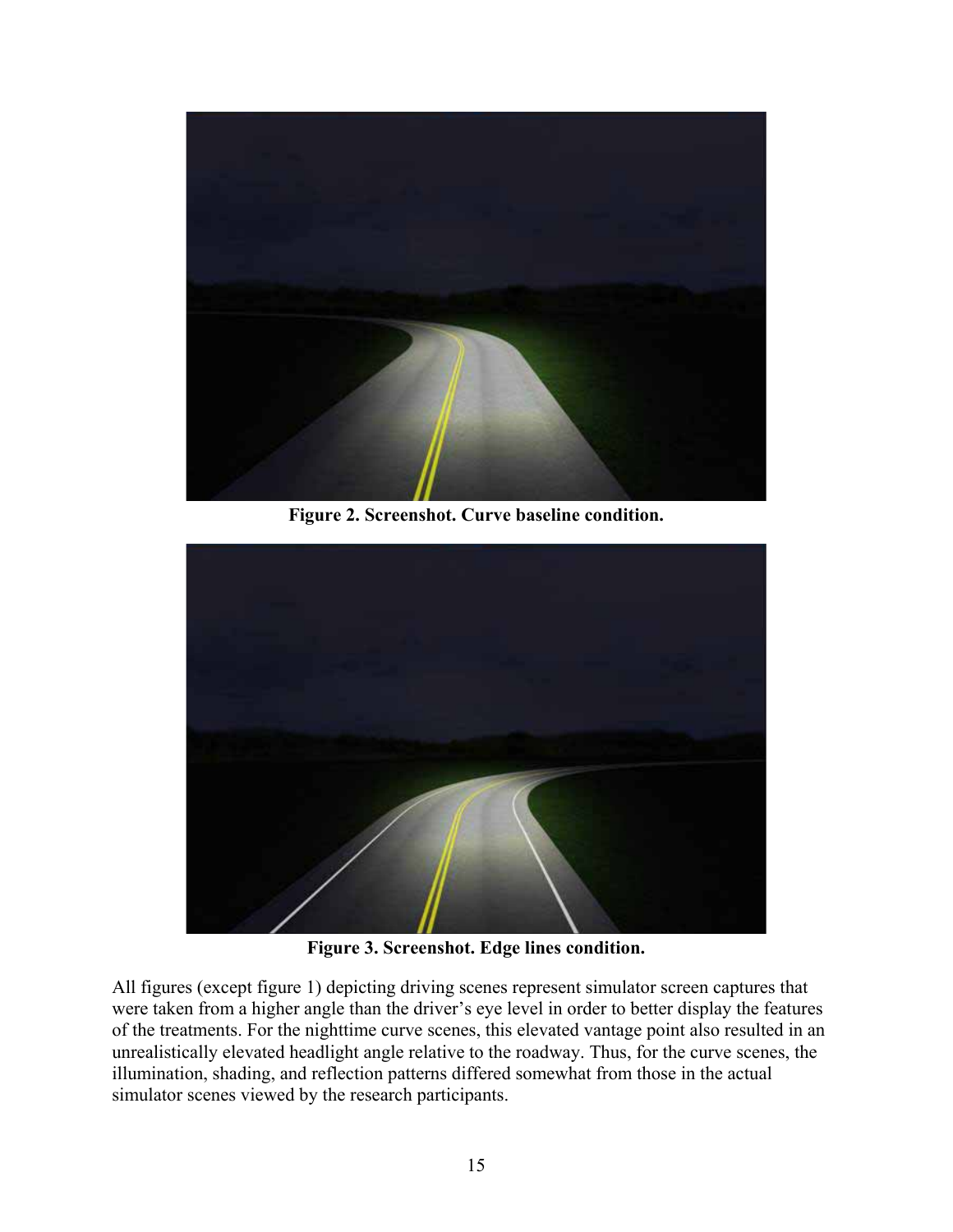**Figure 2. Screenshot. Curve baseline condition.**

**Figure 3. Screenshot. Edge lines condition.**

All figures (except figure 1) depicting driving scenes represent simulator screen captures that were taken from a higher angle than the driver's eye level in order to better display the features of the treatments. For the nighttime curve scenes, this elevated vantage point also resulted in an unrealistically elevated headlight angle relative to the roadway. Thus, for the curve scenes, the illumination, shading, and reflection patterns differed somewhat from those in the actual simulator scenes viewed by the research participants.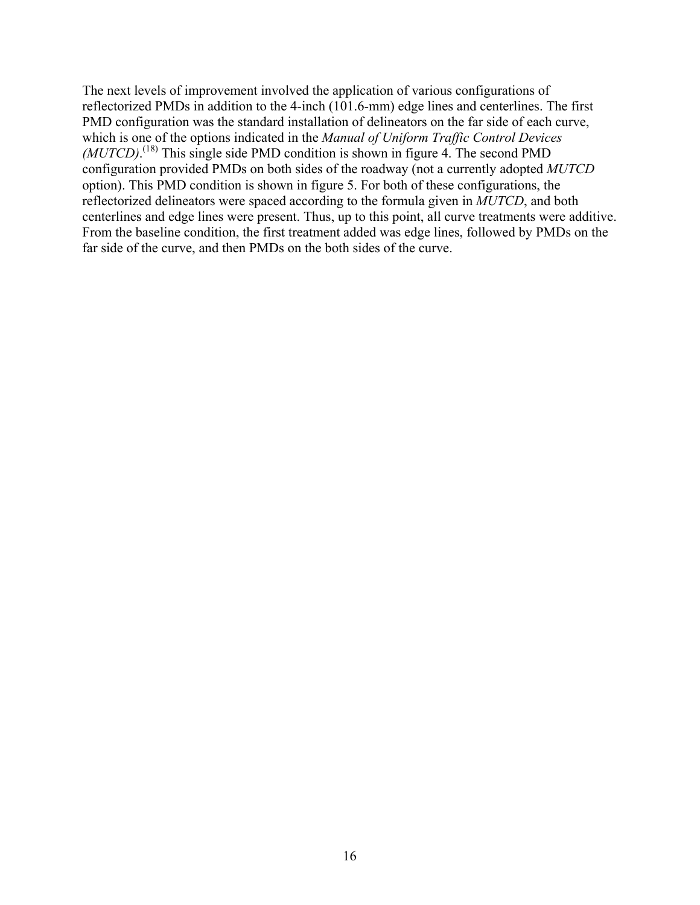The next levels of improvement involved the application of various configurations of reflectorized PMDs in addition to the 4-inch (101.6-mm) edge lines and centerlines. The first PMD configuration was the standard installation of delineators on the far side of each curve, which is one of the options indicated in the *Manual of Uniform Traffic Control Devices (MUTCD)*.[18] This single side PMD condition is shown in figure 4. The second PMD configuration provided PMDs on both sides of the roadway (not a currently adopted *MUTCD* option). This PMD condition is shown in figure 5. For both of these configurations, the reflectorized delineators were spaced according to the formula given in *MUTCD*, and both centerlines and edge lines were present. Thus, up to this point, all curve treatments were additive. From the baseline condition, the first treatment added was edge lines, followed by PMDs on the far side of the curve, and then PMDs on the both sides of the curve.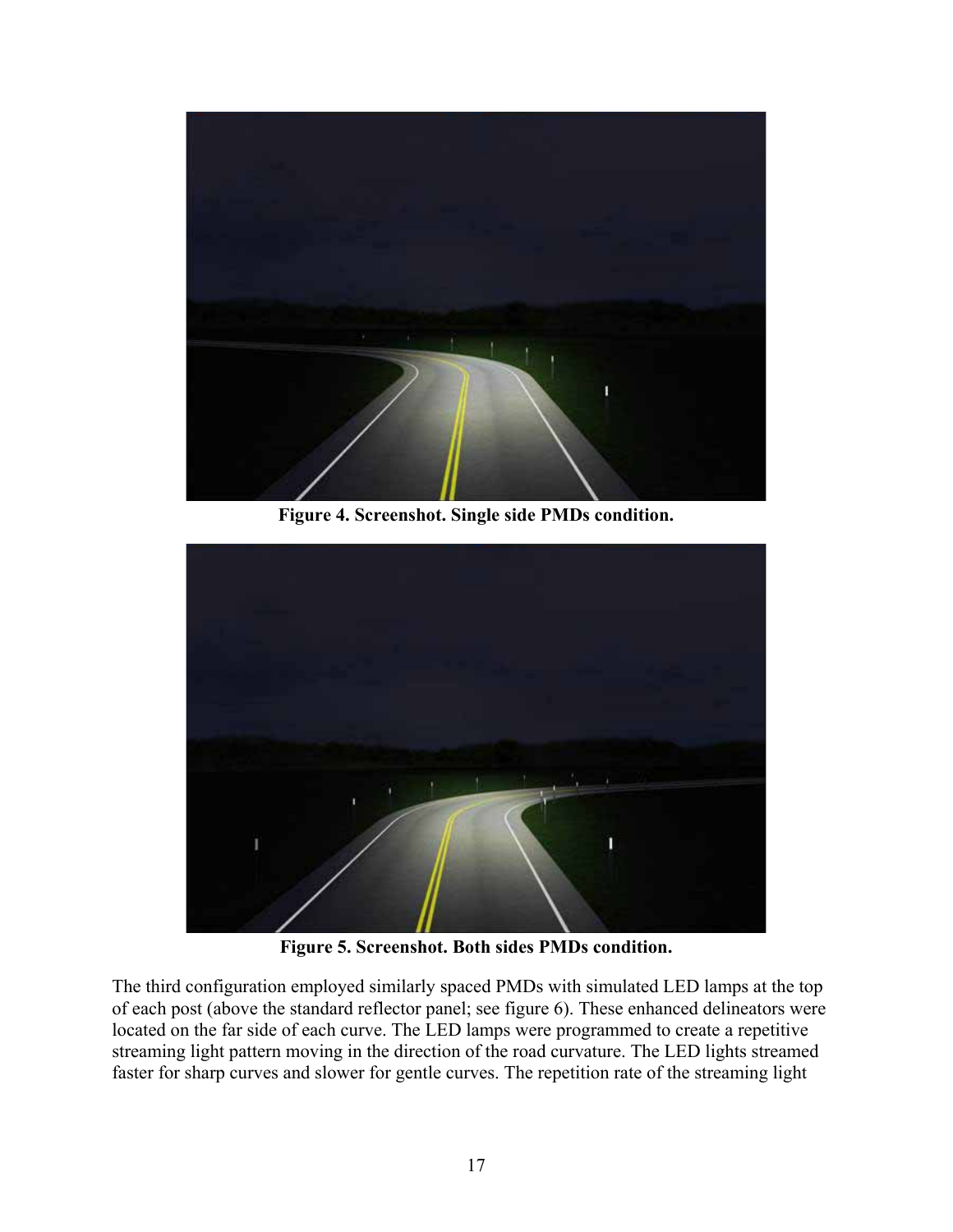Figure 4. Screenshot. Single side PMDs condition.

Figure 5. Screenshot. Both sides PMDs condition.

The third configuration employed similarly spaced PMDs with simulated LED lamps at the top of each post (above the standard reflector panel; see figure 6). These enhanced delineators were located on the far side of each curve. The LED lamps were programmed to create a repetitive streaming light pattern moving in the direction of the road curvature. The LED lights streamed faster for sharp curves and slower for gentle curves. The repetition rate of the streaming light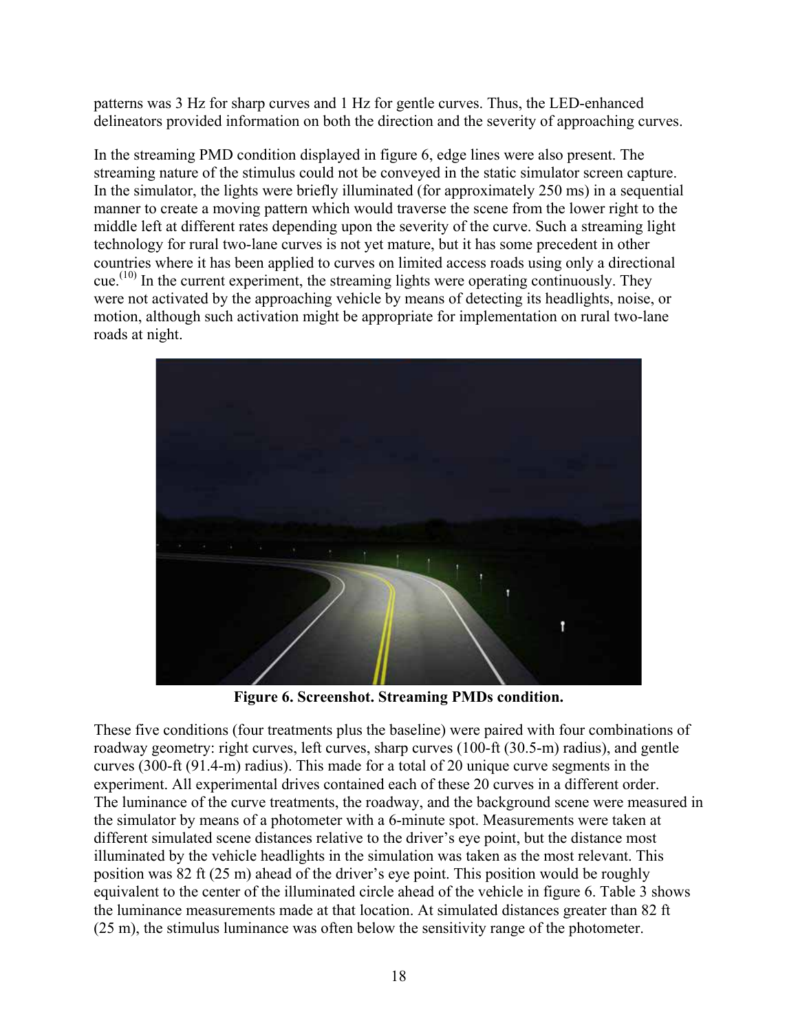patterns was 3 Hz for sharp curves and 1 Hz for gentle curves. Thus, the LED-enhanced delineators provided information on both the direction and the severity of approaching curves.

In the streaming PMD condition displayed in figure 6, edge lines were also present. The streaming nature of the stimulus could not be conveyed in the static simulator screen capture. In the simulator, the lights were briefly illuminated (for approximately 250 ms) in a sequential manner to create a moving pattern which would traverse the scene from the lower right to the middle left at different rates depending upon the severity of the curve. Such a streaming light technology for rural two-lane curves is not yet mature, but it has some precedent in other countries where it has been applied to curves on limited access roads using only a directional cue.[10] In the current experiment, the streaming lights were operating continuously. They were not activated by the approaching vehicle by means of detecting its headlights, noise, or motion, although such activation might be appropriate for implementation on rural two-lane roads at night.

**Figure 6. Screenshot. Streaming PMDs condition.**

These five conditions (four treatments plus the baseline) were paired with four combinations of roadway geometry: right curves, left curves, sharp curves (100-ft (30.5-m) radius), and gentle curves (300-ft (91.4-m) radius). This made for a total of 20 unique curve segments in the experiment. All experimental drives contained each of these 20 curves in a different order. The luminance of the curve treatments, the roadway, and the background scene were measured in the simulator by means of a photometer with a 6-minute spot. Measurements were taken at different simulated scene distances relative to the driver's eye point, but the distance most illuminated by the vehicle headlights in the simulation was taken as the most relevant. This position was 82 ft (25 m) ahead of the driver's eye point. This position would be roughly equivalent to the center of the illuminated circle ahead of the vehicle in figure 6. Table 3 shows the luminance measurements made at that location. At simulated distances greater than 82 ft (25 m), the stimulus luminance was often below the sensitivity range of the photometer.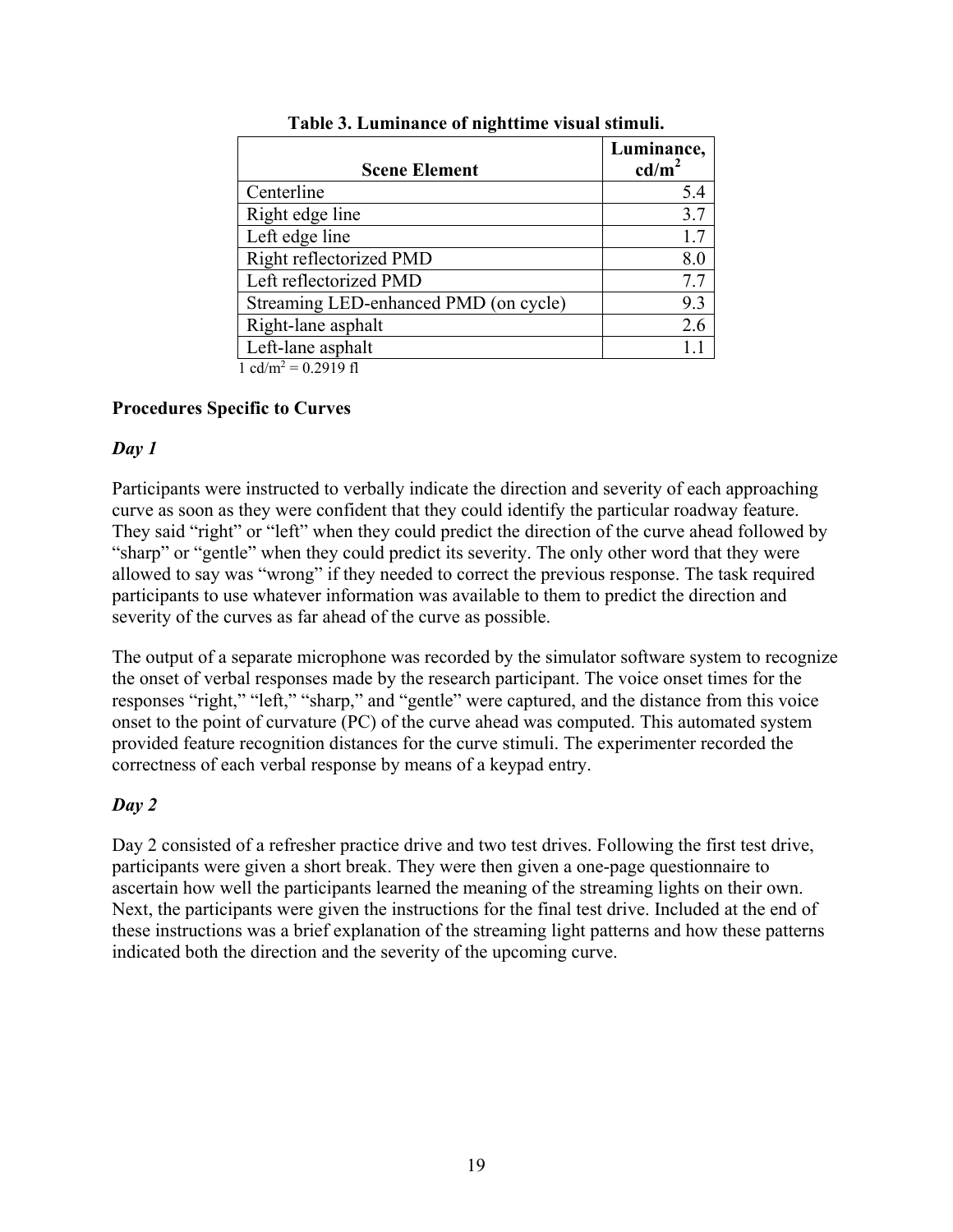**Table 3. Luminance of nighttime visual stimuli.**

| Scene Element | Luminance, $cd/m^2$ |
|---|---|
| Centerline | 5.4 |
| Right edge line | 3.7 |
| Left edge line | 1.7 |
| Right reflectorized PMD | 8.0 |
| Left reflectorized PMD | 7.7 |
| Streaming LED-enhanced PMD (on cycle) | 9.3 |
| Right-lane asphalt | 2.6 |
| Left-lane asphalt | 1.1 |

1 $cd/m^2$ = 0.2919 fl

### Procedures Specific to Curves

#### *Day 1*

Participants were instructed to verbally indicate the direction and severity of each approaching curve as soon as they were confident that they could identify the particular roadway feature. They said "right" or "left" when they could predict the direction of the curve ahead followed by "sharp" or "gentle" when they could predict its severity. The only other word that they were allowed to say was "wrong" if they needed to correct the previous response. The task required participants to use whatever information was available to them to predict the direction and severity of the curves as far ahead of the curve as possible.

The output of a separate microphone was recorded by the simulator software system to recognize the onset of verbal responses made by the research participant. The voice onset times for the responses "right," "left," "sharp," and "gentle" were captured, and the distance from this voice onset to the point of curvature (PC) of the curve ahead was computed. This automated system provided feature recognition distances for the curve stimuli. The experimenter recorded the correctness of each verbal response by means of a keypad entry.

#### *Day 2*

Day 2 consisted of a refresher practice drive and two test drives. Following the first test drive, participants were given a short break. They were then given a one-page questionnaire to ascertain how well the participants learned the meaning of the streaming lights on their own. Next, the participants were given the instructions for the final test drive. Included at the end of these instructions was a brief explanation of the streaming light patterns and how these patterns indicated both the direction and the severity of the upcoming curve.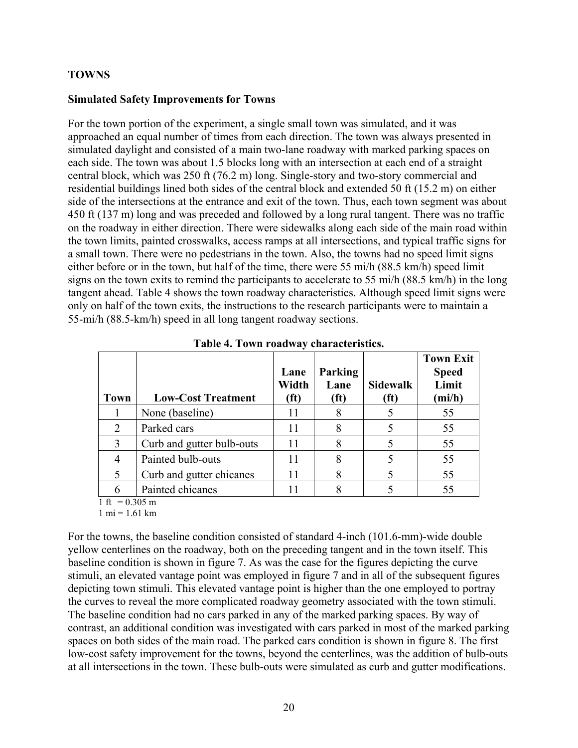## TOWNS

### Simulated Safety Improvements for Towns

For the town portion of the experiment, a single small town was simulated, and it was approached an equal number of times from each direction. The town was always presented in simulated daylight and consisted of a main two-lane roadway with marked parking spaces on each side. The town was about 1.5 blocks long with an intersection at each end of a straight central block, which was 250 ft (76.2 m) long. Single-story and two-story commercial and residential buildings lined both sides of the central block and extended 50 ft (15.2 m) on either side of the intersections at the entrance and exit of the town. Thus, each town segment was about 450 ft (137 m) long and was preceded and followed by a long rural tangent. There was no traffic on the roadway in either direction. There were sidewalks along each side of the main road within the town limits, painted crosswalks, access ramps at all intersections, and typical traffic signs for a small town. There were no pedestrians in the town. Also, the towns had no speed limit signs either before or in the town, but half of the time, there were 55 mi/h (88.5 km/h) speed limit signs on the town exits to remind the participants to accelerate to 55 mi/h (88.5 km/h) in the long tangent ahead. Table 4 shows the town roadway characteristics. Although speed limit signs were only on half of the town exits, the instructions to the research participants were to maintain a 55-mi/h (88.5-km/h) speed in all long tangent roadway sections.

**Table 4. Town roadway characteristics.**

| Town | Low-Cost Treatment | Lane Width (ft) | Parking Lane (ft) | Sidewalk (ft) | Town Exit Speed Limit (mi/h) |
|---|---|---|---|---|---|
| 1 | None (baseline) | 11 | 8 | 5 | 55 |
| 2 | Parked cars | 11 | 8 | 5 | 55 |
| 3 | Curb and gutter bulb-outs | 11 | 8 | 5 | 55 |
| 4 | Painted bulb-outs | 11 | 8 | 5 | 55 |
| 5 | Curb and gutter chicanes | 11 | 8 | 5 | 55 |
| 6 | Painted chicanes | 11 | 8 | 5 | 55 |

1 ft = 0.305 m
1 mi = 1.61 km

For the towns, the baseline condition consisted of standard 4-inch (101.6-mm)-wide double yellow centerlines on the roadway, both on the preceding tangent and in the town itself. This baseline condition is shown in figure 7. As was the case for the figures depicting the curve stimuli, an elevated vantage point was employed in figure 7 and in all of the subsequent figures depicting town stimuli. This elevated vantage point is higher than the one employed to portray the curves to reveal the more complicated roadway geometry associated with the town stimuli. The baseline condition had no cars parked in any of the marked parking spaces. By way of contrast, an additional condition was investigated with cars parked in most of the marked parking spaces on both sides of the main road. The parked cars condition is shown in figure 8. The first low-cost safety improvement for the towns, beyond the centerlines, was the addition of bulb-outs at all intersections in the town. These bulb-outs were simulated as curb and gutter modifications.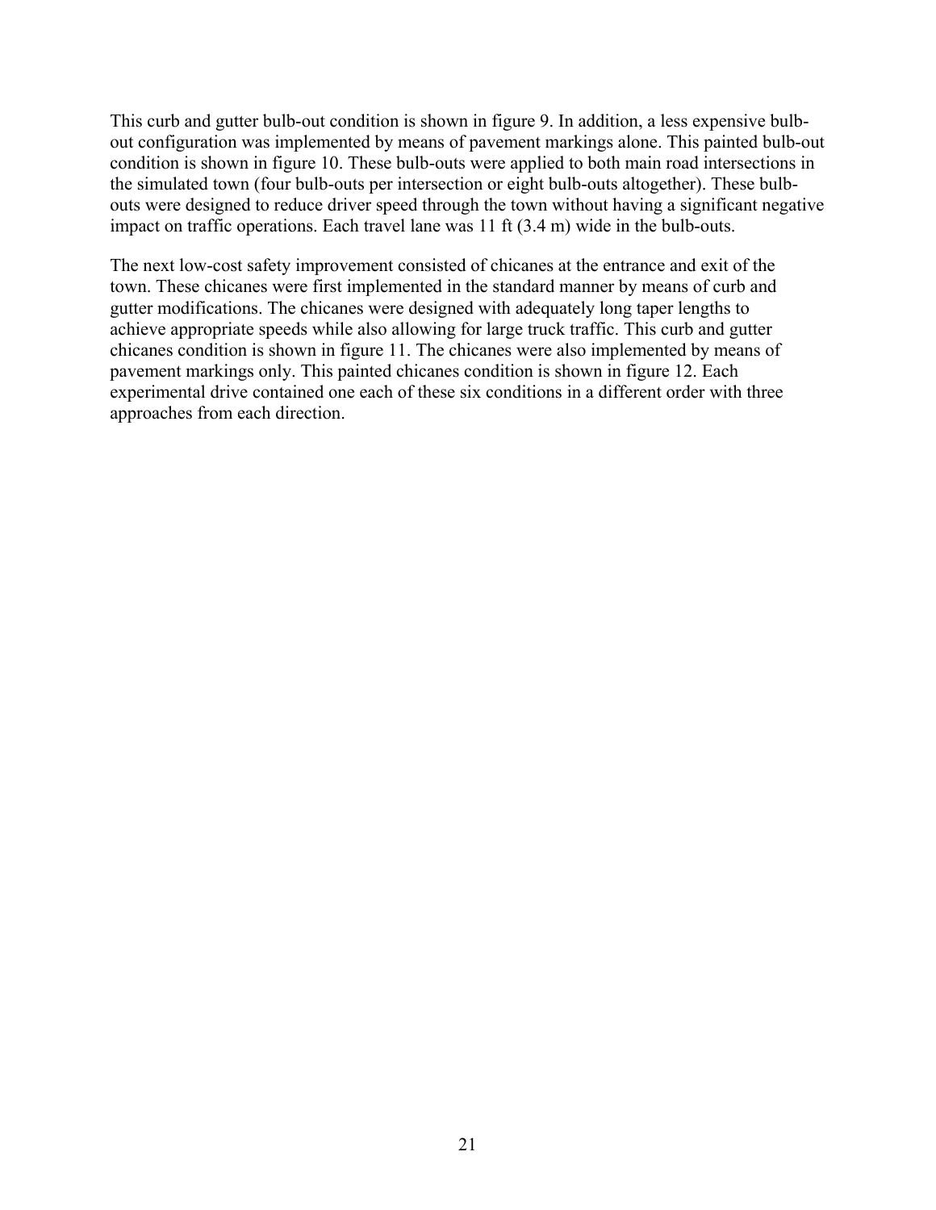This curb and gutter bulb-out condition is shown in figure 9. In addition, a less expensive bulb-out configuration was implemented by means of pavement markings alone. This painted bulb-out condition is shown in figure 10. These bulb-outs were applied to both main road intersections in the simulated town (four bulb-outs per intersection or eight bulb-outs altogether). These bulb-outs were designed to reduce driver speed through the town without having a significant negative impact on traffic operations. Each travel lane was 11 ft (3.4 m) wide in the bulb-outs.

The next low-cost safety improvement consisted of chicanes at the entrance and exit of the town. These chicanes were first implemented in the standard manner by means of curb and gutter modifications. The chicanes were designed with adequately long taper lengths to achieve appropriate speeds while also allowing for large truck traffic. This curb and gutter chicanes condition is shown in figure 11. The chicanes were also implemented by means of pavement markings only. This painted chicanes condition is shown in figure 12. Each experimental drive contained one each of these six conditions in a different order with three approaches from each direction.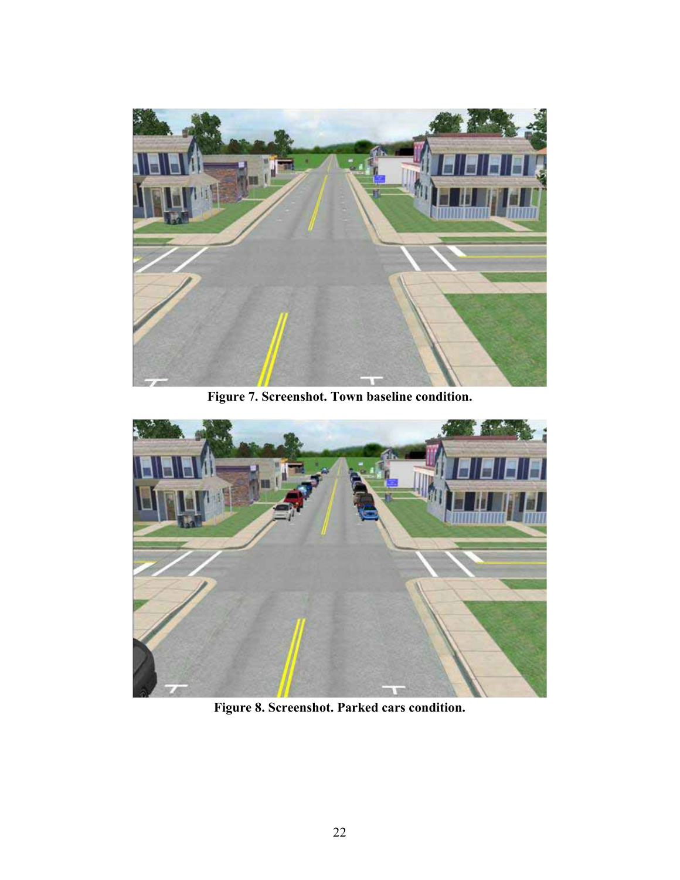**Figure 7. Screenshot. Town baseline condition.**

**Figure 8. Screenshot. Parked cars condition.**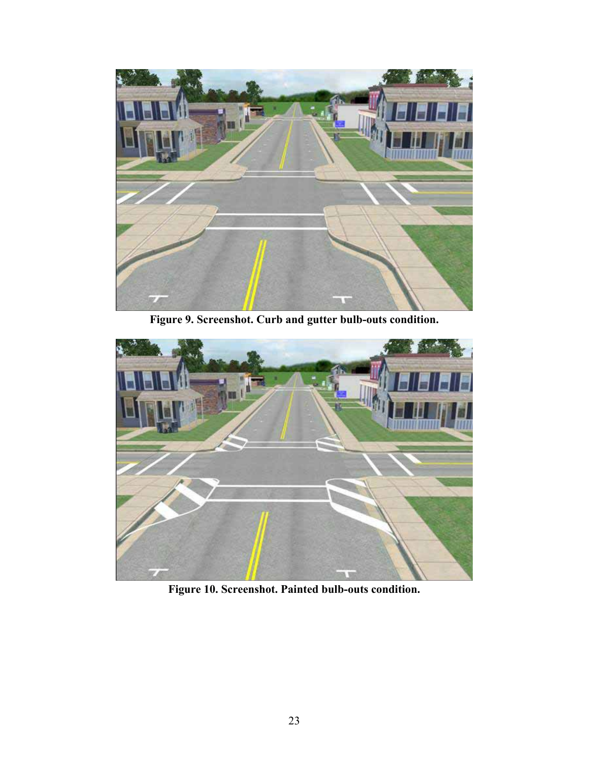**Figure 9. Screenshot. Curb and gutter bulb-outs condition.**

**Figure 10. Screenshot. Painted bulb-outs condition.**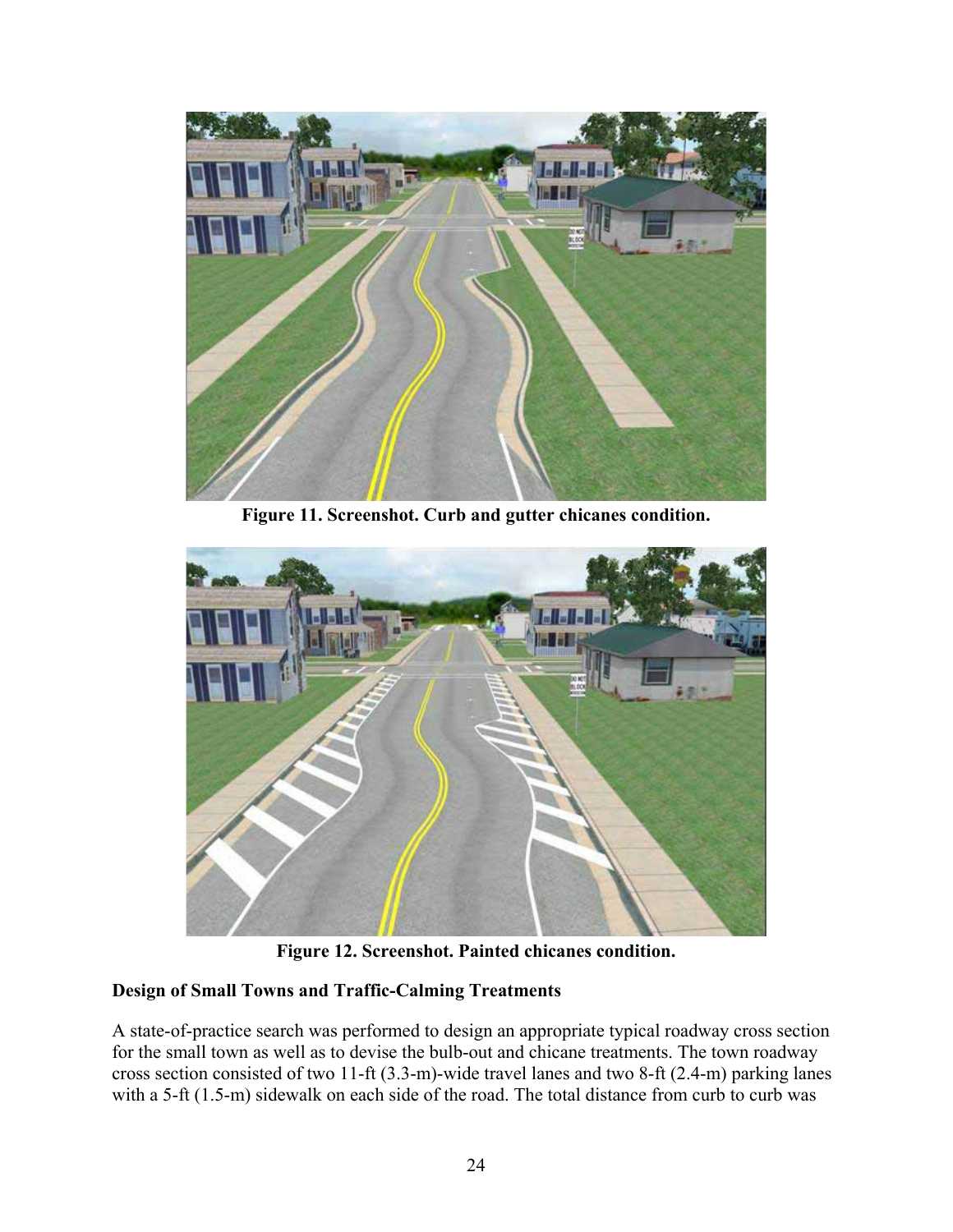Figure 11. Screenshot. Curb and gutter chicanes condition.

Figure 12. Screenshot. Painted chicanes condition.

### Design of Small Towns and Traffic-Calming Treatments

A state-of-practice search was performed to design an appropriate typical roadway cross section for the small town as well as to devise the bulb-out and chicane treatments. The town roadway cross section consisted of two 11-ft (3.3-m)-wide travel lanes and two 8-ft (2.4-m) parking lanes with a 5-ft (1.5-m) sidewalk on each side of the road. The total distance from curb to curb was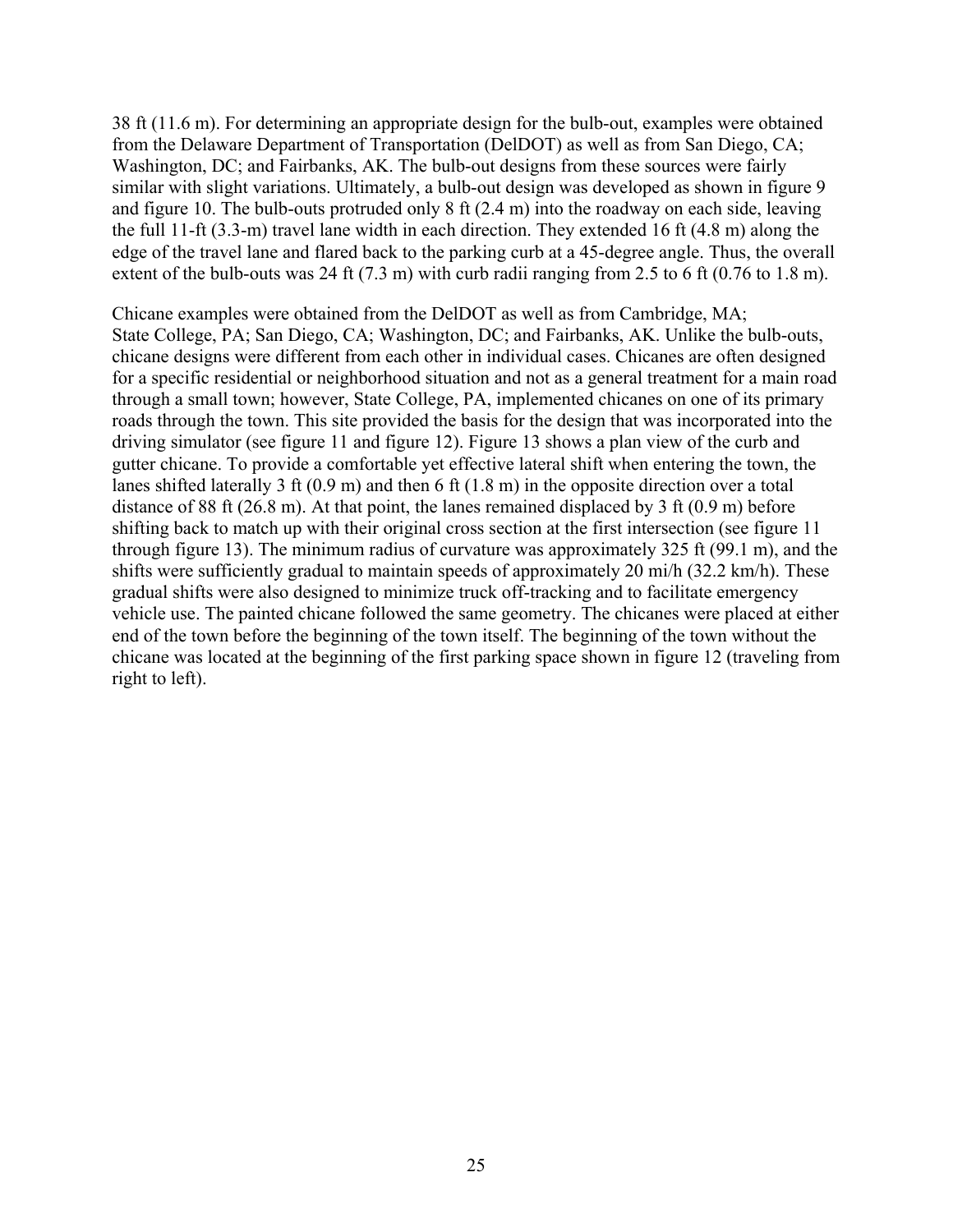38 ft (11.6 m). For determining an appropriate design for the bulb-out, examples were obtained from the Delaware Department of Transportation (DelDOT) as well as from San Diego, CA; Washington, DC; and Fairbanks, AK. The bulb-out designs from these sources were fairly similar with slight variations. Ultimately, a bulb-out design was developed as shown in figure 9 and figure 10. The bulb-outs protruded only 8 ft (2.4 m) into the roadway on each side, leaving the full 11-ft (3.3-m) travel lane width in each direction. They extended 16 ft (4.8 m) along the edge of the travel lane and flared back to the parking curb at a 45-degree angle. Thus, the overall extent of the bulb-outs was 24 ft (7.3 m) with curb radii ranging from 2.5 to 6 ft (0.76 to 1.8 m).

Chicane examples were obtained from the DelDOT as well as from Cambridge, MA; State College, PA; San Diego, CA; Washington, DC; and Fairbanks, AK. Unlike the bulb-outs, chicane designs were different from each other in individual cases. Chicanes are often designed for a specific residential or neighborhood situation and not as a general treatment for a main road through a small town; however, State College, PA, implemented chicanes on one of its primary roads through the town. This site provided the basis for the design that was incorporated into the driving simulator (see figure 11 and figure 12). Figure 13 shows a plan view of the curb and gutter chicane. To provide a comfortable yet effective lateral shift when entering the town, the lanes shifted laterally 3 ft (0.9 m) and then 6 ft (1.8 m) in the opposite direction over a total distance of 88 ft (26.8 m). At that point, the lanes remained displaced by 3 ft (0.9 m) before shifting back to match up with their original cross section at the first intersection (see figure 11 through figure 13). The minimum radius of curvature was approximately 325 ft (99.1 m), and the shifts were sufficiently gradual to maintain speeds of approximately 20 mi/h (32.2 km/h). These gradual shifts were also designed to minimize truck off-tracking and to facilitate emergency vehicle use. The painted chicane followed the same geometry. The chicanes were placed at either end of the town before the beginning of the town itself. The beginning of the town without the chicane was located at the beginning of the first parking space shown in figure 12 (traveling from right to left).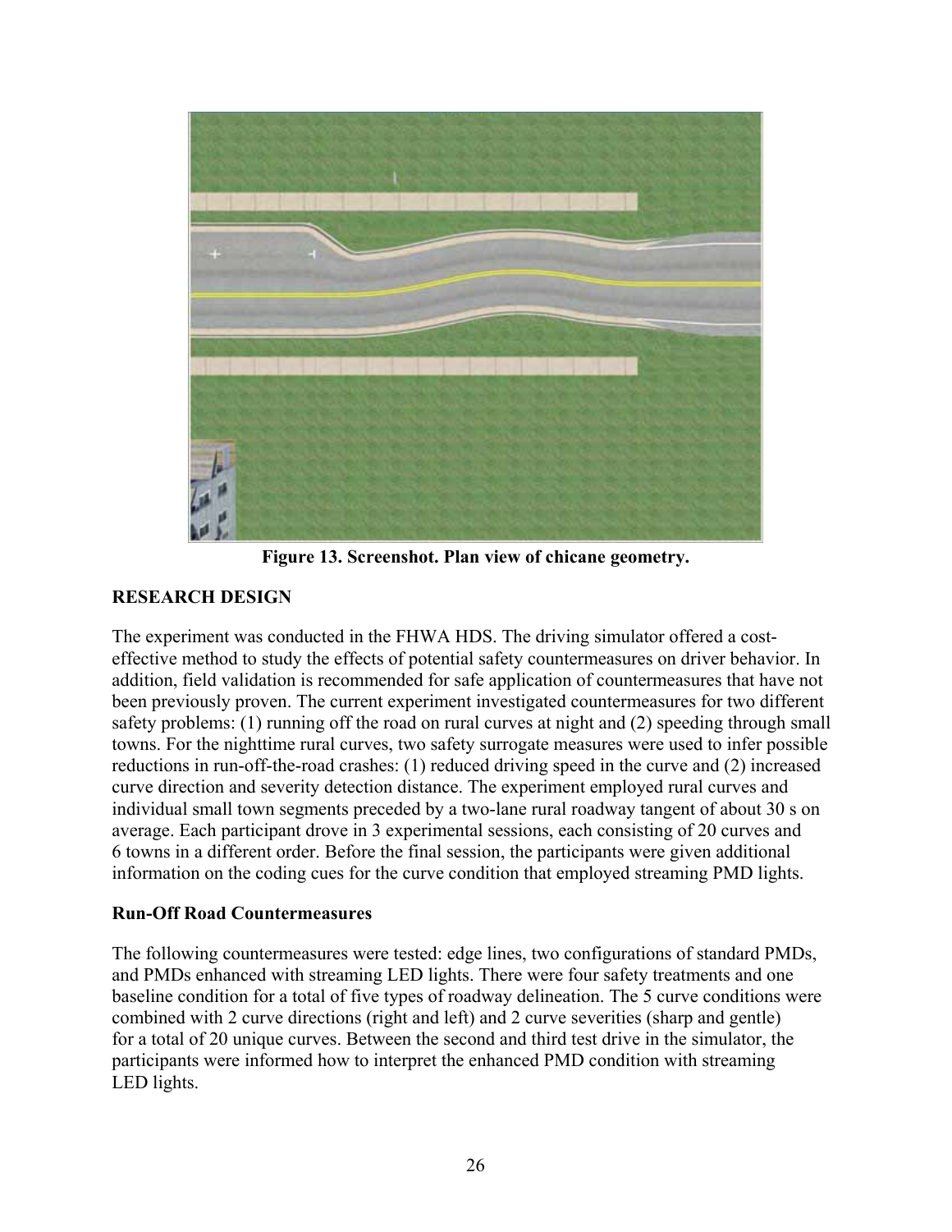Figure 13. Screenshot. Plan view of chicane geometry.

## RESEARCH DESIGN

The experiment was conducted in the FHWA HDS. The driving simulator offered a cost-effective method to study the effects of potential safety countermeasures on driver behavior. In addition, field validation is recommended for safe application of countermeasures that have not been previously proven. The current experiment investigated countermeasures for two different safety problems: (1) running off the road on rural curves at night and (2) speeding through small towns. For the nighttime rural curves, two safety surrogate measures were used to infer possible reductions in run-off-the-road crashes: (1) reduced driving speed in the curve and (2) increased curve direction and severity detection distance. The experiment employed rural curves and individual small town segments preceded by a two-lane rural roadway tangent of about 30 s on average. Each participant drove in 3 experimental sessions, each consisting of 20 curves and 6 towns in a different order. Before the final session, the participants were given additional information on the coding cues for the curve condition that employed streaming PMD lights.

### Run-Off Road Countermeasures

The following countermeasures were tested: edge lines, two configurations of standard PMDs, and PMDs enhanced with streaming LED lights. There were four safety treatments and one baseline condition for a total of five types of roadway delineation. The 5 curve conditions were combined with 2 curve directions (right and left) and 2 curve severities (sharp and gentle) for a total of 20 unique curves. Between the second and third test drive in the simulator, the participants were informed how to interpret the enhanced PMD condition with streaming LED lights.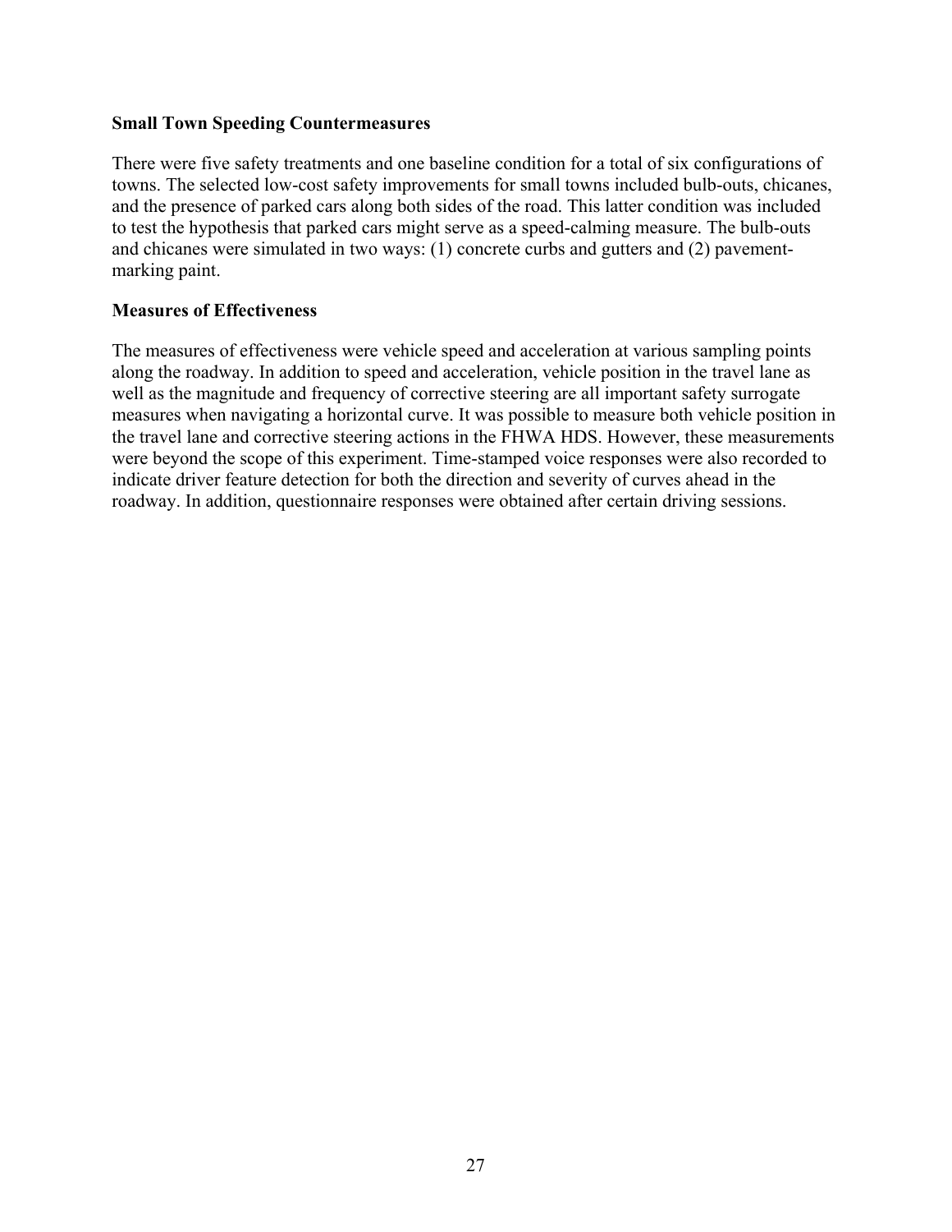**Small Town Speeding Countermeasures**

There were five safety treatments and one baseline condition for a total of six configurations of towns. The selected low-cost safety improvements for small towns included bulb-outs, chicanes, and the presence of parked cars along both sides of the road. This latter condition was included to test the hypothesis that parked cars might serve as a speed-calming measure. The bulb-outs and chicanes were simulated in two ways: (1) concrete curbs and gutters and (2) pavement-marking paint.

**Measures of Effectiveness**

The measures of effectiveness were vehicle speed and acceleration at various sampling points along the roadway. In addition to speed and acceleration, vehicle position in the travel lane as well as the magnitude and frequency of corrective steering are all important safety surrogate measures when navigating a horizontal curve. It was possible to measure both vehicle position in the travel lane and corrective steering actions in the FHWA HDS. However, these measurements were beyond the scope of this experiment. Time-stamped voice responses were also recorded to indicate driver feature detection for both the direction and severity of curves ahead in the roadway. In addition, questionnaire responses were obtained after certain driving sessions.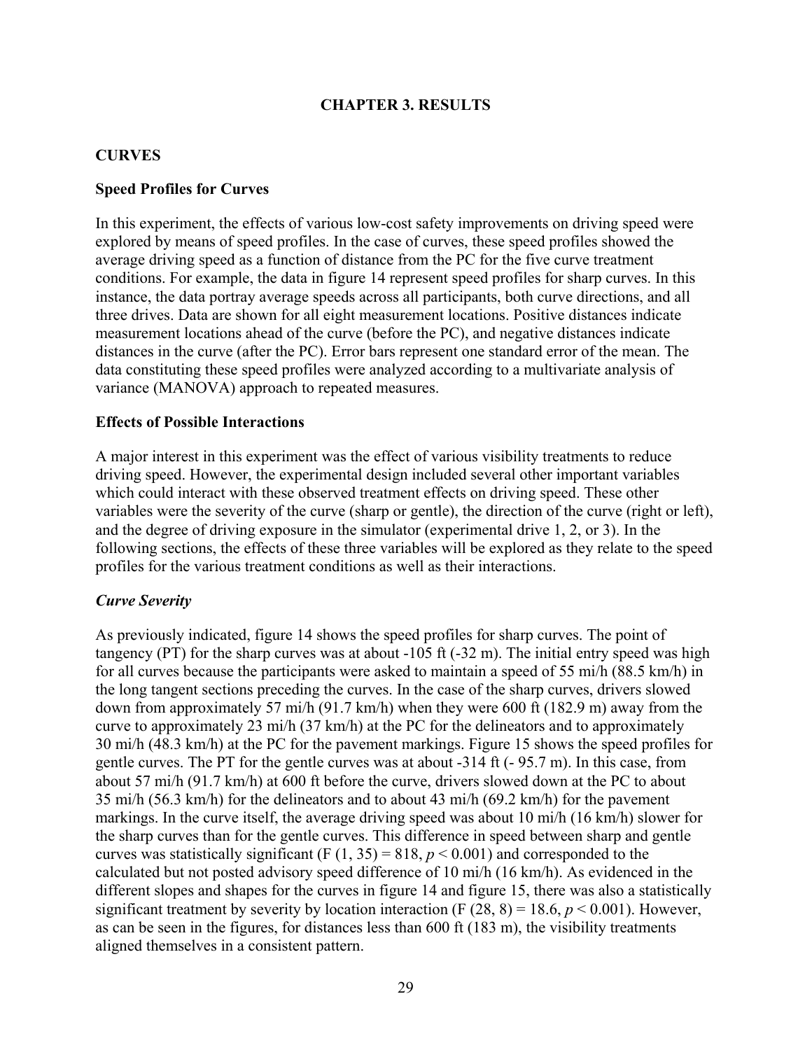# CHAPTER 3. RESULTS

## CURVES

### Speed Profiles for Curves

In this experiment, the effects of various low-cost safety improvements on driving speed were explored by means of speed profiles. In the case of curves, these speed profiles showed the average driving speed as a function of distance from the PC for the five curve treatment conditions. For example, the data in figure 14 represent speed profiles for sharp curves. In this instance, the data portray average speeds across all participants, both curve directions, and all three drives. Data are shown for all eight measurement locations. Positive distances indicate measurement locations ahead of the curve (before the PC), and negative distances indicate distances in the curve (after the PC). Error bars represent one standard error of the mean. The data constituting these speed profiles were analyzed according to a multivariate analysis of variance (MANOVA) approach to repeated measures.

### Effects of Possible Interactions

A major interest in this experiment was the effect of various visibility treatments to reduce driving speed. However, the experimental design included several other important variables which could interact with these observed treatment effects on driving speed. These other variables were the severity of the curve (sharp or gentle), the direction of the curve (right or left), and the degree of driving exposure in the simulator (experimental drive 1, 2, or 3). In the following sections, the effects of these three variables will be explored as they relate to the speed profiles for the various treatment conditions as well as their interactions.

#### *Curve Severity*

As previously indicated, figure 14 shows the speed profiles for sharp curves. The point of tangency (PT) for the sharp curves was at about -105 ft (-32 m). The initial entry speed was high for all curves because the participants were asked to maintain a speed of 55 mi/h (88.5 km/h) in the long tangent sections preceding the curves. In the case of the sharp curves, drivers slowed down from approximately 57 mi/h (91.7 km/h) when they were 600 ft (182.9 m) away from the curve to approximately 23 mi/h (37 km/h) at the PC for the delineators and to approximately 30 mi/h (48.3 km/h) at the PC for the pavement markings. Figure 15 shows the speed profiles for gentle curves. The PT for the gentle curves was at about -314 ft (- 95.7 m). In this case, from about 57 mi/h (91.7 km/h) at 600 ft before the curve, drivers slowed down at the PC to about 35 mi/h (56.3 km/h) for the delineators and to about 43 mi/h (69.2 km/h) for the pavement markings. In the curve itself, the average driving speed was about 10 mi/h (16 km/h) slower for the sharp curves than for the gentle curves. This difference in speed between sharp and gentle curves was statistically significant ($F(1, 35) = 818$, $p < 0.001$) and corresponded to the calculated but not posted advisory speed difference of 10 mi/h (16 km/h). As evidenced in the different slopes and shapes for the curves in figure 14 and figure 15, there was also a statistically significant treatment by severity by location interaction ($F(28, 8) = 18.6$, $p < 0.001$). However, as can be seen in the figures, for distances less than 600 ft (183 m), the visibility treatments aligned themselves in a consistent pattern.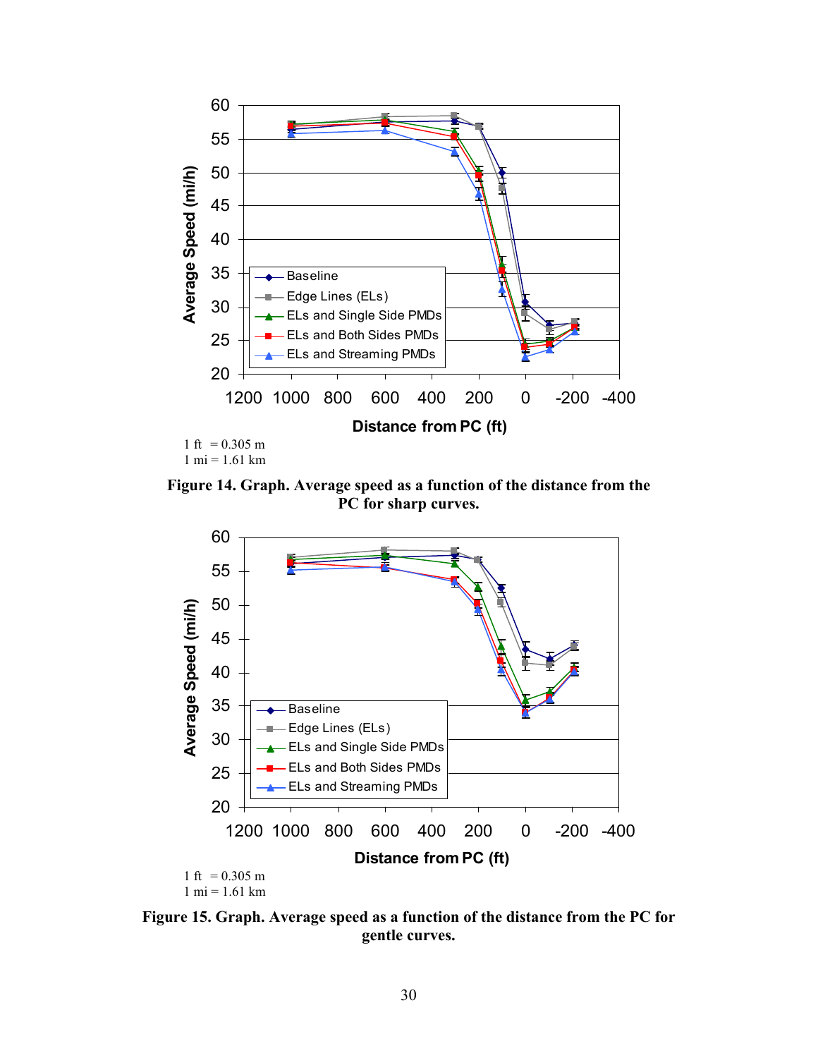1 ft = 0.305 m
1 mi = 1.61 km

**Figure 14. Graph. Average speed as a function of the distance from the PC for sharp curves.**

1 ft = 0.305 m
1 mi = 1.61 km

**Figure 15. Graph. Average speed as a function of the distance from the PC for gentle curves.**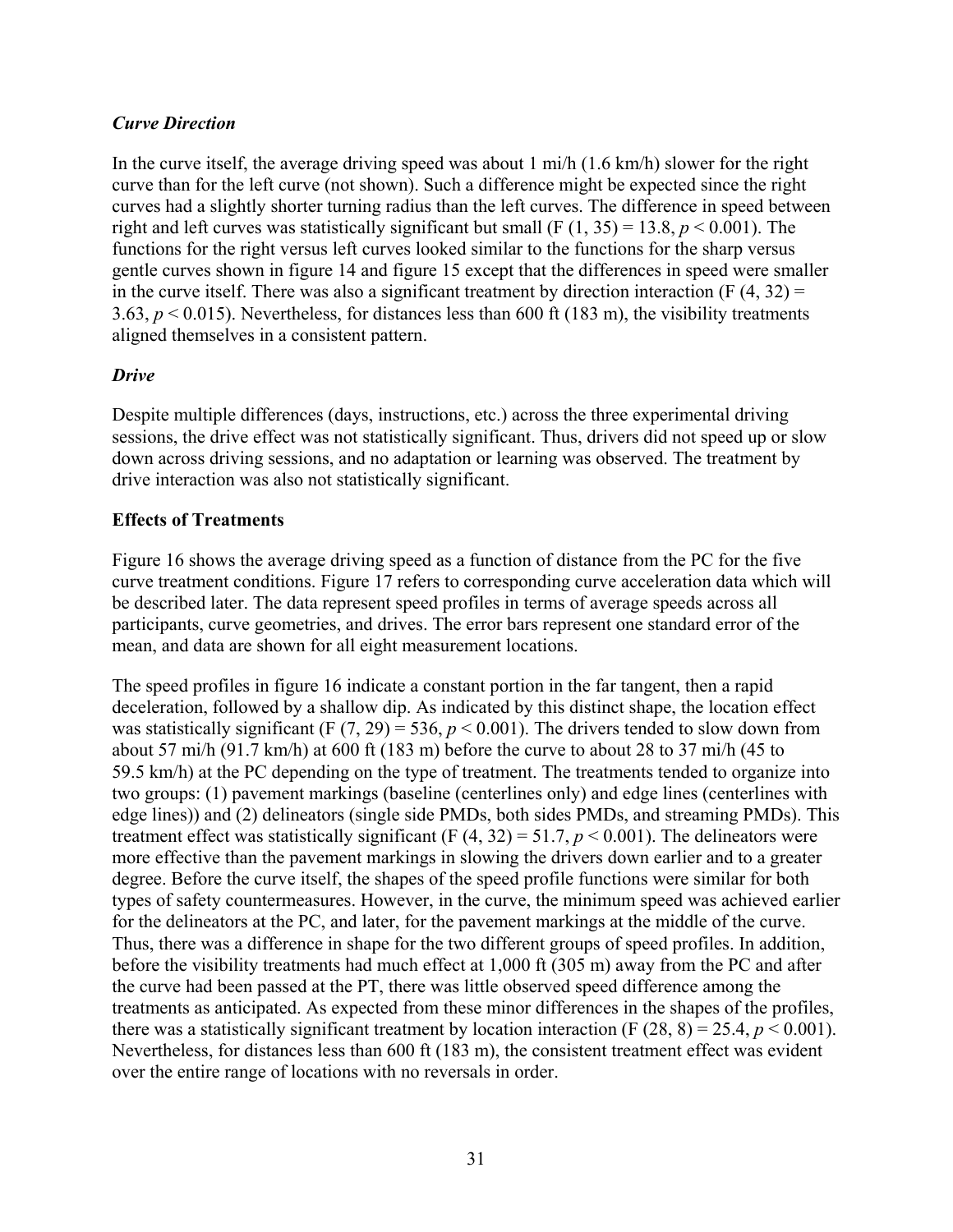### *Curve Direction*

In the curve itself, the average driving speed was about 1 mi/h (1.6 km/h) slower for the right curve than for the left curve (not shown). Such a difference might be expected since the right curves had a slightly shorter turning radius than the left curves. The difference in speed between right and left curves was statistically significant but small ($F(1, 35) = 13.8$, $p < 0.001$). The functions for the right versus left curves looked similar to the functions for the sharp versus gentle curves shown in figure 14 and figure 15 except that the differences in speed were smaller in the curve itself. There was also a significant treatment by direction interaction ($F(4, 32) = 3.63$, $p < 0.015$). Nevertheless, for distances less than 600 ft (183 m), the visibility treatments aligned themselves in a consistent pattern.

### *Drive*

Despite multiple differences (days, instructions, etc.) across the three experimental driving sessions, the drive effect was not statistically significant. Thus, drivers did not speed up or slow down across driving sessions, and no adaptation or learning was observed. The treatment by drive interaction was also not statistically significant.

## **Effects of Treatments**

Figure 16 shows the average driving speed as a function of distance from the PC for the five curve treatment conditions. Figure 17 refers to corresponding curve acceleration data which will be described later. The data represent speed profiles in terms of average speeds across all participants, curve geometries, and drives. The error bars represent one standard error of the mean, and data are shown for all eight measurement locations.

The speed profiles in figure 16 indicate a constant portion in the far tangent, then a rapid deceleration, followed by a shallow dip. As indicated by this distinct shape, the location effect was statistically significant ($F(7, 29) = 536$, $p < 0.001$). The drivers tended to slow down from about 57 mi/h (91.7 km/h) at 600 ft (183 m) before the curve to about 28 to 37 mi/h (45 to 59.5 km/h) at the PC depending on the type of treatment. The treatments tended to organize into two groups: (1) pavement markings (baseline (centerlines only) and edge lines (centerlines with edge lines)) and (2) delineators (single side PMDs, both sides PMDs, and streaming PMDs). This treatment effect was statistically significant ($F(4, 32) = 51.7$, $p < 0.001$). The delineators were more effective than the pavement markings in slowing the drivers down earlier and to a greater degree. Before the curve itself, the shapes of the speed profile functions were similar for both types of safety countermeasures. However, in the curve, the minimum speed was achieved earlier for the delineators at the PC, and later, for the pavement markings at the middle of the curve. Thus, there was a difference in shape for the two different groups of speed profiles. In addition, before the visibility treatments had much effect at 1,000 ft (305 m) away from the PC and after the curve had been passed at the PT, there was little observed speed difference among the treatments as anticipated. As expected from these minor differences in the shapes of the profiles, there was a statistically significant treatment by location interaction ($F(28, 8) = 25.4$, $p < 0.001$). Nevertheless, for distances less than 600 ft (183 m), the consistent treatment effect was evident over the entire range of locations with no reversals in order.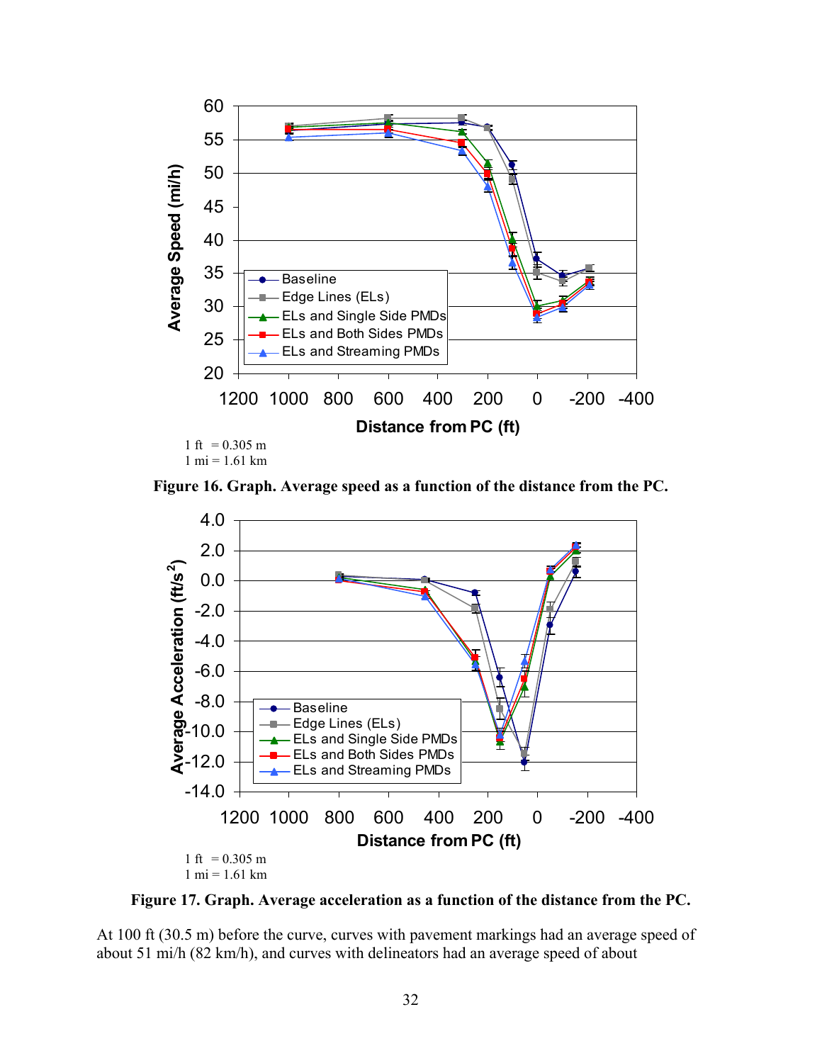1 ft = 0.305 m
1 mi = 1.61 km

**Figure 16. Graph. Average speed as a function of the distance from the PC.**

1 ft = 0.305 m
1 mi = 1.61 km

**Figure 17. Graph. Average acceleration as a function of the distance from the PC.**

At 100 ft (30.5 m) before the curve, curves with pavement markings had an average speed of about 51 mi/h (82 km/h), and curves with delineators had an average speed of about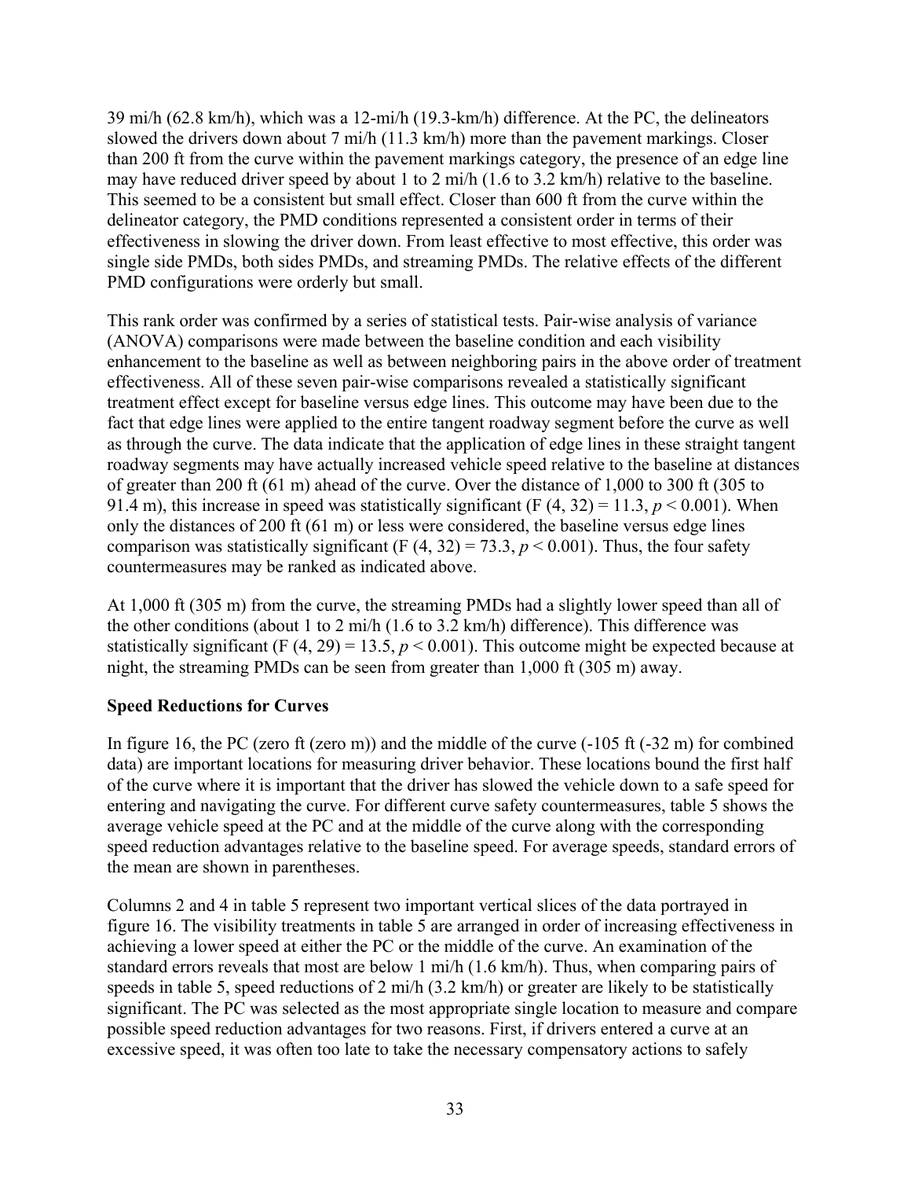39 mi/h (62.8 km/h), which was a 12-mi/h (19.3-km/h) difference. At the PC, the delineators slowed the drivers down about 7 mi/h (11.3 km/h) more than the pavement markings. Closer than 200 ft from the curve within the pavement markings category, the presence of an edge line may have reduced driver speed by about 1 to 2 mi/h (1.6 to 3.2 km/h) relative to the baseline. This seemed to be a consistent but small effect. Closer than 600 ft from the curve within the delineator category, the PMD conditions represented a consistent order in terms of their effectiveness in slowing the driver down. From least effective to most effective, this order was single side PMDs, both sides PMDs, and streaming PMDs. The relative effects of the different PMD configurations were orderly but small.

This rank order was confirmed by a series of statistical tests. Pair-wise analysis of variance (ANOVA) comparisons were made between the baseline condition and each visibility enhancement to the baseline as well as between neighboring pairs in the above order of treatment effectiveness. All of these seven pair-wise comparisons revealed a statistically significant treatment effect except for baseline versus edge lines. This outcome may have been due to the fact that edge lines were applied to the entire tangent roadway segment before the curve as well as through the curve. The data indicate that the application of edge lines in these straight tangent roadway segments may have actually increased vehicle speed relative to the baseline at distances of greater than 200 ft (61 m) ahead of the curve. Over the distance of 1,000 to 300 ft (305 to 91.4 m), this increase in speed was statistically significant ($F(4, 32) = 11.3$, $p < 0.001$). When only the distances of 200 ft (61 m) or less were considered, the baseline versus edge lines comparison was statistically significant ($F(4, 32) = 73.3$, $p < 0.001$). Thus, the four safety countermeasures may be ranked as indicated above.

At 1,000 ft (305 m) from the curve, the streaming PMDs had a slightly lower speed than all of the other conditions (about 1 to 2 mi/h (1.6 to 3.2 km/h) difference). This difference was statistically significant ($F(4, 29) = 13.5$, $p < 0.001$). This outcome might be expected because at night, the streaming PMDs can be seen from greater than 1,000 ft (305 m) away.

**Speed Reductions for Curves**

In figure 16, the PC (zero ft (zero m)) and the middle of the curve (-105 ft (-32 m) for combined data) are important locations for measuring driver behavior. These locations bound the first half of the curve where it is important that the driver has slowed the vehicle down to a safe speed for entering and navigating the curve. For different curve safety countermeasures, table 5 shows the average vehicle speed at the PC and at the middle of the curve along with the corresponding speed reduction advantages relative to the baseline speed. For average speeds, standard errors of the mean are shown in parentheses.

Columns 2 and 4 in table 5 represent two important vertical slices of the data portrayed in figure 16. The visibility treatments in table 5 are arranged in order of increasing effectiveness in achieving a lower speed at either the PC or the middle of the curve. An examination of the standard errors reveals that most are below 1 mi/h (1.6 km/h). Thus, when comparing pairs of speeds in table 5, speed reductions of 2 mi/h (3.2 km/h) or greater are likely to be statistically significant. The PC was selected as the most appropriate single location to measure and compare possible speed reduction advantages for two reasons. First, if drivers entered a curve at an excessive speed, it was often too late to take the necessary compensatory actions to safely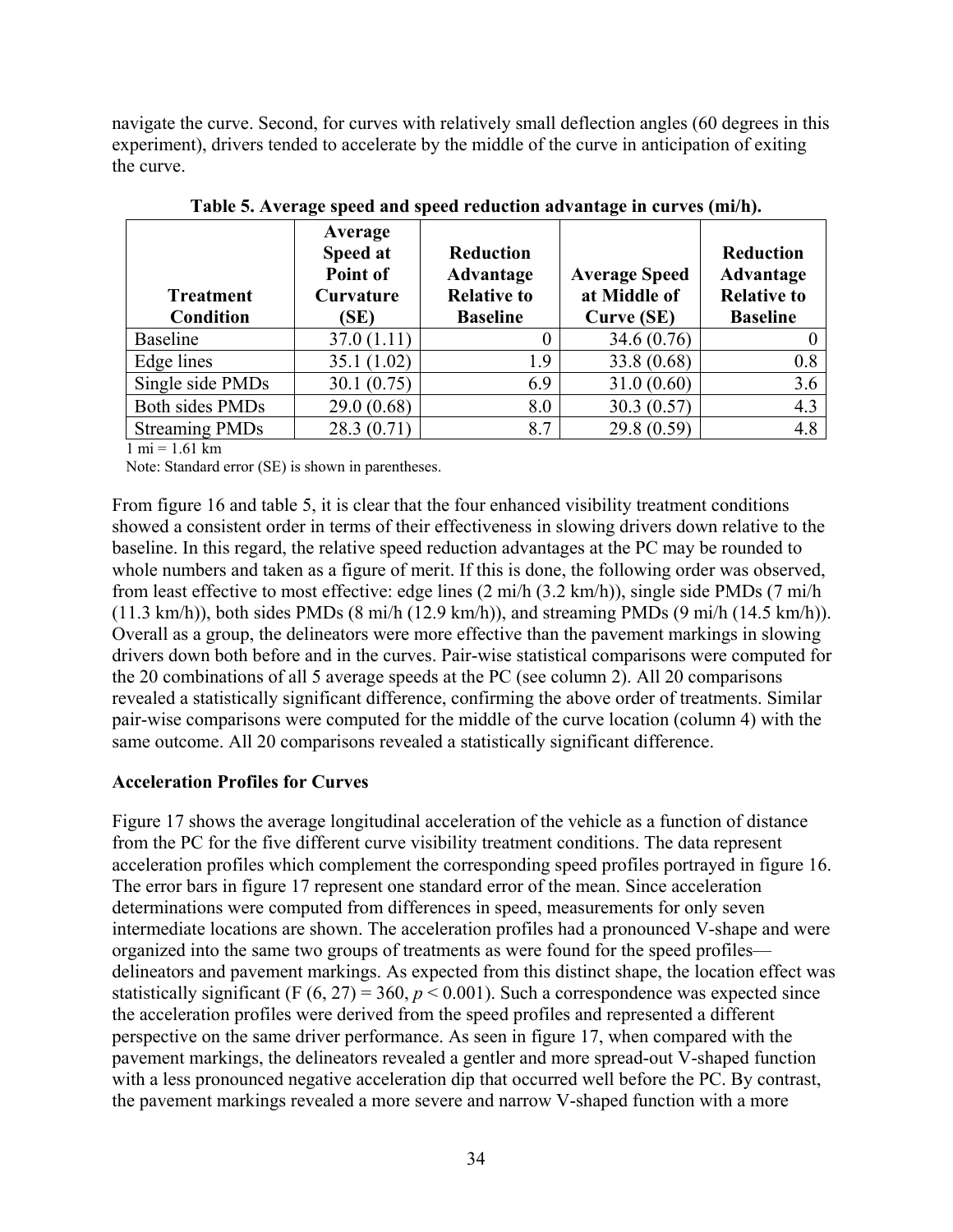navigate the curve. Second, for curves with relatively small deflection angles (60 degrees in this experiment), drivers tended to accelerate by the middle of the curve in anticipation of exiting the curve.

**Table 5. Average speed and speed reduction advantage in curves (mi/h).**

| Treatment Condition | Average Speed at Point of Curvature (SE) | Reduction Advantage Relative to Baseline | Average Speed at Middle of Curve (SE) | Reduction Advantage Relative to Baseline |
|---|---|---|---|---|
| Baseline | 37.0 (1.11) | 0 | 34.6 (0.76) | 0 |
| Edge lines | 35.1 (1.02) | 1.9 | 33.8 (0.68) | 0.8 |
| Single side PMDs | 30.1 (0.75) | 6.9 | 31.0 (0.60) | 3.6 |
| Both sides PMDs | 29.0 (0.68) | 8.0 | 30.3 (0.57) | 4.3 |
| Streaming PMDs | 28.3 (0.71) | 8.7 | 29.8 (0.59) | 4.8 |

1 mi = 1.61 km

Note: Standard error (SE) is shown in parentheses.

From figure 16 and table 5, it is clear that the four enhanced visibility treatment conditions showed a consistent order in terms of their effectiveness in slowing drivers down relative to the baseline. In this regard, the relative speed reduction advantages at the PC may be rounded to whole numbers and taken as a figure of merit. If this is done, the following order was observed, from least effective to most effective: edge lines (2 mi/h (3.2 km/h)), single side PMDs (7 mi/h (11.3 km/h)), both sides PMDs (8 mi/h (12.9 km/h)), and streaming PMDs (9 mi/h (14.5 km/h)). Overall as a group, the delineators were more effective than the pavement markings in slowing drivers down both before and in the curves. Pair-wise statistical comparisons were computed for the 20 combinations of all 5 average speeds at the PC (see column 2). All 20 comparisons revealed a statistically significant difference, confirming the above order of treatments. Similar pair-wise comparisons were computed for the middle of the curve location (column 4) with the same outcome. All 20 comparisons revealed a statistically significant difference.

**Acceleration Profiles for Curves**

Figure 17 shows the average longitudinal acceleration of the vehicle as a function of distance from the PC for the five different curve visibility treatment conditions. The data represent acceleration profiles which complement the corresponding speed profiles portrayed in figure 16. The error bars in figure 17 represent one standard error of the mean. Since acceleration determinations were computed from differences in speed, measurements for only seven intermediate locations are shown. The acceleration profiles had a pronounced V-shape and were organized into the same two groups of treatments as were found for the speed profiles—delineators and pavement markings. As expected from this distinct shape, the location effect was statistically significant ($F(6, 27) = 360$, $p < 0.001$). Such a correspondence was expected since the acceleration profiles were derived from the speed profiles and represented a different perspective on the same driver performance. As seen in figure 17, when compared with the pavement markings, the delineators revealed a gentler and more spread-out V-shaped function with a less pronounced negative acceleration dip that occurred well before the PC. By contrast, the pavement markings revealed a more severe and narrow V-shaped function with a more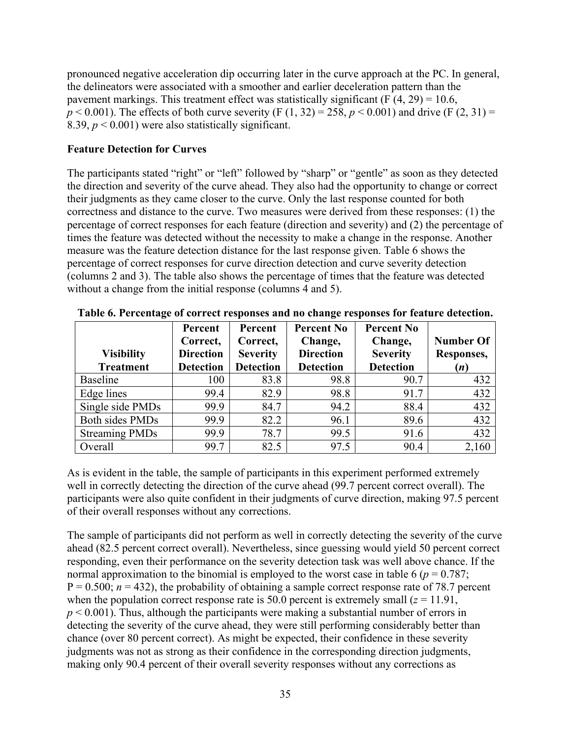pronounced negative acceleration dip occurring later in the curve approach at the PC. In general, the delineators were associated with a smoother and earlier deceleration pattern than the pavement markings. This treatment effect was statistically significant ($F(4, 29) = 10.6$, $p < 0.001$). The effects of both curve severity ($F(1, 32) = 258$, $p < 0.001$) and drive ($F(2, 31) = 8.39$, $p < 0.001$) were also statistically significant.

**Feature Detection for Curves**

The participants stated "right" or "left" followed by "sharp" or "gentle" as soon as they detected the direction and severity of the curve ahead. They also had the opportunity to change or correct their judgments as they came closer to the curve. Only the last response counted for both correctness and distance to the curve. Two measures were derived from these responses: (1) the percentage of correct responses for each feature (direction and severity) and (2) the percentage of times the feature was detected without the necessity to make a change in the response. Another measure was the feature detection distance for the last response given. Table 6 shows the percentage of correct responses for curve direction detection and curve severity detection (columns 2 and 3). The table also shows the percentage of times that the feature was detected without a change from the initial response (columns 4 and 5).

**Table 6. Percentage of correct responses and no change responses for feature detection.**

| Visibility Treatment | Percent Correct, Direction Detection | Percent Correct, Severity Detection | Percent No Change, Direction Detection | Percent No Change, Severity Detection | Number Of Responses, ($n$) |
|---|---|---|---|---|---|
| Baseline | 100 | 83.8 | 98.8 | 90.7 | 432 |
| Edge lines | 99.4 | 82.9 | 98.8 | 91.7 | 432 |
| Single side PMDs | 99.9 | 84.7 | 94.2 | 88.4 | 432 |
| Both sides PMDs | 99.9 | 82.2 | 96.1 | 89.6 | 432 |
| Streaming PMDs | 99.9 | 78.7 | 99.5 | 91.6 | 432 |
| Overall | 99.7 | 82.5 | 97.5 | 90.4 | 2,160 |

As is evident in the table, the sample of participants in this experiment performed extremely well in correctly detecting the direction of the curve ahead (99.7 percent correct overall). The participants were also quite confident in their judgments of curve direction, making 97.5 percent of their overall responses without any corrections.

The sample of participants did not perform as well in correctly detecting the severity of the curve ahead (82.5 percent correct overall). Nevertheless, since guessing would yield 50 percent correct responding, even their performance on the severity detection task was well above chance. If the normal approximation to the binomial is employed to the worst case in table 6 ($p = 0.787$; $P = 0.500$; $n = 432$), the probability of obtaining a sample correct response rate of 78.7 percent when the population correct response rate is 50.0 percent is extremely small ($z = 11.91$, $p < 0.001$). Thus, although the participants were making a substantial number of errors in detecting the severity of the curve ahead, they were still performing considerably better than chance (over 80 percent correct). As might be expected, their confidence in these severity judgments was not as strong as their confidence in the corresponding direction judgments, making only 90.4 percent of their overall severity responses without any corrections as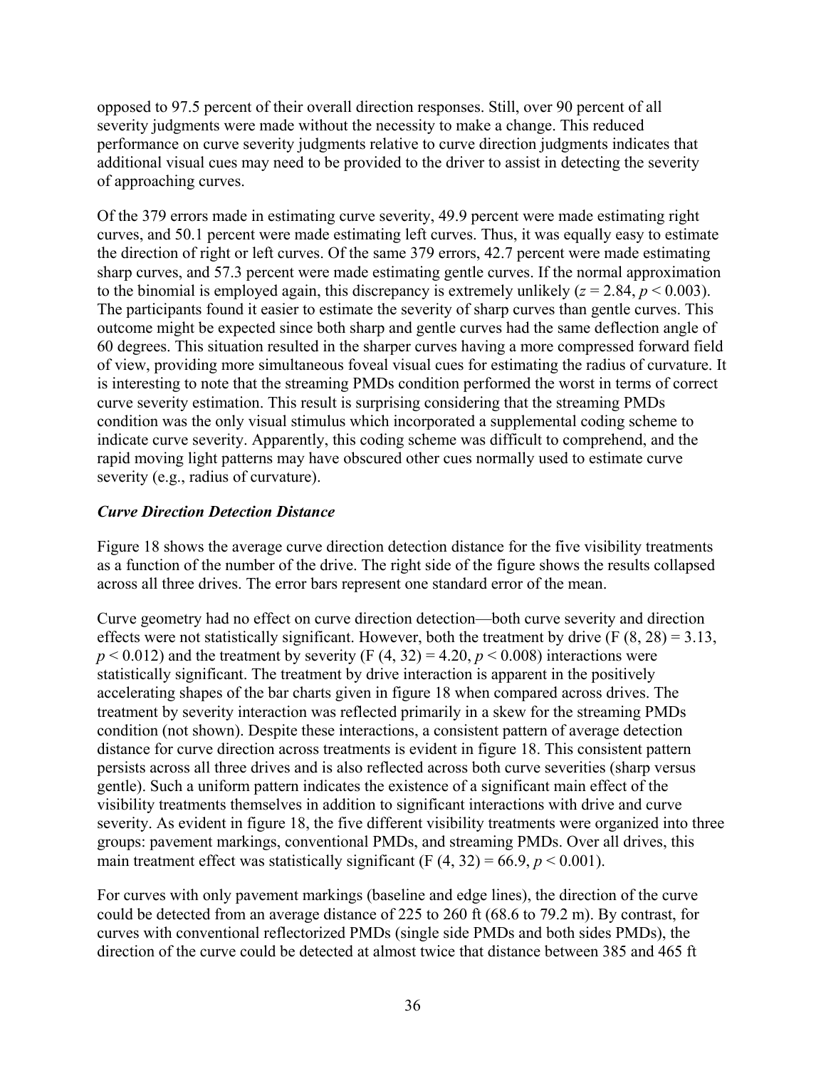opposed to 97.5 percent of their overall direction responses. Still, over 90 percent of all severity judgments were made without the necessity to make a change. This reduced performance on curve severity judgments relative to curve direction judgments indicates that additional visual cues may need to be provided to the driver to assist in detecting the severity of approaching curves.

Of the 379 errors made in estimating curve severity, 49.9 percent were made estimating right curves, and 50.1 percent were made estimating left curves. Thus, it was equally easy to estimate the direction of right or left curves. Of the same 379 errors, 42.7 percent were made estimating sharp curves, and 57.3 percent were made estimating gentle curves. If the normal approximation to the binomial is employed again, this discrepancy is extremely unlikely ($z = 2.84$, $p < 0.003$). The participants found it easier to estimate the severity of sharp curves than gentle curves. This outcome might be expected since both sharp and gentle curves had the same deflection angle of 60 degrees. This situation resulted in the sharper curves having a more compressed forward field of view, providing more simultaneous foveal visual cues for estimating the radius of curvature. It is interesting to note that the streaming PMDs condition performed the worst in terms of correct curve severity estimation. This result is surprising considering that the streaming PMDs condition was the only visual stimulus which incorporated a supplemental coding scheme to indicate curve severity. Apparently, this coding scheme was difficult to comprehend, and the rapid moving light patterns may have obscured other cues normally used to estimate curve severity (e.g., radius of curvature).

### *Curve Direction Detection Distance*

Figure 18 shows the average curve direction detection distance for the five visibility treatments as a function of the number of the drive. The right side of the figure shows the results collapsed across all three drives. The error bars represent one standard error of the mean.

Curve geometry had no effect on curve direction detection—both curve severity and direction effects were not statistically significant. However, both the treatment by drive ($F(8, 28) = 3.13$, $p < 0.012$) and the treatment by severity ($F(4, 32) = 4.20$, $p < 0.008$) interactions were statistically significant. The treatment by drive interaction is apparent in the positively accelerating shapes of the bar charts given in figure 18 when compared across drives. The treatment by severity interaction was reflected primarily in a skew for the streaming PMDs condition (not shown). Despite these interactions, a consistent pattern of average detection distance for curve direction across treatments is evident in figure 18. This consistent pattern persists across all three drives and is also reflected across both curve severities (sharp versus gentle). Such a uniform pattern indicates the existence of a significant main effect of the visibility treatments themselves in addition to significant interactions with drive and curve severity. As evident in figure 18, the five different visibility treatments were organized into three groups: pavement markings, conventional PMDs, and streaming PMDs. Over all drives, this main treatment effect was statistically significant ($F(4, 32) = 66.9$, $p < 0.001$).

For curves with only pavement markings (baseline and edge lines), the direction of the curve could be detected from an average distance of 225 to 260 ft (68.6 to 79.2 m). By contrast, for curves with conventional reflectorized PMDs (single side PMDs and both sides PMDs), the direction of the curve could be detected at almost twice that distance between 385 and 465 ft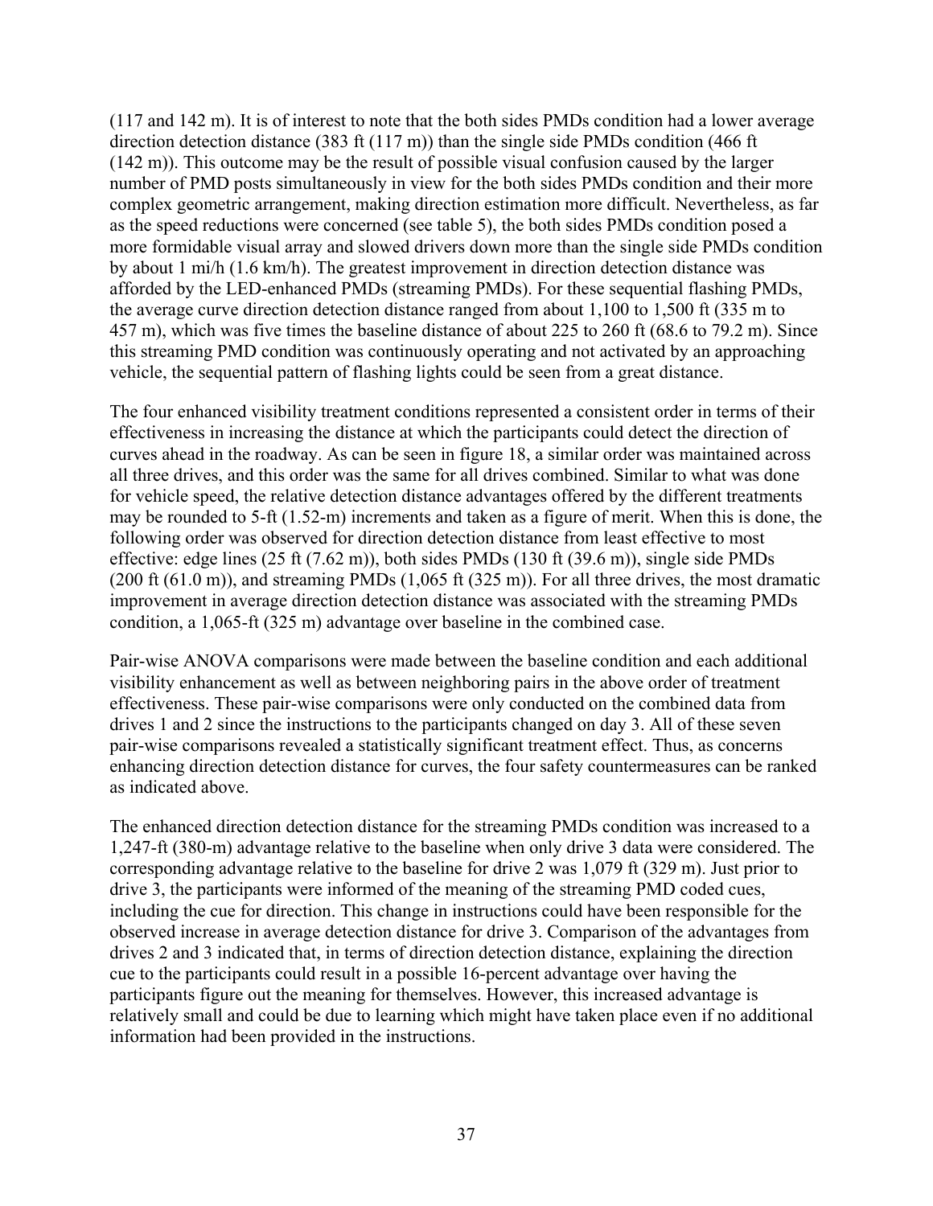(117 and 142 m). It is of interest to note that the both sides PMDs condition had a lower average direction detection distance (383 ft (117 m)) than the single side PMDs condition (466 ft (142 m)). This outcome may be the result of possible visual confusion caused by the larger number of PMD posts simultaneously in view for the both sides PMDs condition and their more complex geometric arrangement, making direction estimation more difficult. Nevertheless, as far as the speed reductions were concerned (see table 5), the both sides PMDs condition posed a more formidable visual array and slowed drivers down more than the single side PMDs condition by about 1 mi/h (1.6 km/h). The greatest improvement in direction detection distance was afforded by the LED-enhanced PMDs (streaming PMDs). For these sequential flashing PMDs, the average curve direction detection distance ranged from about 1,100 to 1,500 ft (335 m to 457 m), which was five times the baseline distance of about 225 to 260 ft (68.6 to 79.2 m). Since this streaming PMD condition was continuously operating and not activated by an approaching vehicle, the sequential pattern of flashing lights could be seen from a great distance.

The four enhanced visibility treatment conditions represented a consistent order in terms of their effectiveness in increasing the distance at which the participants could detect the direction of curves ahead in the roadway. As can be seen in figure 18, a similar order was maintained across all three drives, and this order was the same for all drives combined. Similar to what was done for vehicle speed, the relative detection distance advantages offered by the different treatments may be rounded to 5-ft (1.52-m) increments and taken as a figure of merit. When this is done, the following order was observed for direction detection distance from least effective to most effective: edge lines (25 ft (7.62 m)), both sides PMDs (130 ft (39.6 m)), single side PMDs (200 ft (61.0 m)), and streaming PMDs (1,065 ft (325 m)). For all three drives, the most dramatic improvement in average direction detection distance was associated with the streaming PMDs condition, a 1,065-ft (325 m) advantage over baseline in the combined case.

Pair-wise ANOVA comparisons were made between the baseline condition and each additional visibility enhancement as well as between neighboring pairs in the above order of treatment effectiveness. These pair-wise comparisons were only conducted on the combined data from drives 1 and 2 since the instructions to the participants changed on day 3. All of these seven pair-wise comparisons revealed a statistically significant treatment effect. Thus, as concerns enhancing direction detection distance for curves, the four safety countermeasures can be ranked as indicated above.

The enhanced direction detection distance for the streaming PMDs condition was increased to a 1,247-ft (380-m) advantage relative to the baseline when only drive 3 data were considered. The corresponding advantage relative to the baseline for drive 2 was 1,079 ft (329 m). Just prior to drive 3, the participants were informed of the meaning of the streaming PMD coded cues, including the cue for direction. This change in instructions could have been responsible for the observed increase in average detection distance for drive 3. Comparison of the advantages from drives 2 and 3 indicated that, in terms of direction detection distance, explaining the direction cue to the participants could result in a possible 16-percent advantage over having the participants figure out the meaning for themselves. However, this increased advantage is relatively small and could be due to learning which might have taken place even if no additional information had been provided in the instructions.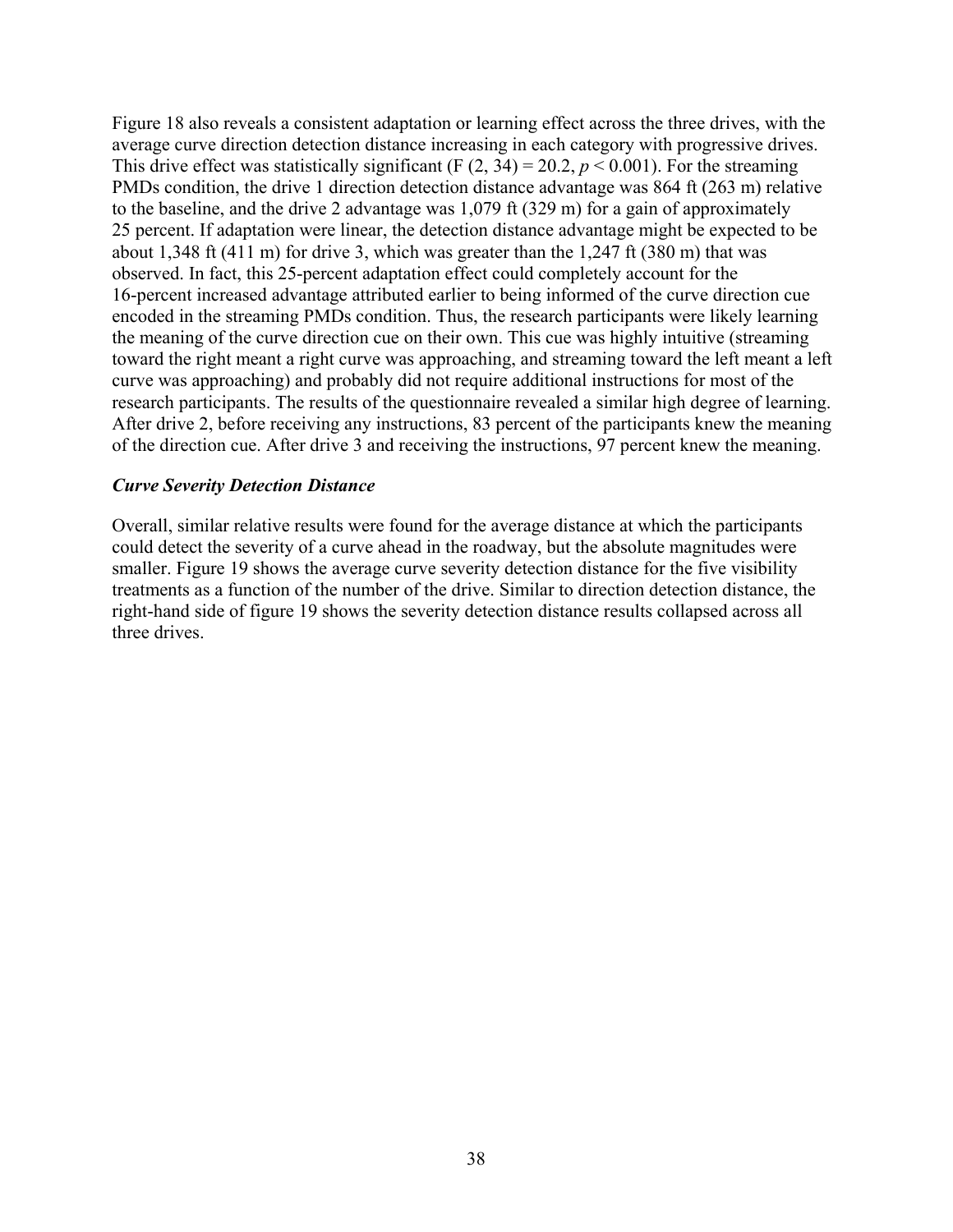Figure 18 also reveals a consistent adaptation or learning effect across the three drives, with the average curve direction detection distance increasing in each category with progressive drives. This drive effect was statistically significant ($F (2, 34) = 20.2$, $p < 0.001$). For the streaming PMDs condition, the drive 1 direction detection distance advantage was 864 ft (263 m) relative to the baseline, and the drive 2 advantage was 1,079 ft (329 m) for a gain of approximately 25 percent. If adaptation were linear, the detection distance advantage might be expected to be about 1,348 ft (411 m) for drive 3, which was greater than the 1,247 ft (380 m) that was observed. In fact, this 25-percent adaptation effect could completely account for the 16-percent increased advantage attributed earlier to being informed of the curve direction cue encoded in the streaming PMDs condition. Thus, the research participants were likely learning the meaning of the curve direction cue on their own. This cue was highly intuitive (streaming toward the right meant a right curve was approaching, and streaming toward the left meant a left curve was approaching) and probably did not require additional instructions for most of the research participants. The results of the questionnaire revealed a similar high degree of learning. After drive 2, before receiving any instructions, 83 percent of the participants knew the meaning of the direction cue. After drive 3 and receiving the instructions, 97 percent knew the meaning.

### *Curve Severity Detection Distance*

Overall, similar relative results were found for the average distance at which the participants could detect the severity of a curve ahead in the roadway, but the absolute magnitudes were smaller. Figure 19 shows the average curve severity detection distance for the five visibility treatments as a function of the number of the drive. Similar to direction detection distance, the right-hand side of figure 19 shows the severity detection distance results collapsed across all three drives.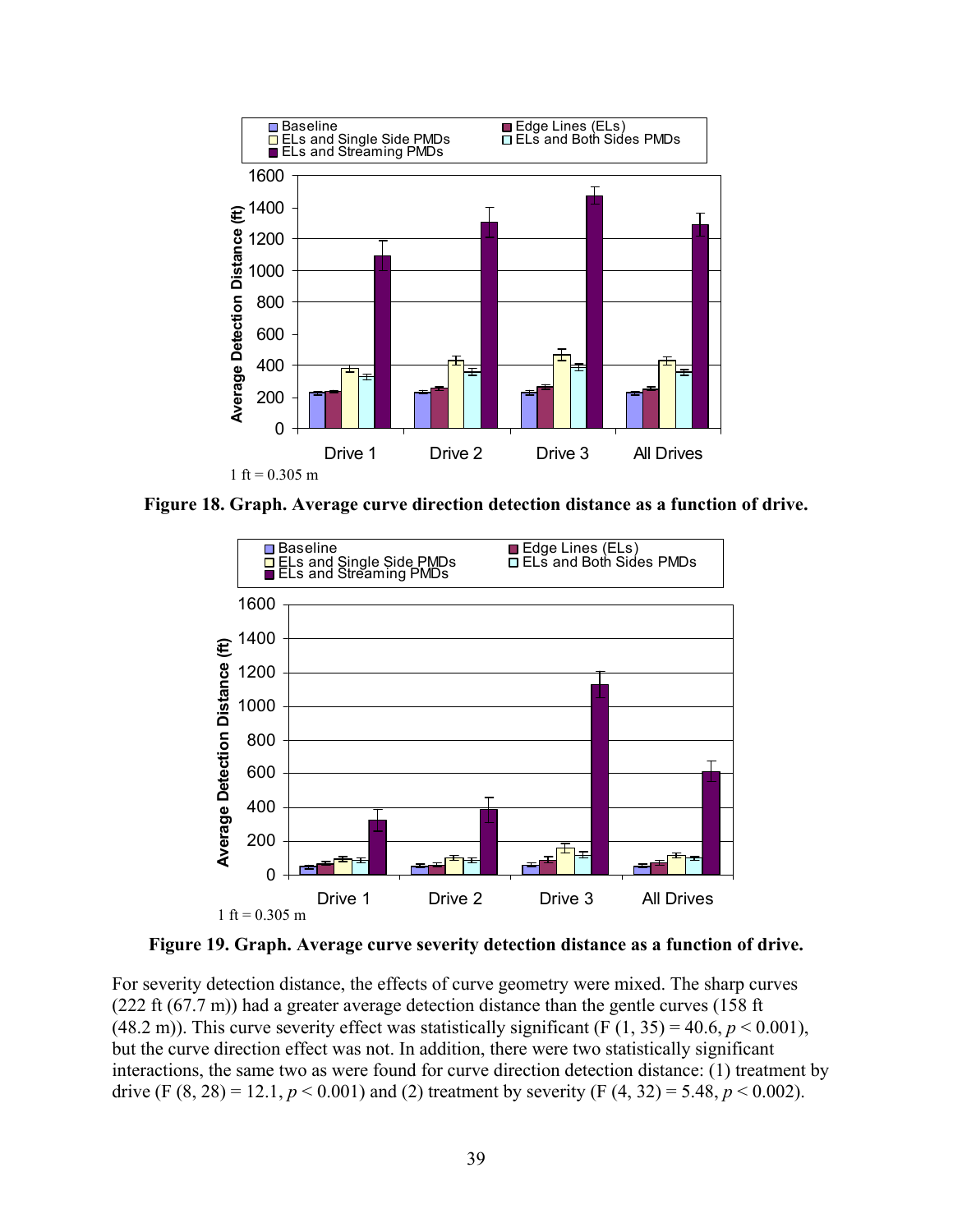1 ft = 0.305 m

**Figure 18. Graph. Average curve direction detection distance as a function of drive.**

1 ft = 0.305 m

**Figure 19. Graph. Average curve severity detection distance as a function of drive.**

For severity detection distance, the effects of curve geometry were mixed. The sharp curves (222 ft (67.7 m)) had a greater average detection distance than the gentle curves (158 ft (48.2 m)). This curve severity effect was statistically significant ($F (1, 35) = 40.6$, $p < 0.001$), but the curve direction effect was not. In addition, there were two statistically significant interactions, the same two as were found for curve direction detection distance: (1) treatment by drive ($F (8, 28) = 12.1$, $p < 0.001$) and (2) treatment by severity ($F (4, 32) = 5.48$, $p < 0.002$).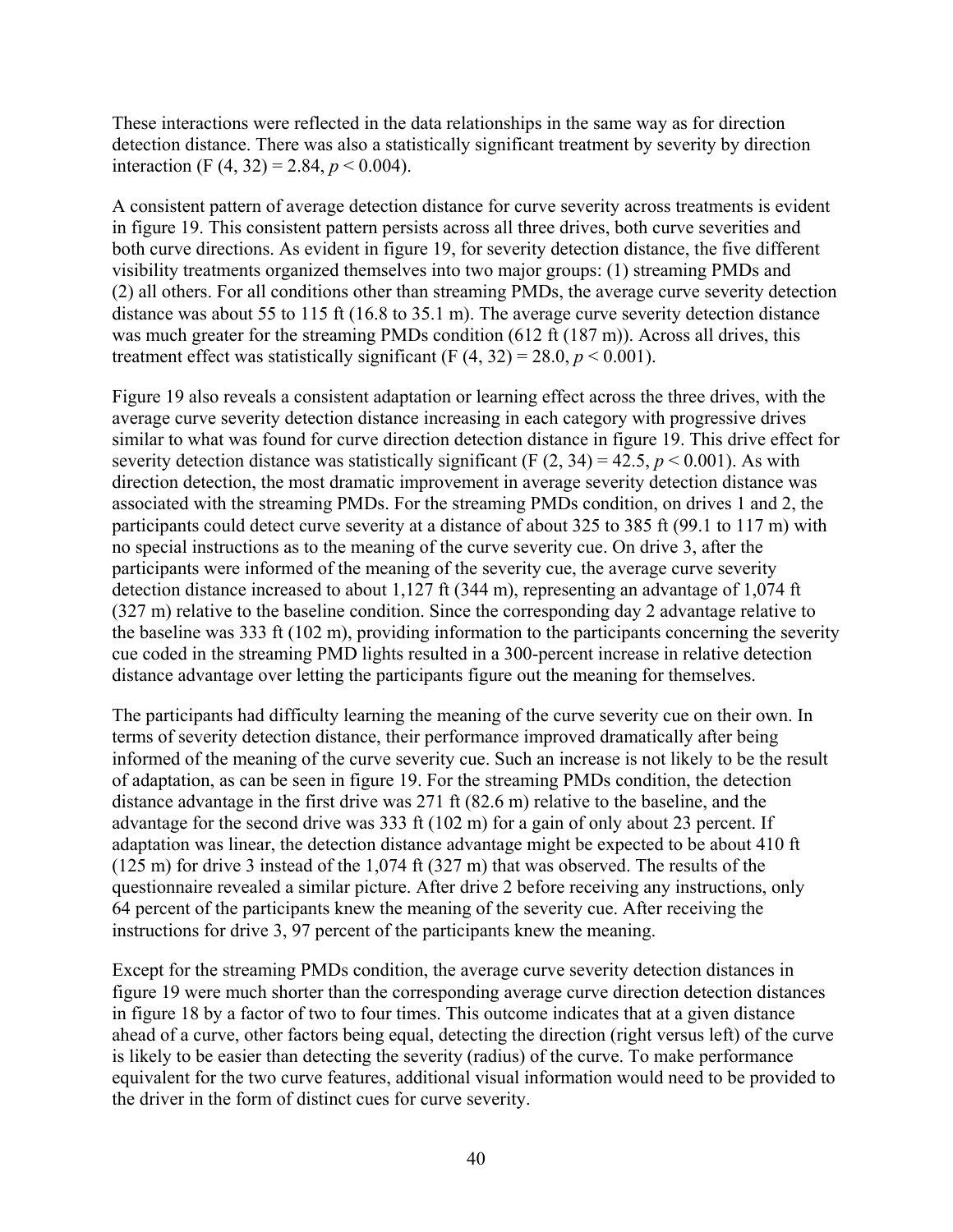These interactions were reflected in the data relationships in the same way as for direction detection distance. There was also a statistically significant treatment by severity by direction interaction ($F(4, 32) = 2.84$, $p < 0.004$).

A consistent pattern of average detection distance for curve severity across treatments is evident in figure 19. This consistent pattern persists across all three drives, both curve severities and both curve directions. As evident in figure 19, for severity detection distance, the five different visibility treatments organized themselves into two major groups: (1) streaming PMDs and (2) all others. For all conditions other than streaming PMDs, the average curve severity detection distance was about 55 to 115 ft (16.8 to 35.1 m). The average curve severity detection distance was much greater for the streaming PMDs condition (612 ft (187 m)). Across all drives, this treatment effect was statistically significant ($F(4, 32) = 28.0$, $p < 0.001$).

Figure 19 also reveals a consistent adaptation or learning effect across the three drives, with the average curve severity detection distance increasing in each category with progressive drives similar to what was found for curve direction detection distance in figure 19. This drive effect for severity detection distance was statistically significant ($F(2, 34) = 42.5$, $p < 0.001$). As with direction detection, the most dramatic improvement in average severity detection distance was associated with the streaming PMDs. For the streaming PMDs condition, on drives 1 and 2, the participants could detect curve severity at a distance of about 325 to 385 ft (99.1 to 117 m) with no special instructions as to the meaning of the curve severity cue. On drive 3, after the participants were informed of the meaning of the severity cue, the average curve severity detection distance increased to about 1,127 ft (344 m), representing an advantage of 1,074 ft (327 m) relative to the baseline condition. Since the corresponding day 2 advantage relative to the baseline was 333 ft (102 m), providing information to the participants concerning the severity cue coded in the streaming PMD lights resulted in a 300-percent increase in relative detection distance advantage over letting the participants figure out the meaning for themselves.

The participants had difficulty learning the meaning of the curve severity cue on their own. In terms of severity detection distance, their performance improved dramatically after being informed of the meaning of the curve severity cue. Such an increase is not likely to be the result of adaptation, as can be seen in figure 19. For the streaming PMDs condition, the detection distance advantage in the first drive was 271 ft (82.6 m) relative to the baseline, and the advantage for the second drive was 333 ft (102 m) for a gain of only about 23 percent. If adaptation was linear, the detection distance advantage might be expected to be about 410 ft (125 m) for drive 3 instead of the 1,074 ft (327 m) that was observed. The results of the questionnaire revealed a similar picture. After drive 2 before receiving any instructions, only 64 percent of the participants knew the meaning of the severity cue. After receiving the instructions for drive 3, 97 percent of the participants knew the meaning.

Except for the streaming PMDs condition, the average curve severity detection distances in figure 19 were much shorter than the corresponding average curve direction detection distances in figure 18 by a factor of two to four times. This outcome indicates that at a given distance ahead of a curve, other factors being equal, detecting the direction (right versus left) of the curve is likely to be easier than detecting the severity (radius) of the curve. To make performance equivalent for the two curve features, additional visual information would need to be provided to the driver in the form of distinct cues for curve severity.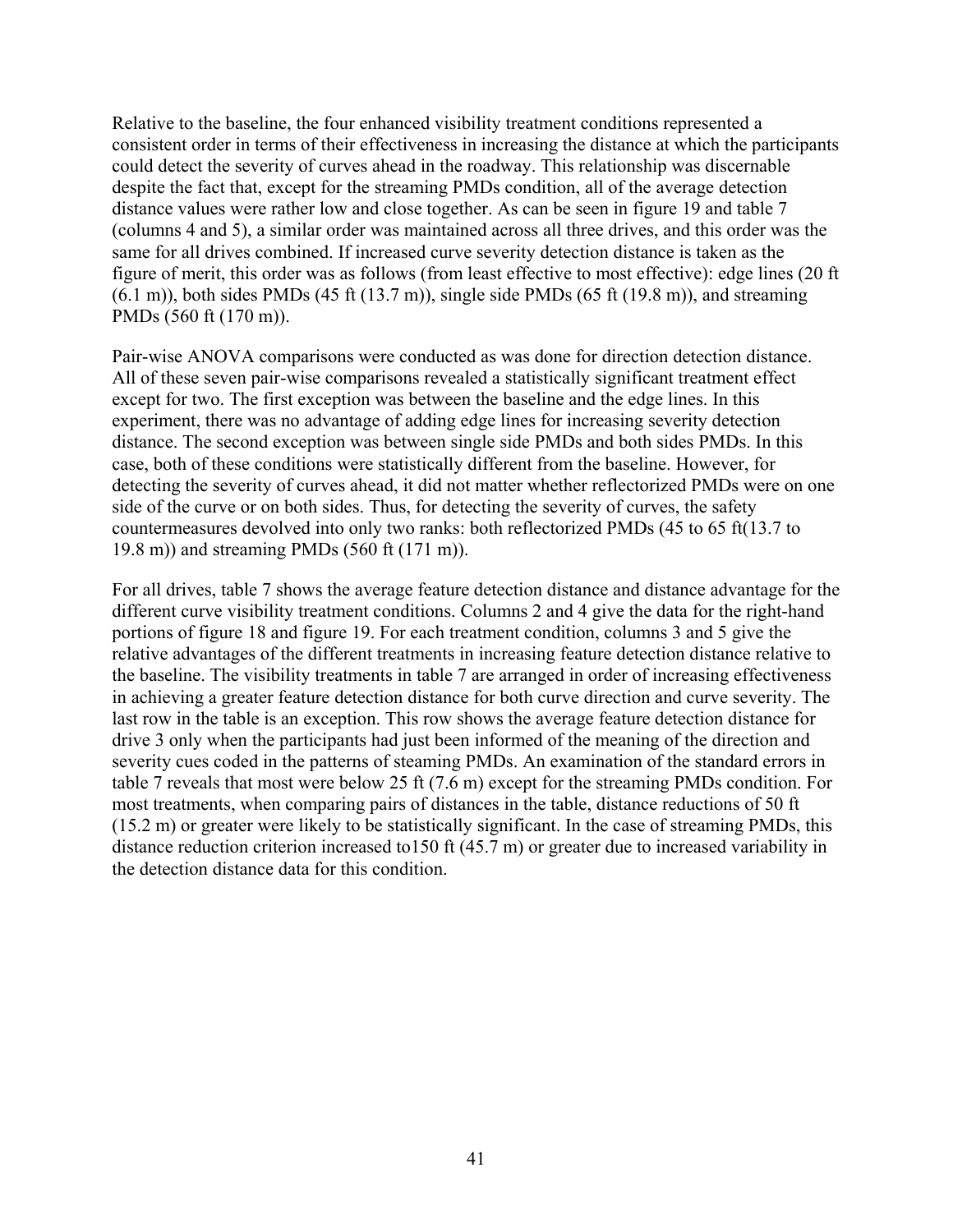Relative to the baseline, the four enhanced visibility treatment conditions represented a consistent order in terms of their effectiveness in increasing the distance at which the participants could detect the severity of curves ahead in the roadway. This relationship was discernable despite the fact that, except for the streaming PMDs condition, all of the average detection distance values were rather low and close together. As can be seen in figure 19 and table 7 (columns 4 and 5), a similar order was maintained across all three drives, and this order was the same for all drives combined. If increased curve severity detection distance is taken as the figure of merit, this order was as follows (from least effective to most effective): edge lines (20 ft (6.1 m)), both sides PMDs (45 ft (13.7 m)), single side PMDs (65 ft (19.8 m)), and streaming PMDs (560 ft (170 m)).

Pair-wise ANOVA comparisons were conducted as was done for direction detection distance. All of these seven pair-wise comparisons revealed a statistically significant treatment effect except for two. The first exception was between the baseline and the edge lines. In this experiment, there was no advantage of adding edge lines for increasing severity detection distance. The second exception was between single side PMDs and both sides PMDs. In this case, both of these conditions were statistically different from the baseline. However, for detecting the severity of curves ahead, it did not matter whether reflectorized PMDs were on one side of the curve or on both sides. Thus, for detecting the severity of curves, the safety countermeasures devolved into only two ranks: both reflectorized PMDs (45 to 65 ft(13.7 to 19.8 m)) and streaming PMDs (560 ft (171 m)).

For all drives, table 7 shows the average feature detection distance and distance advantage for the different curve visibility treatment conditions. Columns 2 and 4 give the data for the right-hand portions of figure 18 and figure 19. For each treatment condition, columns 3 and 5 give the relative advantages of the different treatments in increasing feature detection distance relative to the baseline. The visibility treatments in table 7 are arranged in order of increasing effectiveness in achieving a greater feature detection distance for both curve direction and curve severity. The last row in the table is an exception. This row shows the average feature detection distance for drive 3 only when the participants had just been informed of the meaning of the direction and severity cues coded in the patterns of steaming PMDs. An examination of the standard errors in table 7 reveals that most were below 25 ft (7.6 m) except for the streaming PMDs condition. For most treatments, when comparing pairs of distances in the table, distance reductions of 50 ft (15.2 m) or greater were likely to be statistically significant. In the case of streaming PMDs, this distance reduction criterion increased to150 ft (45.7 m) or greater due to increased variability in the detection distance data for this condition.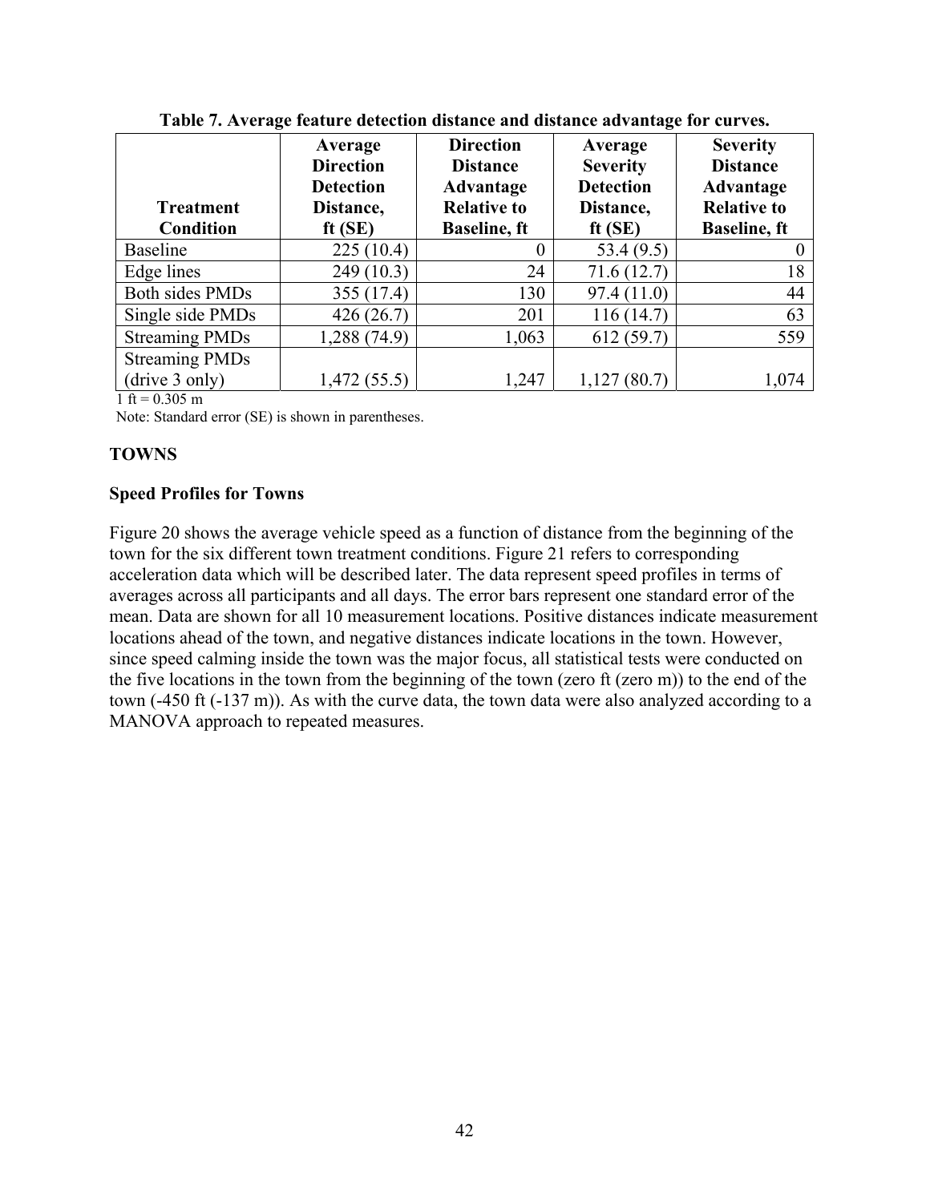**Table 7. Average feature detection distance and distance advantage for curves.**

| Treatment Condition | Average Direction Detection Distance, ft (SE) | Direction Distance Advantage Relative to Baseline, ft | Average Severity Detection Distance, ft (SE) | Severity Distance Advantage Relative to Baseline, ft |
|---|---|---|---|---|
| Baseline | 225 (10.4) | 0 | 53.4 (9.5) | 0 |
| Edge lines | 249 (10.3) | 24 | 71.6 (12.7) | 18 |
| Both sides PMDs | 355 (17.4) | 130 | 97.4 (11.0) | 44 |
| Single side PMDs | 426 (26.7) | 201 | 116 (14.7) | 63 |
| Streaming PMDs | 1,288 (74.9) | 1,063 | 612 (59.7) | 559 |
| Streaming PMDs (drive 3 only) | 1,472 (55.5) | 1,247 | 1,127 (80.7) | 1,074 |

1 ft = 0.305 m

Note: Standard error (SE) is shown in parentheses.

## TOWNS

### Speed Profiles for Towns

Figure 20 shows the average vehicle speed as a function of distance from the beginning of the town for the six different town treatment conditions. Figure 21 refers to corresponding acceleration data which will be described later. The data represent speed profiles in terms of averages across all participants and all days. The error bars represent one standard error of the mean. Data are shown for all 10 measurement locations. Positive distances indicate measurement locations ahead of the town, and negative distances indicate locations in the town. However, since speed calming inside the town was the major focus, all statistical tests were conducted on the five locations in the town from the beginning of the town (zero ft (zero m)) to the end of the town (-450 ft (-137 m)). As with the curve data, the town data were also analyzed according to a MANOVA approach to repeated measures.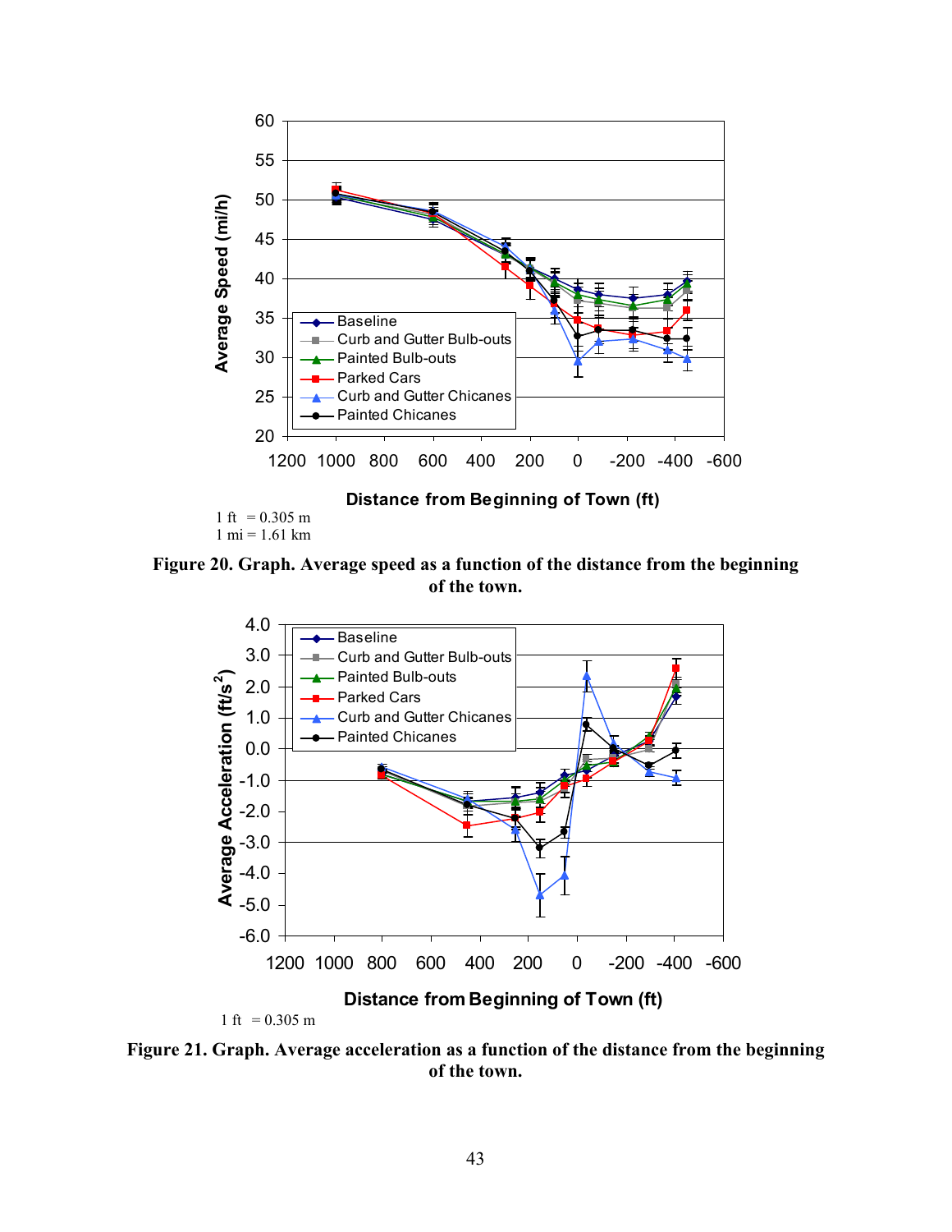1 ft = 0.305 m
1 mi = 1.61 km

**Figure 20. Graph. Average speed as a function of the distance from the beginning of the town.**

1 ft = 0.305 m

**Figure 21. Graph. Average acceleration as a function of the distance from the beginning of the town.**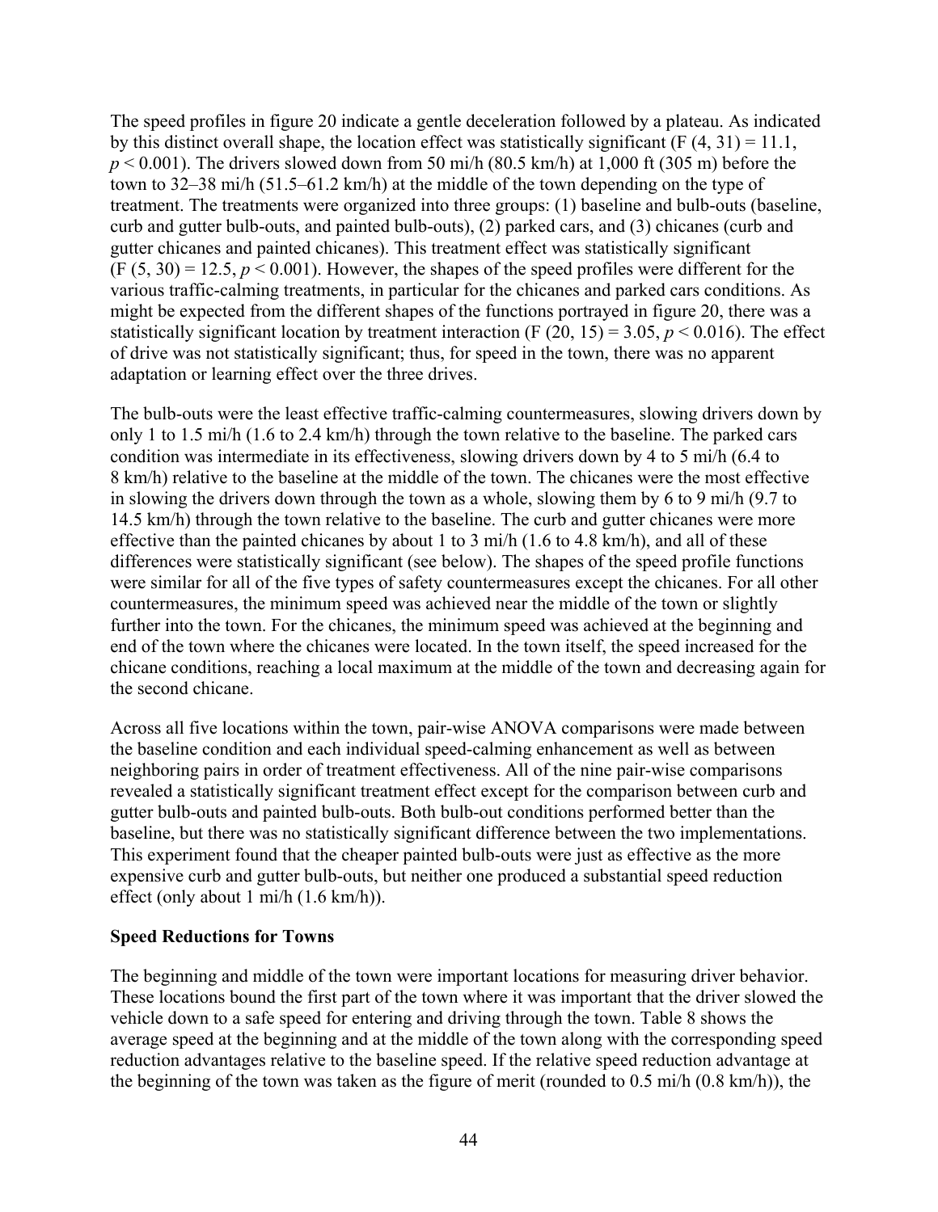The speed profiles in figure 20 indicate a gentle deceleration followed by a plateau. As indicated by this distinct overall shape, the location effect was statistically significant ($F(4, 31) = 11.1$, $p < 0.001$). The drivers slowed down from 50 mi/h (80.5 km/h) at 1,000 ft (305 m) before the town to 32–38 mi/h (51.5–61.2 km/h) at the middle of the town depending on the type of treatment. The treatments were organized into three groups: (1) baseline and bulb-outs (baseline, curb and gutter bulb-outs, and painted bulb-outs), (2) parked cars, and (3) chicanes (curb and gutter chicanes and painted chicanes). This treatment effect was statistically significant ($F(5, 30) = 12.5$, $p < 0.001$). However, the shapes of the speed profiles were different for the various traffic-calming treatments, in particular for the chicanes and parked cars conditions. As might be expected from the different shapes of the functions portrayed in figure 20, there was a statistically significant location by treatment interaction ($F(20, 15) = 3.05$, $p < 0.016$). The effect of drive was not statistically significant; thus, for speed in the town, there was no apparent adaptation or learning effect over the three drives.

The bulb-outs were the least effective traffic-calming countermeasures, slowing drivers down by only 1 to 1.5 mi/h (1.6 to 2.4 km/h) through the town relative to the baseline. The parked cars condition was intermediate in its effectiveness, slowing drivers down by 4 to 5 mi/h (6.4 to 8 km/h) relative to the baseline at the middle of the town. The chicanes were the most effective in slowing the drivers down through the town as a whole, slowing them by 6 to 9 mi/h (9.7 to 14.5 km/h) through the town relative to the baseline. The curb and gutter chicanes were more effective than the painted chicanes by about 1 to 3 mi/h (1.6 to 4.8 km/h), and all of these differences were statistically significant (see below). The shapes of the speed profile functions were similar for all of the five types of safety countermeasures except the chicanes. For all other countermeasures, the minimum speed was achieved near the middle of the town or slightly further into the town. For the chicanes, the minimum speed was achieved at the beginning and end of the town where the chicanes were located. In the town itself, the speed increased for the chicane conditions, reaching a local maximum at the middle of the town and decreasing again for the second chicane.

Across all five locations within the town, pair-wise ANOVA comparisons were made between the baseline condition and each individual speed-calming enhancement as well as between neighboring pairs in order of treatment effectiveness. All of the nine pair-wise comparisons revealed a statistically significant treatment effect except for the comparison between curb and gutter bulb-outs and painted bulb-outs. Both bulb-out conditions performed better than the baseline, but there was no statistically significant difference between the two implementations. This experiment found that the cheaper painted bulb-outs were just as effective as the more expensive curb and gutter bulb-outs, but neither one produced a substantial speed reduction effect (only about 1 mi/h (1.6 km/h)).

**Speed Reductions for Towns**

The beginning and middle of the town were important locations for measuring driver behavior. These locations bound the first part of the town where it was important that the driver slowed the vehicle down to a safe speed for entering and driving through the town. Table 8 shows the average speed at the beginning and at the middle of the town along with the corresponding speed reduction advantages relative to the baseline speed. If the relative speed reduction advantage at the beginning of the town was taken as the figure of merit (rounded to 0.5 mi/h (0.8 km/h)), the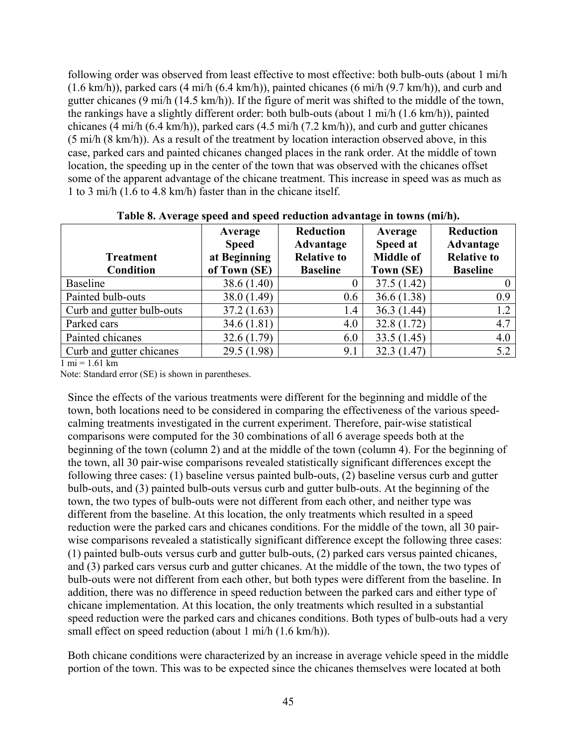following order was observed from least effective to most effective: both bulb-outs (about 1 mi/h (1.6 km/h)), parked cars (4 mi/h (6.4 km/h)), painted chicanes (6 mi/h (9.7 km/h)), and curb and gutter chicanes (9 mi/h (14.5 km/h)). If the figure of merit was shifted to the middle of the town, the rankings have a slightly different order: both bulb-outs (about 1 mi/h (1.6 km/h)), painted chicanes (4 mi/h (6.4 km/h)), parked cars (4.5 mi/h (7.2 km/h)), and curb and gutter chicanes (5 mi/h (8 km/h)). As a result of the treatment by location interaction observed above, in this case, parked cars and painted chicanes changed places in the rank order. At the middle of town location, the speeding up in the center of the town that was observed with the chicanes offset some of the apparent advantage of the chicane treatment. This increase in speed was as much as 1 to 3 mi/h (1.6 to 4.8 km/h) faster than in the chicane itself.

**Table 8. Average speed and speed reduction advantage in towns (mi/h).**

| Treatment Condition | Average Speed at Beginning of Town (SE) | Reduction Advantage Relative to Baseline | Average Speed at Middle of Town (SE) | Reduction Advantage Relative to Baseline |
|---|---|---|---|---|
| Baseline | 38.6 (1.40) | 0 | 37.5 (1.42) | 0 |
| Painted bulb-outs | 38.0 (1.49) | 0.6 | 36.6 (1.38) | 0.9 |
| Curb and gutter bulb-outs | 37.2 (1.63) | 1.4 | 36.3 (1.44) | 1.2 |
| Parked cars | 34.6 (1.81) | 4.0 | 32.8 (1.72) | 4.7 |
| Painted chicanes | 32.6 (1.79) | 6.0 | 33.5 (1.45) | 4.0 |
| Curb and gutter chicanes | 29.5 (1.98) | 9.1 | 32.3 (1.47) | 5.2 |

1 mi = 1.61 km

Note: Standard error (SE) is shown in parentheses.

Since the effects of the various treatments were different for the beginning and middle of the town, both locations need to be considered in comparing the effectiveness of the various speed-calming treatments investigated in the current experiment. Therefore, pair-wise statistical comparisons were computed for the 30 combinations of all 6 average speeds both at the beginning of the town (column 2) and at the middle of the town (column 4). For the beginning of the town, all 30 pair-wise comparisons revealed statistically significant differences except the following three cases: (1) baseline versus painted bulb-outs, (2) baseline versus curb and gutter bulb-outs, and (3) painted bulb-outs versus curb and gutter bulb-outs. At the beginning of the town, the two types of bulb-outs were not different from each other, and neither type was different from the baseline. At this location, the only treatments which resulted in a speed reduction were the parked cars and chicanes conditions. For the middle of the town, all 30 pair-wise comparisons revealed a statistically significant difference except the following three cases: (1) painted bulb-outs versus curb and gutter bulb-outs, (2) parked cars versus painted chicanes, and (3) parked cars versus curb and gutter chicanes. At the middle of the town, the two types of bulb-outs were not different from each other, but both types were different from the baseline. In addition, there was no difference in speed reduction between the parked cars and either type of chicane implementation. At this location, the only treatments which resulted in a substantial speed reduction were the parked cars and chicanes conditions. Both types of bulb-outs had a very small effect on speed reduction (about 1 mi/h (1.6 km/h)).

Both chicane conditions were characterized by an increase in average vehicle speed in the middle portion of the town. This was to be expected since the chicanes themselves were located at both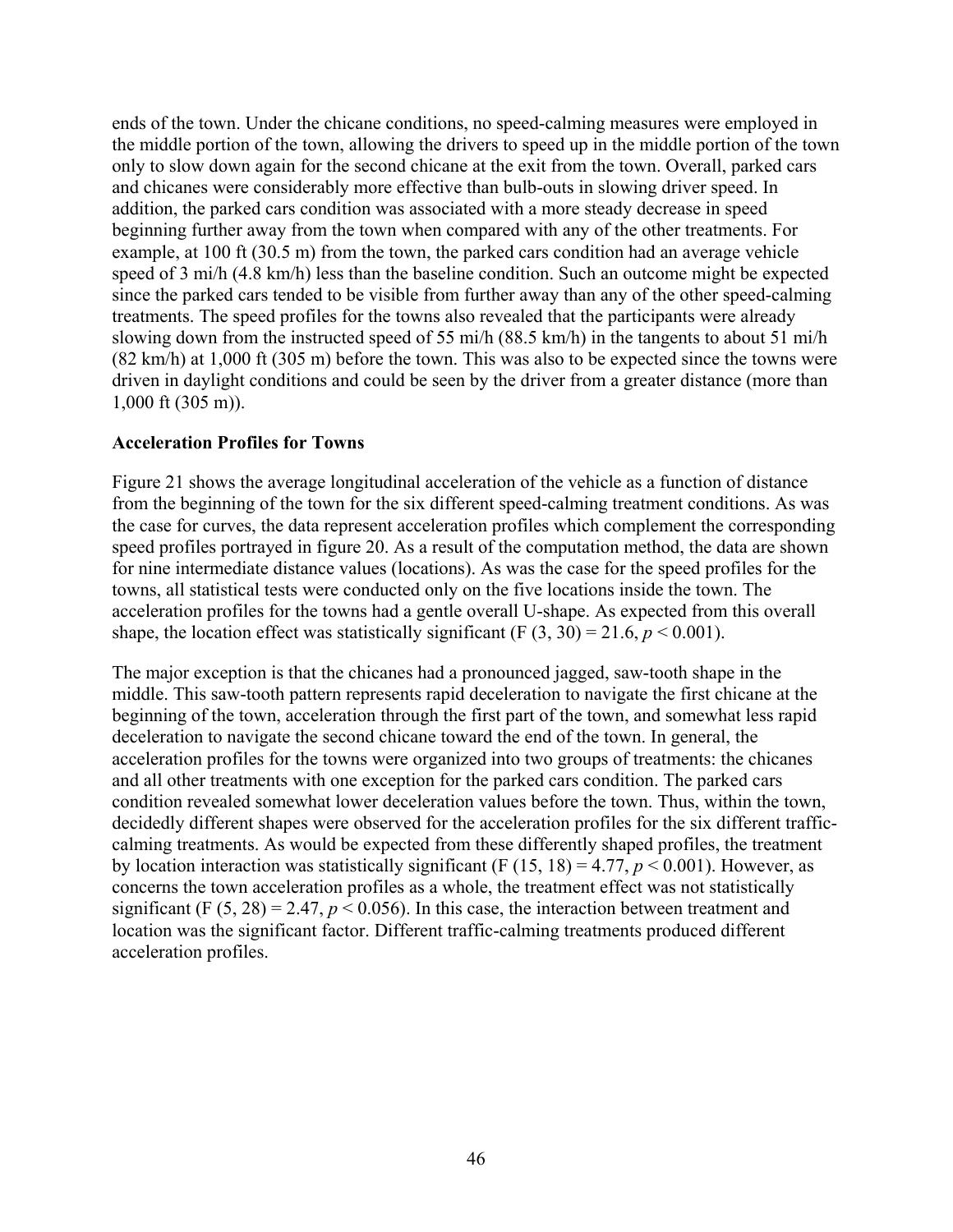ends of the town. Under the chicane conditions, no speed-calming measures were employed in the middle portion of the town, allowing the drivers to speed up in the middle portion of the town only to slow down again for the second chicane at the exit from the town. Overall, parked cars and chicanes were considerably more effective than bulb-outs in slowing driver speed. In addition, the parked cars condition was associated with a more steady decrease in speed beginning further away from the town when compared with any of the other treatments. For example, at 100 ft (30.5 m) from the town, the parked cars condition had an average vehicle speed of 3 mi/h (4.8 km/h) less than the baseline condition. Such an outcome might be expected since the parked cars tended to be visible from further away than any of the other speed-calming treatments. The speed profiles for the towns also revealed that the participants were already slowing down from the instructed speed of 55 mi/h (88.5 km/h) in the tangents to about 51 mi/h (82 km/h) at 1,000 ft (305 m) before the town. This was also to be expected since the towns were driven in daylight conditions and could be seen by the driver from a greater distance (more than 1,000 ft (305 m)).

**Acceleration Profiles for Towns**

Figure 21 shows the average longitudinal acceleration of the vehicle as a function of distance from the beginning of the town for the six different speed-calming treatment conditions. As was the case for curves, the data represent acceleration profiles which complement the corresponding speed profiles portrayed in figure 20. As a result of the computation method, the data are shown for nine intermediate distance values (locations). As was the case for the speed profiles for the towns, all statistical tests were conducted only on the five locations inside the town. The acceleration profiles for the towns had a gentle overall U-shape. As expected from this overall shape, the location effect was statistically significant ($F(3, 30) = 21.6$, $p < 0.001$).

The major exception is that the chicanes had a pronounced jagged, saw-tooth shape in the middle. This saw-tooth pattern represents rapid deceleration to navigate the first chicane at the beginning of the town, acceleration through the first part of the town, and somewhat less rapid deceleration to navigate the second chicane toward the end of the town. In general, the acceleration profiles for the towns were organized into two groups of treatments: the chicanes and all other treatments with one exception for the parked cars condition. The parked cars condition revealed somewhat lower deceleration values before the town. Thus, within the town, decidedly different shapes were observed for the acceleration profiles for the six different traffic-calming treatments. As would be expected from these differently shaped profiles, the treatment by location interaction was statistically significant ($F(15, 18) = 4.77$, $p < 0.001$). However, as concerns the town acceleration profiles as a whole, the treatment effect was not statistically significant ($F(5, 28) = 2.47$, $p < 0.056$). In this case, the interaction between treatment and location was the significant factor. Different traffic-calming treatments produced different acceleration profiles.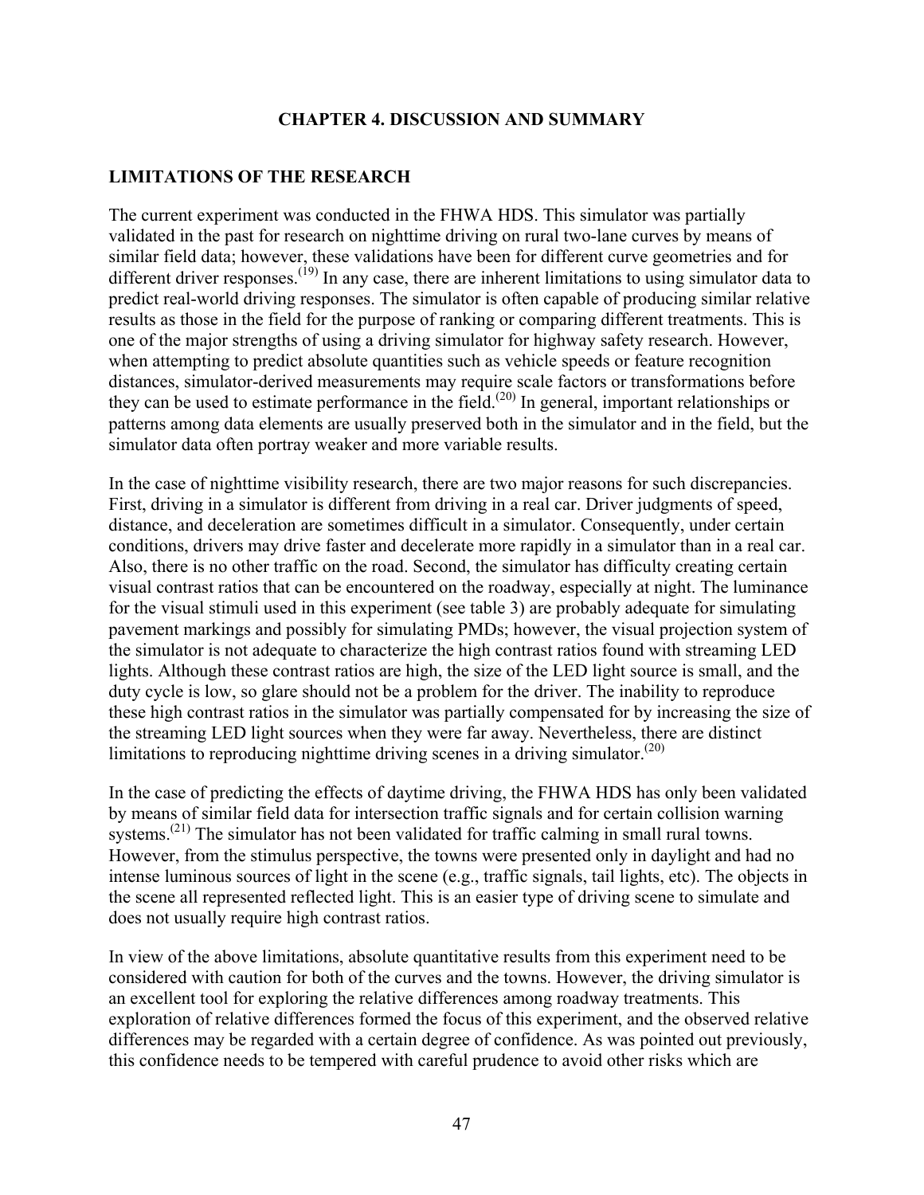# CHAPTER 4. DISCUSSION AND SUMMARY

## LIMITATIONS OF THE RESEARCH

The current experiment was conducted in the FHWA HDS. This simulator was partially validated in the past for research on nighttime driving on rural two-lane curves by means of similar field data; however, these validations have been for different curve geometries and for different driver responses.[19] In any case, there are inherent limitations to using simulator data to predict real-world driving responses. The simulator is often capable of producing similar relative results as those in the field for the purpose of ranking or comparing different treatments. This is one of the major strengths of using a driving simulator for highway safety research. However, when attempting to predict absolute quantities such as vehicle speeds or feature recognition distances, simulator-derived measurements may require scale factors or transformations before they can be used to estimate performance in the field.[20] In general, important relationships or patterns among data elements are usually preserved both in the simulator and in the field, but the simulator data often portray weaker and more variable results.

In the case of nighttime visibility research, there are two major reasons for such discrepancies. First, driving in a simulator is different from driving in a real car. Driver judgments of speed, distance, and deceleration are sometimes difficult in a simulator. Consequently, under certain conditions, drivers may drive faster and decelerate more rapidly in a simulator than in a real car. Also, there is no other traffic on the road. Second, the simulator has difficulty creating certain visual contrast ratios that can be encountered on the roadway, especially at night. The luminance for the visual stimuli used in this experiment (see table 3) are probably adequate for simulating pavement markings and possibly for simulating PMDs; however, the visual projection system of the simulator is not adequate to characterize the high contrast ratios found with streaming LED lights. Although these contrast ratios are high, the size of the LED light source is small, and the duty cycle is low, so glare should not be a problem for the driver. The inability to reproduce these high contrast ratios in the simulator was partially compensated for by increasing the size of the streaming LED light sources when they were far away. Nevertheless, there are distinct limitations to reproducing nighttime driving scenes in a driving simulator.[20]

In the case of predicting the effects of daytime driving, the FHWA HDS has only been validated by means of similar field data for intersection traffic signals and for certain collision warning systems.[21] The simulator has not been validated for traffic calming in small rural towns. However, from the stimulus perspective, the towns were presented only in daylight and had no intense luminous sources of light in the scene (e.g., traffic signals, tail lights, etc). The objects in the scene all represented reflected light. This is an easier type of driving scene to simulate and does not usually require high contrast ratios.

In view of the above limitations, absolute quantitative results from this experiment need to be considered with caution for both of the curves and the towns. However, the driving simulator is an excellent tool for exploring the relative differences among roadway treatments. This exploration of relative differences formed the focus of this experiment, and the observed relative differences may be regarded with a certain degree of confidence. As was pointed out previously, this confidence needs to be tempered with careful prudence to avoid other risks which are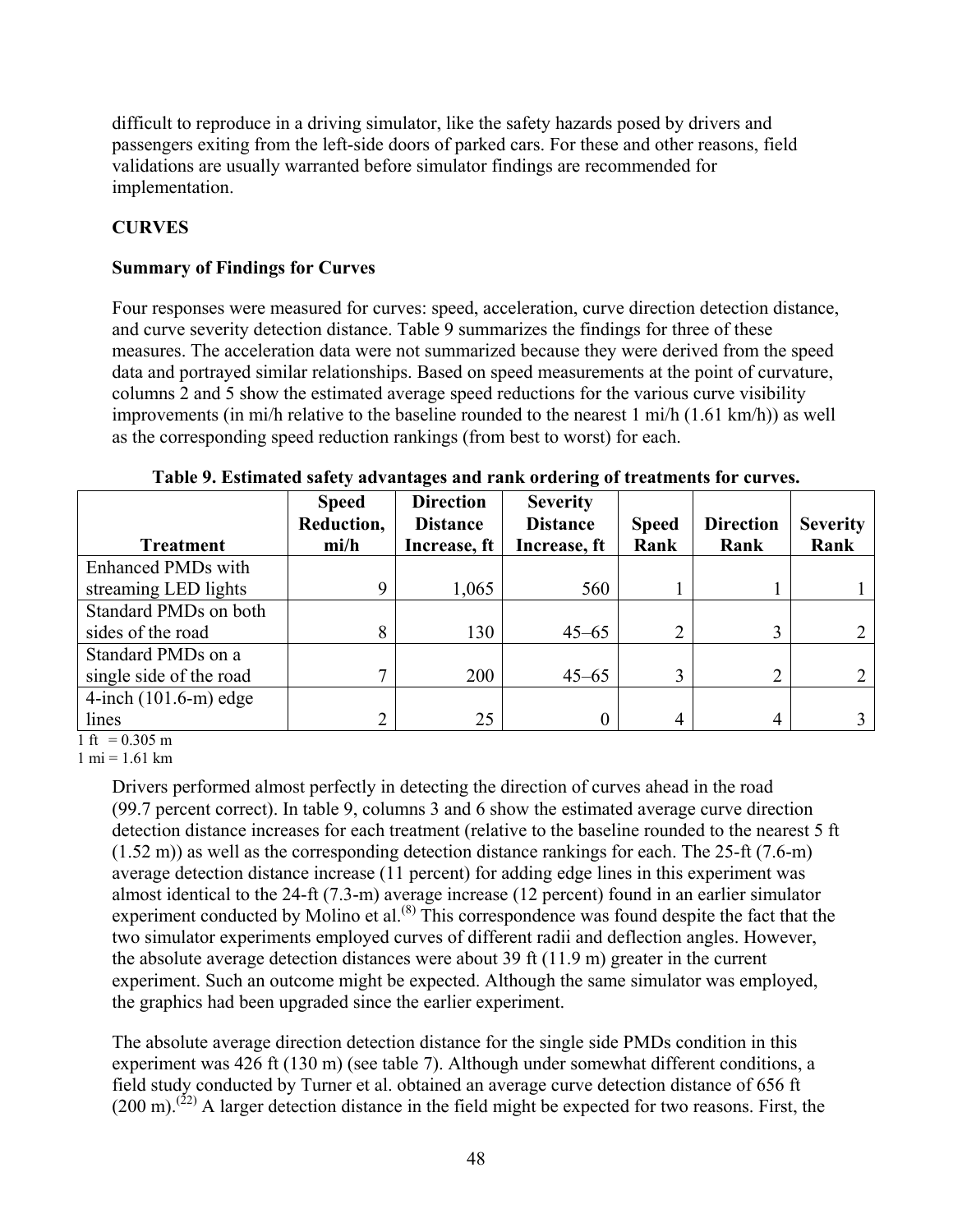difficult to reproduce in a driving simulator, like the safety hazards posed by drivers and passengers exiting from the left-side doors of parked cars. For these and other reasons, field validations are usually warranted before simulator findings are recommended for implementation.

## CURVES

### Summary of Findings for Curves

Four responses were measured for curves: speed, acceleration, curve direction detection distance, and curve severity detection distance. Table 9 summarizes the findings for three of these measures. The acceleration data were not summarized because they were derived from the speed data and portrayed similar relationships. Based on speed measurements at the point of curvature, columns 2 and 5 show the estimated average speed reductions for the various curve visibility improvements (in mi/h relative to the baseline rounded to the nearest 1 mi/h (1.61 km/h)) as well as the corresponding speed reduction rankings (from best to worst) for each.

**Table 9. Estimated safety advantages and rank ordering of treatments for curves.**

| Treatment | Speed Reduction, mi/h | Direction Distance Increase, ft | Severity Distance Increase, ft | Speed Rank | Direction Rank | Severity Rank |
|---|---|---|---|---|---|---|
| Enhanced PMDs with streaming LED lights | 9 | 1,065 | 560 | 1 | 1 | 1 |
| Standard PMDs on both sides of the road | 8 | 130 | 45–65 | 2 | 3 | 2 |
| Standard PMDs on a single side of the road | 7 | 200 | 45–65 | 3 | 2 | 2 |
| 4-inch (101.6-m) edge lines | 2 | 25 | 0 | 4 | 4 | 3 |

1 ft = 0.305 m
1 mi = 1.61 km

Drivers performed almost perfectly in detecting the direction of curves ahead in the road (99.7 percent correct). In table 9, columns 3 and 6 show the estimated average curve direction detection distance increases for each treatment (relative to the baseline rounded to the nearest 5 ft (1.52 m)) as well as the corresponding detection distance rankings for each. The 25-ft (7.6-m) average detection distance increase (11 percent) for adding edge lines in this experiment was almost identical to the 24-ft (7.3-m) average increase (12 percent) found in an earlier simulator experiment conducted by Molino et al.[8] This correspondence was found despite the fact that the two simulator experiments employed curves of different radii and deflection angles. However, the absolute average detection distances were about 39 ft (11.9 m) greater in the current experiment. Such an outcome might be expected. Although the same simulator was employed, the graphics had been upgraded since the earlier experiment.

The absolute average direction detection distance for the single side PMDs condition in this experiment was 426 ft (130 m) (see table 7). Although under somewhat different conditions, a field study conducted by Turner et al. obtained an average curve detection distance of 656 ft (200 m).[22] A larger detection distance in the field might be expected for two reasons. First, the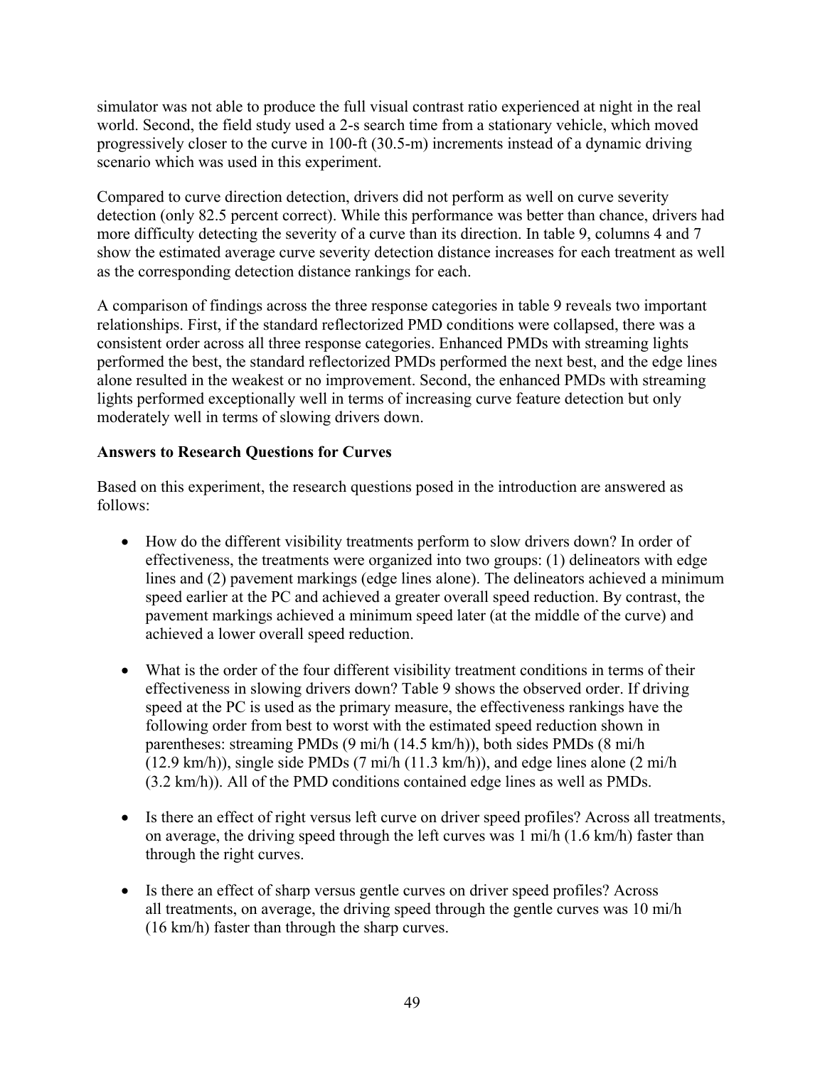simulator was not able to produce the full visual contrast ratio experienced at night in the real world. Second, the field study used a 2-s search time from a stationary vehicle, which moved progressively closer to the curve in 100-ft (30.5-m) increments instead of a dynamic driving scenario which was used in this experiment.

Compared to curve direction detection, drivers did not perform as well on curve severity detection (only 82.5 percent correct). While this performance was better than chance, drivers had more difficulty detecting the severity of a curve than its direction. In table 9, columns 4 and 7 show the estimated average curve severity detection distance increases for each treatment as well as the corresponding detection distance rankings for each.

A comparison of findings across the three response categories in table 9 reveals two important relationships. First, if the standard reflectorized PMD conditions were collapsed, there was a consistent order across all three response categories. Enhanced PMDs with streaming lights performed the best, the standard reflectorized PMDs performed the next best, and the edge lines alone resulted in the weakest or no improvement. Second, the enhanced PMDs with streaming lights performed exceptionally well in terms of increasing curve feature detection but only moderately well in terms of slowing drivers down.

**Answers to Research Questions for Curves**

Based on this experiment, the research questions posed in the introduction are answered as follows:

- How do the different visibility treatments perform to slow drivers down? In order of effectiveness, the treatments were organized into two groups: (1) delineators with edge lines and (2) pavement markings (edge lines alone). The delineators achieved a minimum speed earlier at the PC and achieved a greater overall speed reduction. By contrast, the pavement markings achieved a minimum speed later (at the middle of the curve) and achieved a lower overall speed reduction.

- What is the order of the four different visibility treatment conditions in terms of their effectiveness in slowing drivers down? Table 9 shows the observed order. If driving speed at the PC is used as the primary measure, the effectiveness rankings have the following order from best to worst with the estimated speed reduction shown in parentheses: streaming PMDs (9 mi/h (14.5 km/h)), both sides PMDs (8 mi/h (12.9 km/h)), single side PMDs (7 mi/h (11.3 km/h)), and edge lines alone (2 mi/h (3.2 km/h)). All of the PMD conditions contained edge lines as well as PMDs.

- Is there an effect of right versus left curve on driver speed profiles? Across all treatments, on average, the driving speed through the left curves was 1 mi/h (1.6 km/h) faster than through the right curves.

- Is there an effect of sharp versus gentle curves on driver speed profiles? Across all treatments, on average, the driving speed through the gentle curves was 10 mi/h (16 km/h) faster than through the sharp curves.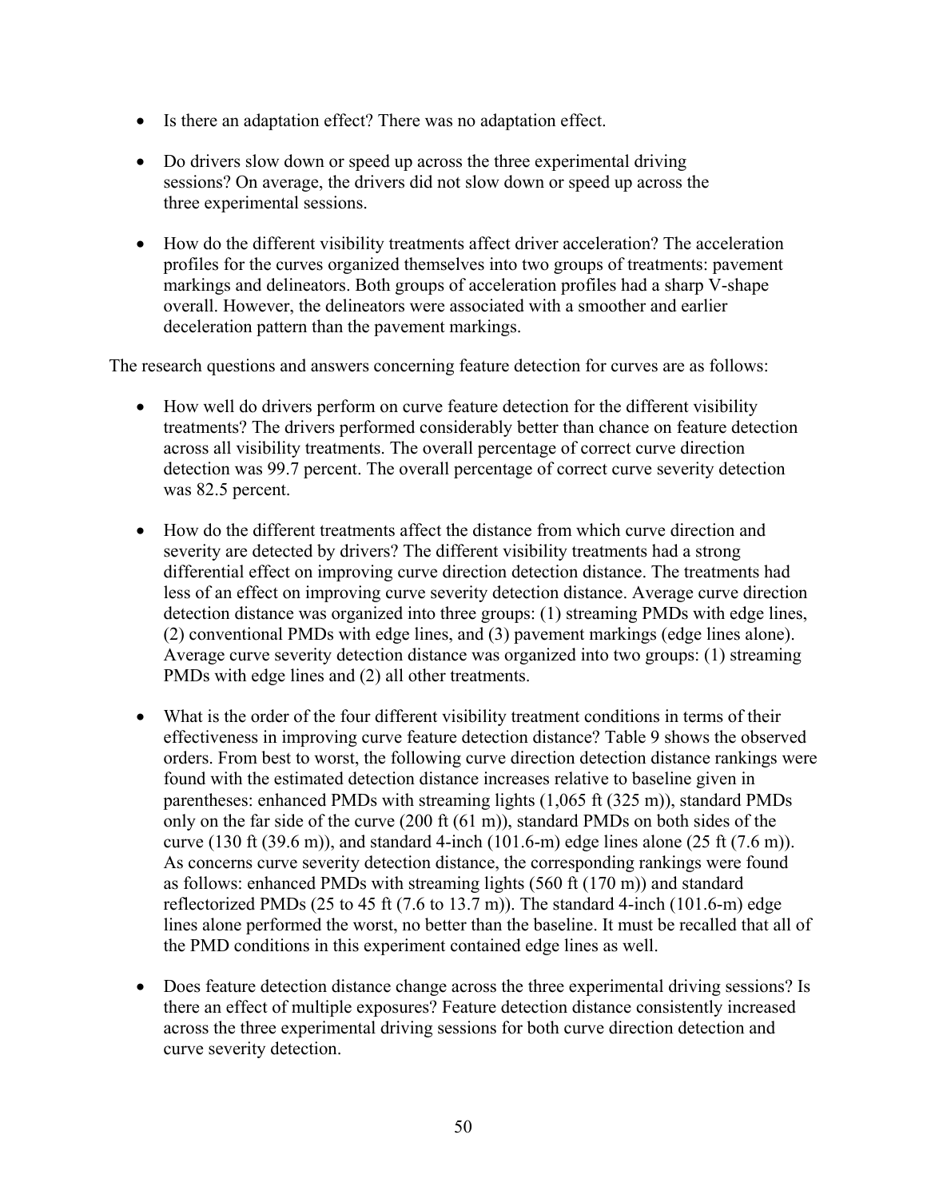- Is there an adaptation effect? There was no adaptation effect.
- Do drivers slow down or speed up across the three experimental driving sessions? On average, the drivers did not slow down or speed up across the three experimental sessions.
- How do the different visibility treatments affect driver acceleration? The acceleration profiles for the curves organized themselves into two groups of treatments: pavement markings and delineators. Both groups of acceleration profiles had a sharp V-shape overall. However, the delineators were associated with a smoother and earlier deceleration pattern than the pavement markings.

The research questions and answers concerning feature detection for curves are as follows:

- How well do drivers perform on curve feature detection for the different visibility treatments? The drivers performed considerably better than chance on feature detection across all visibility treatments. The overall percentage of correct curve direction detection was 99.7 percent. The overall percentage of correct curve severity detection was 82.5 percent.
- How do the different treatments affect the distance from which curve direction and severity are detected by drivers? The different visibility treatments had a strong differential effect on improving curve direction detection distance. The treatments had less of an effect on improving curve severity detection distance. Average curve direction detection distance was organized into three groups: (1) streaming PMDs with edge lines, (2) conventional PMDs with edge lines, and (3) pavement markings (edge lines alone). Average curve severity detection distance was organized into two groups: (1) streaming PMDs with edge lines and (2) all other treatments.
- What is the order of the four different visibility treatment conditions in terms of their effectiveness in improving curve feature detection distance? Table 9 shows the observed orders. From best to worst, the following curve direction detection distance rankings were found with the estimated detection distance increases relative to baseline given in parentheses: enhanced PMDs with streaming lights (1,065 ft (325 m)), standard PMDs only on the far side of the curve (200 ft (61 m)), standard PMDs on both sides of the curve (130 ft (39.6 m)), and standard 4-inch (101.6-m) edge lines alone (25 ft (7.6 m)). As concerns curve severity detection distance, the corresponding rankings were found as follows: enhanced PMDs with streaming lights (560 ft (170 m)) and standard reflectorized PMDs (25 to 45 ft (7.6 to 13.7 m)). The standard 4-inch (101.6-m) edge lines alone performed the worst, no better than the baseline. It must be recalled that all of the PMD conditions in this experiment contained edge lines as well.
- Does feature detection distance change across the three experimental driving sessions? Is there an effect of multiple exposures? Feature detection distance consistently increased across the three experimental driving sessions for both curve direction detection and curve severity detection.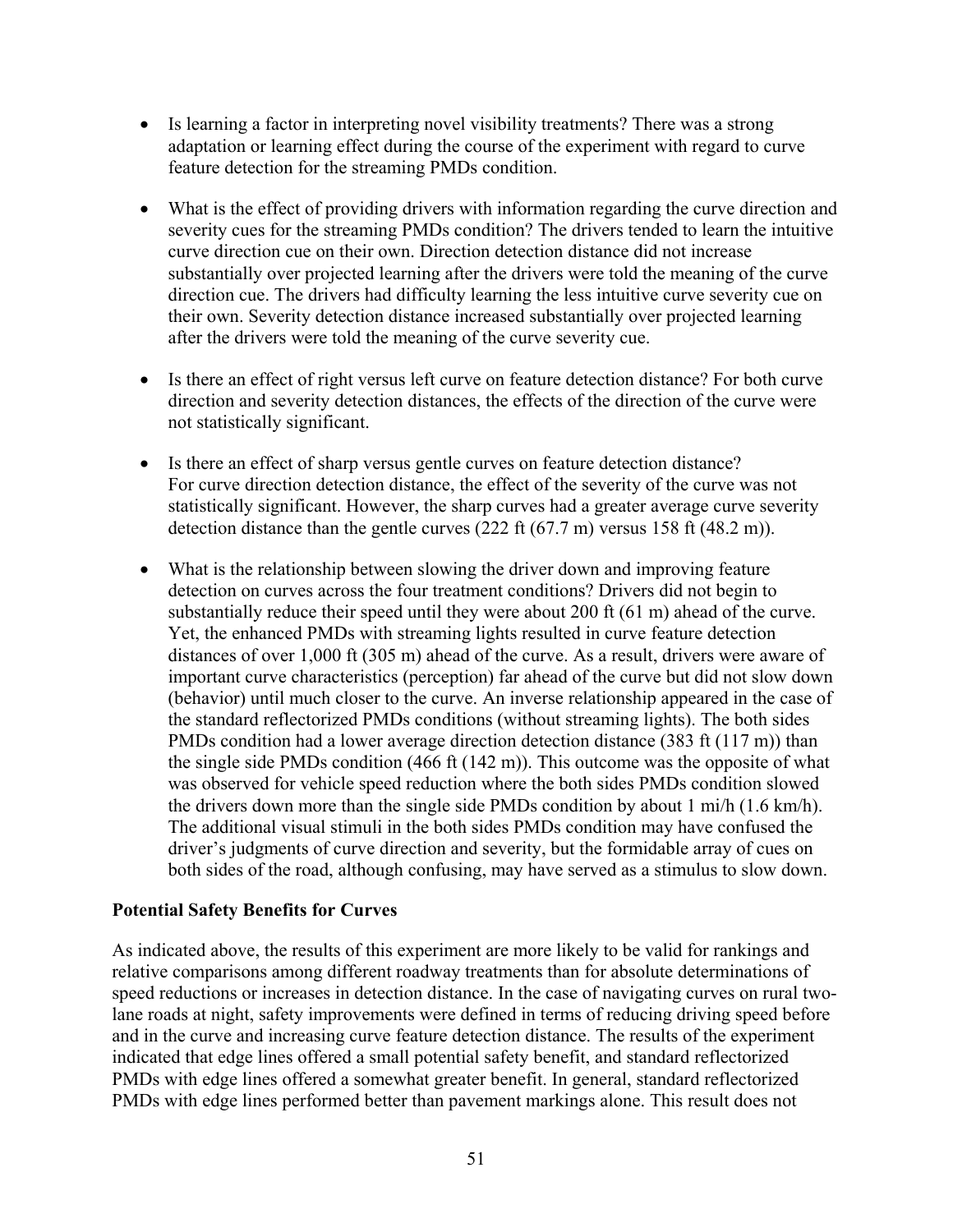- Is learning a factor in interpreting novel visibility treatments? There was a strong adaptation or learning effect during the course of the experiment with regard to curve feature detection for the streaming PMDs condition.

- What is the effect of providing drivers with information regarding the curve direction and severity cues for the streaming PMDs condition? The drivers tended to learn the intuitive curve direction cue on their own. Direction detection distance did not increase substantially over projected learning after the drivers were told the meaning of the curve direction cue. The drivers had difficulty learning the less intuitive curve severity cue on their own. Severity detection distance increased substantially over projected learning after the drivers were told the meaning of the curve severity cue.

- Is there an effect of right versus left curve on feature detection distance? For both curve direction and severity detection distances, the effects of the direction of the curve were not statistically significant.

- Is there an effect of sharp versus gentle curves on feature detection distance? For curve direction detection distance, the effect of the severity of the curve was not statistically significant. However, the sharp curves had a greater average curve severity detection distance than the gentle curves (222 ft (67.7 m) versus 158 ft (48.2 m)).

- What is the relationship between slowing the driver down and improving feature detection on curves across the four treatment conditions? Drivers did not begin to substantially reduce their speed until they were about 200 ft (61 m) ahead of the curve. Yet, the enhanced PMDs with streaming lights resulted in curve feature detection distances of over 1,000 ft (305 m) ahead of the curve. As a result, drivers were aware of important curve characteristics (perception) far ahead of the curve but did not slow down (behavior) until much closer to the curve. An inverse relationship appeared in the case of the standard reflectorized PMDs conditions (without streaming lights). The both sides PMDs condition had a lower average direction detection distance (383 ft (117 m)) than the single side PMDs condition (466 ft (142 m)). This outcome was the opposite of what was observed for vehicle speed reduction where the both sides PMDs condition slowed the drivers down more than the single side PMDs condition by about 1 mi/h (1.6 km/h). The additional visual stimuli in the both sides PMDs condition may have confused the driver's judgments of curve direction and severity, but the formidable array of cues on both sides of the road, although confusing, may have served as a stimulus to slow down.

## Potential Safety Benefits for Curves

As indicated above, the results of this experiment are more likely to be valid for rankings and relative comparisons among different roadway treatments than for absolute determinations of speed reductions or increases in detection distance. In the case of navigating curves on rural two-lane roads at night, safety improvements were defined in terms of reducing driving speed before and in the curve and increasing curve feature detection distance. The results of the experiment indicated that edge lines offered a small potential safety benefit, and standard reflectorized PMDs with edge lines offered a somewhat greater benefit. In general, standard reflectorized PMDs with edge lines performed better than pavement markings alone. This result does not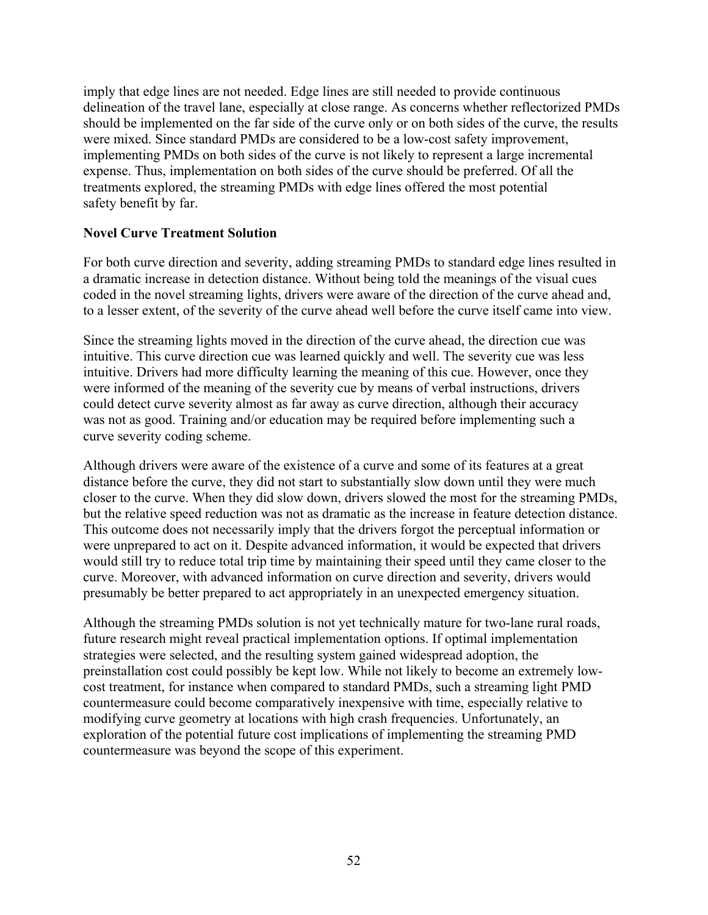imply that edge lines are not needed. Edge lines are still needed to provide continuous delineation of the travel lane, especially at close range. As concerns whether reflectorized PMDs should be implemented on the far side of the curve only or on both sides of the curve, the results were mixed. Since standard PMDs are considered to be a low-cost safety improvement, implementing PMDs on both sides of the curve is not likely to represent a large incremental expense. Thus, implementation on both sides of the curve should be preferred. Of all the treatments explored, the streaming PMDs with edge lines offered the most potential safety benefit by far.

**Novel Curve Treatment Solution**

For both curve direction and severity, adding streaming PMDs to standard edge lines resulted in a dramatic increase in detection distance. Without being told the meanings of the visual cues coded in the novel streaming lights, drivers were aware of the direction of the curve ahead and, to a lesser extent, of the severity of the curve ahead well before the curve itself came into view.

Since the streaming lights moved in the direction of the curve ahead, the direction cue was intuitive. This curve direction cue was learned quickly and well. The severity cue was less intuitive. Drivers had more difficulty learning the meaning of this cue. However, once they were informed of the meaning of the severity cue by means of verbal instructions, drivers could detect curve severity almost as far away as curve direction, although their accuracy was not as good. Training and/or education may be required before implementing such a curve severity coding scheme.

Although drivers were aware of the existence of a curve and some of its features at a great distance before the curve, they did not start to substantially slow down until they were much closer to the curve. When they did slow down, drivers slowed the most for the streaming PMDs, but the relative speed reduction was not as dramatic as the increase in feature detection distance. This outcome does not necessarily imply that the drivers forgot the perceptual information or were unprepared to act on it. Despite advanced information, it would be expected that drivers would still try to reduce total trip time by maintaining their speed until they came closer to the curve. Moreover, with advanced information on curve direction and severity, drivers would presumably be better prepared to act appropriately in an unexpected emergency situation.

Although the streaming PMDs solution is not yet technically mature for two-lane rural roads, future research might reveal practical implementation options. If optimal implementation strategies were selected, and the resulting system gained widespread adoption, the preinstallation cost could possibly be kept low. While not likely to become an extremely low-cost treatment, for instance when compared to standard PMDs, such a streaming light PMD countermeasure could become comparatively inexpensive with time, especially relative to modifying curve geometry at locations with high crash frequencies. Unfortunately, an exploration of the potential future cost implications of implementing the streaming PMD countermeasure was beyond the scope of this experiment.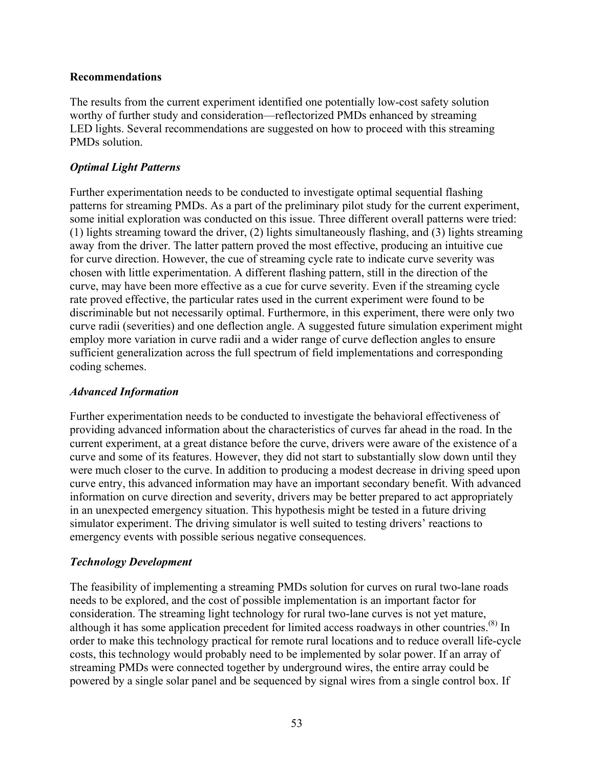### Recommendations

The results from the current experiment identified one potentially low-cost safety solution worthy of further study and consideration—reflectorized PMDs enhanced by streaming LED lights. Several recommendations are suggested on how to proceed with this streaming PMDs solution.

#### *Optimal Light Patterns*

Further experimentation needs to be conducted to investigate optimal sequential flashing patterns for streaming PMDs. As a part of the preliminary pilot study for the current experiment, some initial exploration was conducted on this issue. Three different overall patterns were tried: (1) lights streaming toward the driver, (2) lights simultaneously flashing, and (3) lights streaming away from the driver. The latter pattern proved the most effective, producing an intuitive cue for curve direction. However, the cue of streaming cycle rate to indicate curve severity was chosen with little experimentation. A different flashing pattern, still in the direction of the curve, may have been more effective as a cue for curve severity. Even if the streaming cycle rate proved effective, the particular rates used in the current experiment were found to be discriminable but not necessarily optimal. Furthermore, in this experiment, there were only two curve radii (severities) and one deflection angle. A suggested future simulation experiment might employ more variation in curve radii and a wider range of curve deflection angles to ensure sufficient generalization across the full spectrum of field implementations and corresponding coding schemes.

#### *Advanced Information*

Further experimentation needs to be conducted to investigate the behavioral effectiveness of providing advanced information about the characteristics of curves far ahead in the road. In the current experiment, at a great distance before the curve, drivers were aware of the existence of a curve and some of its features. However, they did not start to substantially slow down until they were much closer to the curve. In addition to producing a modest decrease in driving speed upon curve entry, this advanced information may have an important secondary benefit. With advanced information on curve direction and severity, drivers may be better prepared to act appropriately in an unexpected emergency situation. This hypothesis might be tested in a future driving simulator experiment. The driving simulator is well suited to testing drivers' reactions to emergency events with possible serious negative consequences.

#### *Technology Development*

The feasibility of implementing a streaming PMDs solution for curves on rural two-lane roads needs to be explored, and the cost of possible implementation is an important factor for consideration. The streaming light technology for rural two-lane curves is not yet mature, although it has some application precedent for limited access roadways in other countries.(8) In order to make this technology practical for remote rural locations and to reduce overall life-cycle costs, this technology would probably need to be implemented by solar power. If an array of streaming PMDs were connected together by underground wires, the entire array could be powered by a single solar panel and be sequenced by signal wires from a single control box. If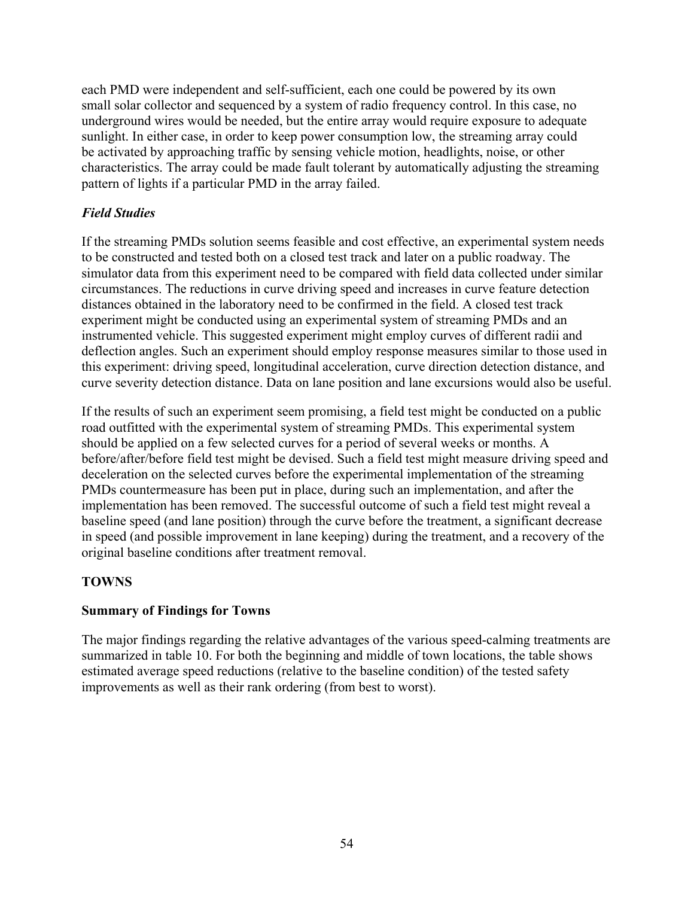each PMD were independent and self-sufficient, each one could be powered by its own small solar collector and sequenced by a system of radio frequency control. In this case, no underground wires would be needed, but the entire array would require exposure to adequate sunlight. In either case, in order to keep power consumption low, the streaming array could be activated by approaching traffic by sensing vehicle motion, headlights, noise, or other characteristics. The array could be made fault tolerant by automatically adjusting the streaming pattern of lights if a particular PMD in the array failed.

### *Field Studies*

If the streaming PMDs solution seems feasible and cost effective, an experimental system needs to be constructed and tested both on a closed test track and later on a public roadway. The simulator data from this experiment need to be compared with field data collected under similar circumstances. The reductions in curve driving speed and increases in curve feature detection distances obtained in the laboratory need to be confirmed in the field. A closed test track experiment might be conducted using an experimental system of streaming PMDs and an instrumented vehicle. This suggested experiment might employ curves of different radii and deflection angles. Such an experiment should employ response measures similar to those used in this experiment: driving speed, longitudinal acceleration, curve direction detection distance, and curve severity detection distance. Data on lane position and lane excursions would also be useful.

If the results of such an experiment seem promising, a field test might be conducted on a public road outfitted with the experimental system of streaming PMDs. This experimental system should be applied on a few selected curves for a period of several weeks or months. A before/after/before field test might be devised. Such a field test might measure driving speed and deceleration on the selected curves before the experimental implementation of the streaming PMDs countermeasure has been put in place, during such an implementation, and after the implementation has been removed. The successful outcome of such a field test might reveal a baseline speed (and lane position) through the curve before the treatment, a significant decrease in speed (and possible improvement in lane keeping) during the treatment, and a recovery of the original baseline conditions after treatment removal.

## TOWNS

### Summary of Findings for Towns

The major findings regarding the relative advantages of the various speed-calming treatments are summarized in table 10. For both the beginning and middle of town locations, the table shows estimated average speed reductions (relative to the baseline condition) of the tested safety improvements as well as their rank ordering (from best to worst).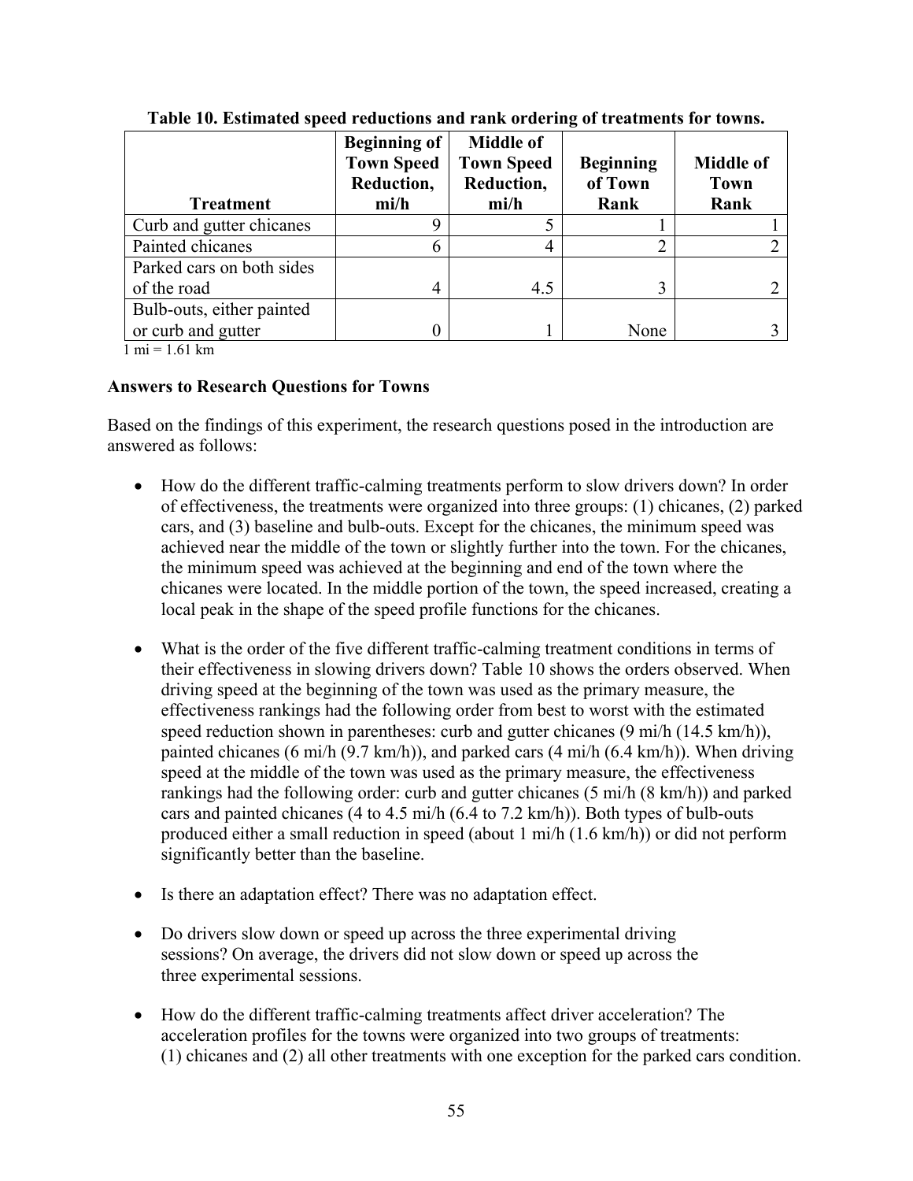**Table 10. Estimated speed reductions and rank ordering of treatments for towns.**

| Treatment | Beginning of Town Speed Reduction, mi/h | Middle of Town Speed Reduction, mi/h | Beginning of Town Rank | Middle of Town Rank |
|---|---|---|---|---|
| Curb and gutter chicanes | 9 | 5 | 1 | 1 |
| Painted chicanes | 6 | 4 | 2 | 2 |
| Parked cars on both sides of the road | 4 | 4.5 | 3 | 2 |
| Bulb-outs, either painted or curb and gutter | 0 | 1 | None | 3 |

1 mi = 1.61 km

### Answers to Research Questions for Towns

Based on the findings of this experiment, the research questions posed in the introduction are answered as follows:

- How do the different traffic-calming treatments perform to slow drivers down? In order of effectiveness, the treatments were organized into three groups: (1) chicanes, (2) parked cars, and (3) baseline and bulb-outs. Except for the chicanes, the minimum speed was achieved near the middle of the town or slightly further into the town. For the chicanes, the minimum speed was achieved at the beginning and end of the town where the chicanes were located. In the middle portion of the town, the speed increased, creating a local peak in the shape of the speed profile functions for the chicanes.

- What is the order of the five different traffic-calming treatment conditions in terms of their effectiveness in slowing drivers down? Table 10 shows the orders observed. When driving speed at the beginning of the town was used as the primary measure, the effectiveness rankings had the following order from best to worst with the estimated speed reduction shown in parentheses: curb and gutter chicanes (9 mi/h (14.5 km/h)), painted chicanes (6 mi/h (9.7 km/h)), and parked cars (4 mi/h (6.4 km/h)). When driving speed at the middle of the town was used as the primary measure, the effectiveness rankings had the following order: curb and gutter chicanes (5 mi/h (8 km/h)) and parked cars and painted chicanes (4 to 4.5 mi/h (6.4 to 7.2 km/h)). Both types of bulb-outs produced either a small reduction in speed (about 1 mi/h (1.6 km/h)) or did not perform significantly better than the baseline.

- Is there an adaptation effect? There was no adaptation effect.

- Do drivers slow down or speed up across the three experimental driving sessions? On average, the drivers did not slow down or speed up across the three experimental sessions.

- How do the different traffic-calming treatments affect driver acceleration? The acceleration profiles for the towns were organized into two groups of treatments: (1) chicanes and (2) all other treatments with one exception for the parked cars condition.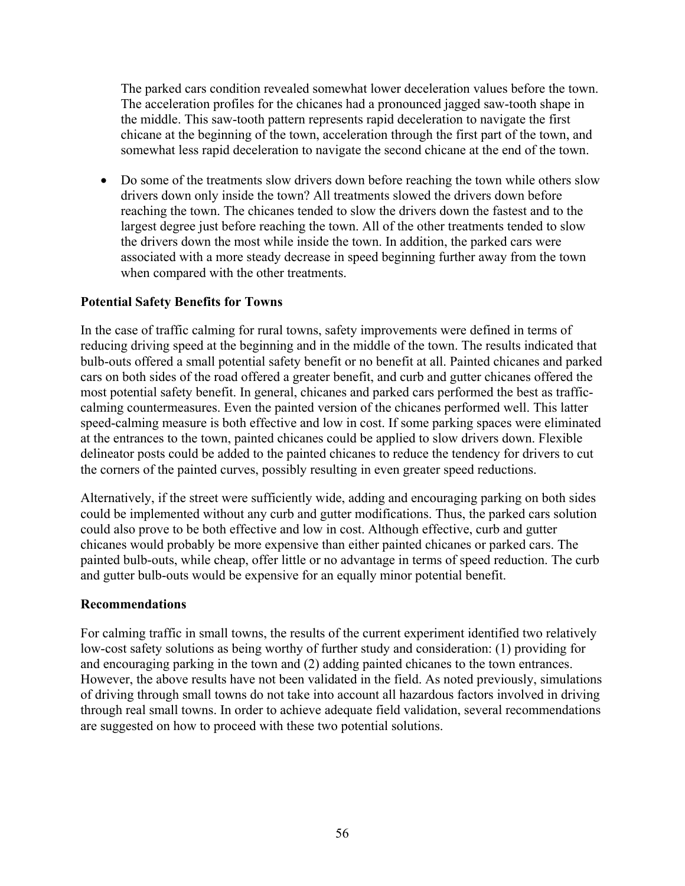The parked cars condition revealed somewhat lower deceleration values before the town. The acceleration profiles for the chicanes had a pronounced jagged saw-tooth shape in the middle. This saw-tooth pattern represents rapid deceleration to navigate the first chicane at the beginning of the town, acceleration through the first part of the town, and somewhat less rapid deceleration to navigate the second chicane at the end of the town.

- Do some of the treatments slow drivers down before reaching the town while others slow drivers down only inside the town? All treatments slowed the drivers down before reaching the town. The chicanes tended to slow the drivers down the fastest and to the largest degree just before reaching the town. All of the other treatments tended to slow the drivers down the most while inside the town. In addition, the parked cars were associated with a more steady decrease in speed beginning further away from the town when compared with the other treatments.

**Potential Safety Benefits for Towns**

In the case of traffic calming for rural towns, safety improvements were defined in terms of reducing driving speed at the beginning and in the middle of the town. The results indicated that bulb-outs offered a small potential safety benefit or no benefit at all. Painted chicanes and parked cars on both sides of the road offered a greater benefit, and curb and gutter chicanes offered the most potential safety benefit. In general, chicanes and parked cars performed the best as traffic-calming countermeasures. Even the painted version of the chicanes performed well. This latter speed-calming measure is both effective and low in cost. If some parking spaces were eliminated at the entrances to the town, painted chicanes could be applied to slow drivers down. Flexible delineator posts could be added to the painted chicanes to reduce the tendency for drivers to cut the corners of the painted curves, possibly resulting in even greater speed reductions.

Alternatively, if the street were sufficiently wide, adding and encouraging parking on both sides could be implemented without any curb and gutter modifications. Thus, the parked cars solution could also prove to be both effective and low in cost. Although effective, curb and gutter chicanes would probably be more expensive than either painted chicanes or parked cars. The painted bulb-outs, while cheap, offer little or no advantage in terms of speed reduction. The curb and gutter bulb-outs would be expensive for an equally minor potential benefit.

**Recommendations**

For calming traffic in small towns, the results of the current experiment identified two relatively low-cost safety solutions as being worthy of further study and consideration: (1) providing for and encouraging parking in the town and (2) adding painted chicanes to the town entrances. However, the above results have not been validated in the field. As noted previously, simulations of driving through small towns do not take into account all hazardous factors involved in driving through real small towns. In order to achieve adequate field validation, several recommendations are suggested on how to proceed with these two potential solutions.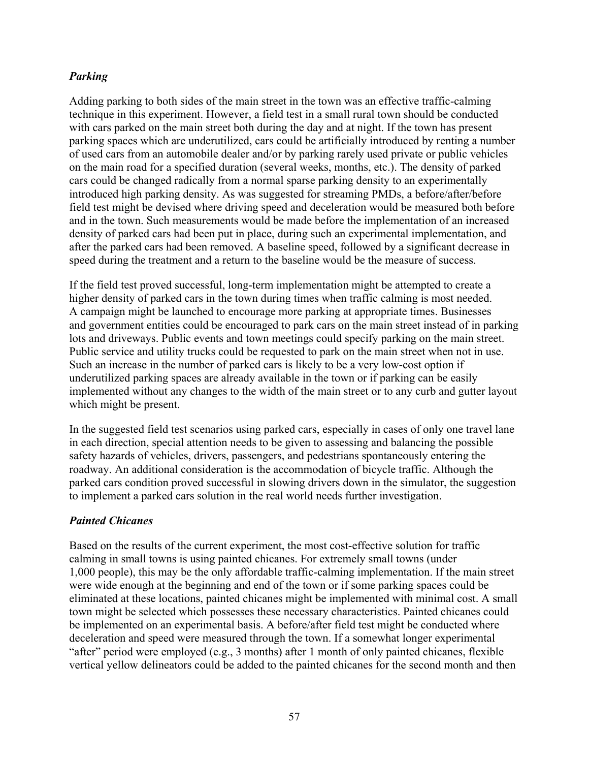### *Parking*

Adding parking to both sides of the main street in the town was an effective traffic-calming technique in this experiment. However, a field test in a small rural town should be conducted with cars parked on the main street both during the day and at night. If the town has present parking spaces which are underutilized, cars could be artificially introduced by renting a number of used cars from an automobile dealer and/or by parking rarely used private or public vehicles on the main road for a specified duration (several weeks, months, etc.). The density of parked cars could be changed radically from a normal sparse parking density to an experimentally introduced high parking density. As was suggested for streaming PMDs, a before/after/before field test might be devised where driving speed and deceleration would be measured both before and in the town. Such measurements would be made before the implementation of an increased density of parked cars had been put in place, during such an experimental implementation, and after the parked cars had been removed. A baseline speed, followed by a significant decrease in speed during the treatment and a return to the baseline would be the measure of success.

If the field test proved successful, long-term implementation might be attempted to create a higher density of parked cars in the town during times when traffic calming is most needed. A campaign might be launched to encourage more parking at appropriate times. Businesses and government entities could be encouraged to park cars on the main street instead of in parking lots and driveways. Public events and town meetings could specify parking on the main street. Public service and utility trucks could be requested to park on the main street when not in use. Such an increase in the number of parked cars is likely to be a very low-cost option if underutilized parking spaces are already available in the town or if parking can be easily implemented without any changes to the width of the main street or to any curb and gutter layout which might be present.

In the suggested field test scenarios using parked cars, especially in cases of only one travel lane in each direction, special attention needs to be given to assessing and balancing the possible safety hazards of vehicles, drivers, passengers, and pedestrians spontaneously entering the roadway. An additional consideration is the accommodation of bicycle traffic. Although the parked cars condition proved successful in slowing drivers down in the simulator, the suggestion to implement a parked cars solution in the real world needs further investigation.

### *Painted Chicanes*

Based on the results of the current experiment, the most cost-effective solution for traffic calming in small towns is using painted chicanes. For extremely small towns (under 1,000 people), this may be the only affordable traffic-calming implementation. If the main street were wide enough at the beginning and end of the town or if some parking spaces could be eliminated at these locations, painted chicanes might be implemented with minimal cost. A small town might be selected which possesses these necessary characteristics. Painted chicanes could be implemented on an experimental basis. A before/after field test might be conducted where deceleration and speed were measured through the town. If a somewhat longer experimental "after" period were employed (e.g., 3 months) after 1 month of only painted chicanes, flexible vertical yellow delineators could be added to the painted chicanes for the second month and then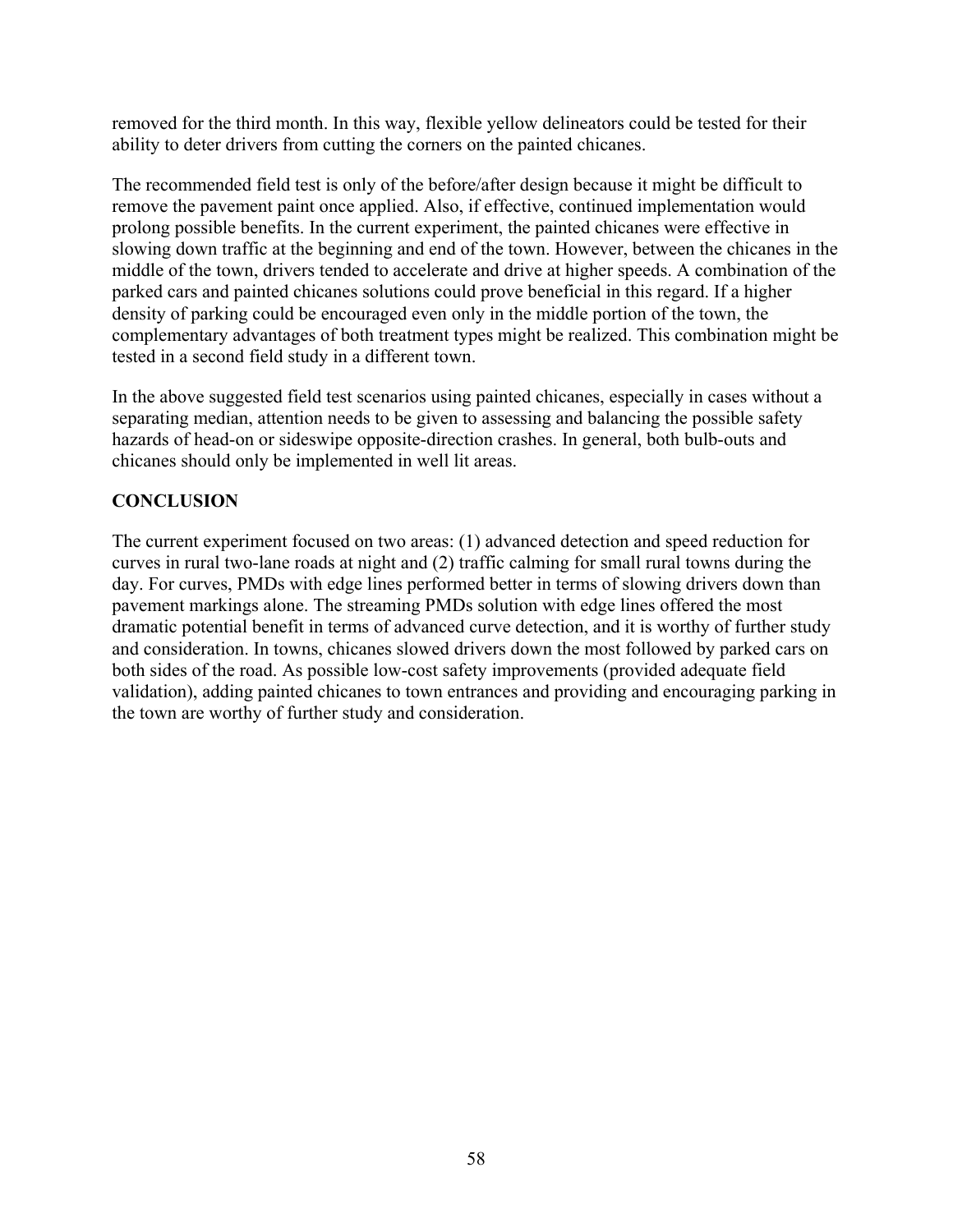removed for the third month. In this way, flexible yellow delineators could be tested for their ability to deter drivers from cutting the corners on the painted chicanes.

The recommended field test is only of the before/after design because it might be difficult to remove the pavement paint once applied. Also, if effective, continued implementation would prolong possible benefits. In the current experiment, the painted chicanes were effective in slowing down traffic at the beginning and end of the town. However, between the chicanes in the middle of the town, drivers tended to accelerate and drive at higher speeds. A combination of the parked cars and painted chicanes solutions could prove beneficial in this regard. If a higher density of parking could be encouraged even only in the middle portion of the town, the complementary advantages of both treatment types might be realized. This combination might be tested in a second field study in a different town.

In the above suggested field test scenarios using painted chicanes, especially in cases without a separating median, attention needs to be given to assessing and balancing the possible safety hazards of head-on or sideswipe opposite-direction crashes. In general, both bulb-outs and chicanes should only be implemented in well lit areas.

## CONCLUSION

The current experiment focused on two areas: (1) advanced detection and speed reduction for curves in rural two-lane roads at night and (2) traffic calming for small rural towns during the day. For curves, PMDs with edge lines performed better in terms of slowing drivers down than pavement markings alone. The streaming PMDs solution with edge lines offered the most dramatic potential benefit in terms of advanced curve detection, and it is worthy of further study and consideration. In towns, chicanes slowed drivers down the most followed by parked cars on both sides of the road. As possible low-cost safety improvements (provided adequate field validation), adding painted chicanes to town entrances and providing and encouraging parking in the town are worthy of further study and consideration.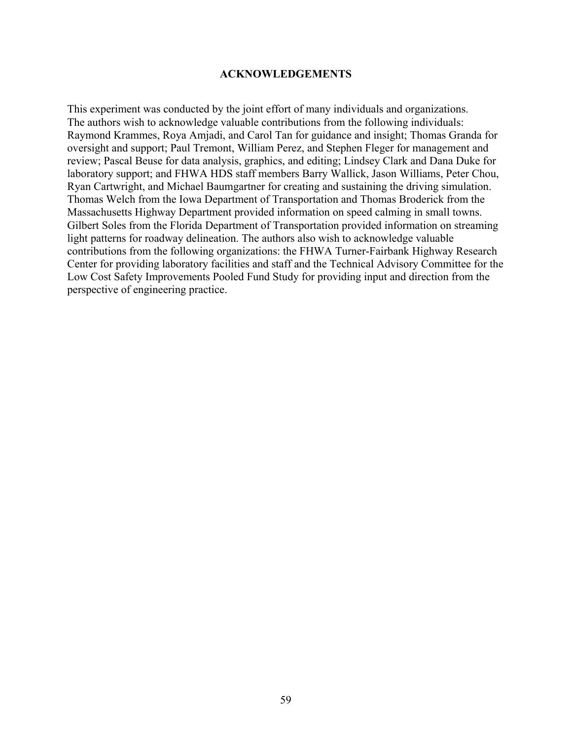# ACKNOWLEDGEMENTS

This experiment was conducted by the joint effort of many individuals and organizations. The authors wish to acknowledge valuable contributions from the following individuals: Raymond Krammes, Roya Amjadi, and Carol Tan for guidance and insight; Thomas Granda for oversight and support; Paul Tremont, William Perez, and Stephen Fleger for management and review; Pascal Beuse for data analysis, graphics, and editing; Lindsey Clark and Dana Duke for laboratory support; and FHWA HDS staff members Barry Wallick, Jason Williams, Peter Chou, Ryan Cartwright, and Michael Baumgartner for creating and sustaining the driving simulation. Thomas Welch from the Iowa Department of Transportation and Thomas Broderick from the Massachusetts Highway Department provided information on speed calming in small towns. Gilbert Soles from the Florida Department of Transportation provided information on streaming light patterns for roadway delineation. The authors also wish to acknowledge valuable contributions from the following organizations: the FHWA Turner-Fairbank Highway Research Center for providing laboratory facilities and staff and the Technical Advisory Committee for the Low Cost Safety Improvements Pooled Fund Study for providing input and direction from the perspective of engineering practice.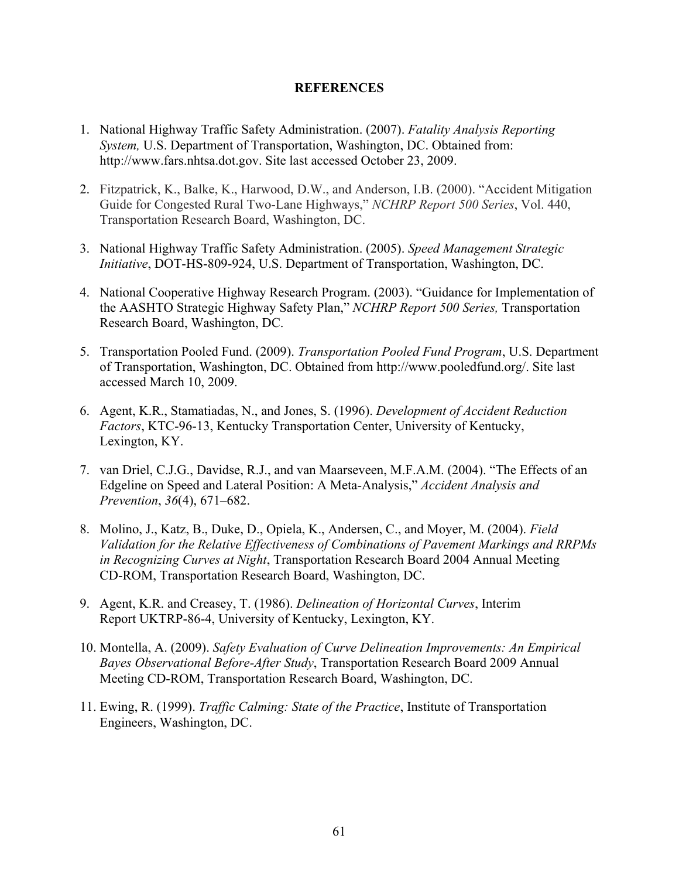## REFERENCES

1. National Highway Traffic Safety Administration. (2007). *Fatality Analysis Reporting System,* U.S. Department of Transportation, Washington, DC. Obtained from: http://www.fars.nhtsa.dot.gov. Site last accessed October 23, 2009.

2. Fitzpatrick, K., Balke, K., Harwood, D.W., and Anderson, I.B. (2000). "Accident Mitigation Guide for Congested Rural Two-Lane Highways," *NCHRP Report 500 Series*, Vol. 440, Transportation Research Board, Washington, DC.

3. National Highway Traffic Safety Administration. (2005). *Speed Management Strategic Initiative*, DOT-HS-809-924, U.S. Department of Transportation, Washington, DC.

4. National Cooperative Highway Research Program. (2003). "Guidance for Implementation of the AASHTO Strategic Highway Safety Plan," *NCHRP Report 500 Series,* Transportation Research Board, Washington, DC.

5. Transportation Pooled Fund. (2009). *Transportation Pooled Fund Program*, U.S. Department of Transportation, Washington, DC. Obtained from http://www.pooledfund.org/. Site last accessed March 10, 2009.

6. Agent, K.R., Stamatiadas, N., and Jones, S. (1996). *Development of Accident Reduction Factors*, KTC-96-13, Kentucky Transportation Center, University of Kentucky, Lexington, KY.

7. van Driel, C.J.G., Davidse, R.J., and van Maarseveen, M.F.A.M. (2004). "The Effects of an Edgeline on Speed and Lateral Position: A Meta-Analysis," *Accident Analysis and Prevention*, *36*(4), 671–682.

8. Molino, J., Katz, B., Duke, D., Opiela, K., Andersen, C., and Moyer, M. (2004). *Field Validation for the Relative Effectiveness of Combinations of Pavement Markings and RRPMs in Recognizing Curves at Night*, Transportation Research Board 2004 Annual Meeting CD-ROM, Transportation Research Board, Washington, DC.

9. Agent, K.R. and Creasey, T. (1986). *Delineation of Horizontal Curves*, Interim Report UKTRP-86-4, University of Kentucky, Lexington, KY.

10. Montella, A. (2009). *Safety Evaluation of Curve Delineation Improvements: An Empirical Bayes Observational Before-After Study*, Transportation Research Board 2009 Annual Meeting CD-ROM, Transportation Research Board, Washington, DC.

11. Ewing, R. (1999). *Traffic Calming: State of the Practice*, Institute of Transportation Engineers, Washington, DC.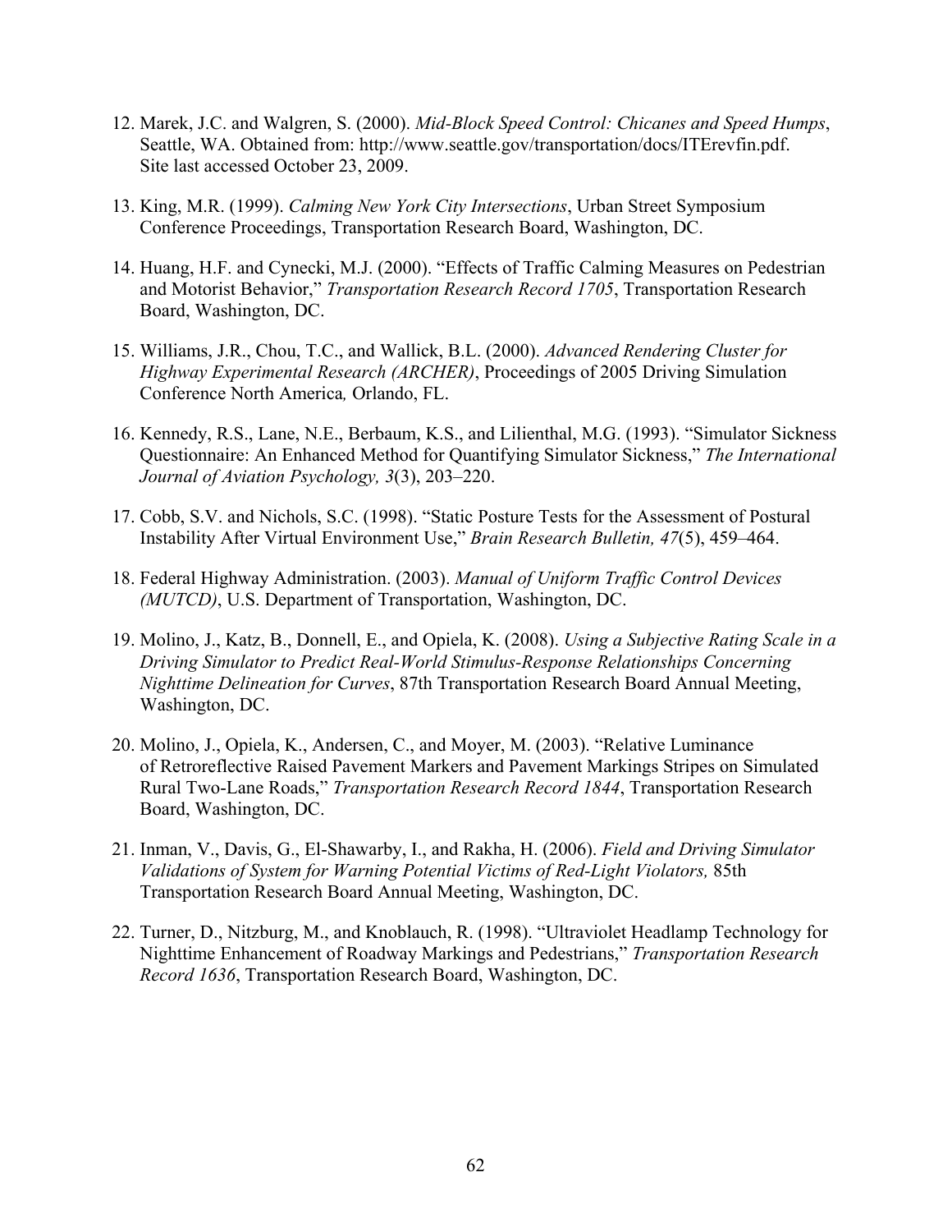12. Marek, J.C. and Walgren, S. (2000). *Mid-Block Speed Control: Chicanes and Speed Humps*, Seattle, WA. Obtained from: http://www.seattle.gov/transportation/docs/ITErevfin.pdf. Site last accessed October 23, 2009.

13. King, M.R. (1999). *Calming New York City Intersections*, Urban Street Symposium Conference Proceedings, Transportation Research Board, Washington, DC.

14. Huang, H.F. and Cynecki, M.J. (2000). "Effects of Traffic Calming Measures on Pedestrian and Motorist Behavior," *Transportation Research Record 1705*, Transportation Research Board, Washington, DC.

15. Williams, J.R., Chou, T.C., and Wallick, B.L. (2000). *Advanced Rendering Cluster for Highway Experimental Research (ARCHER)*, Proceedings of 2005 Driving Simulation Conference North America*,* Orlando, FL.

16. Kennedy, R.S., Lane, N.E., Berbaum, K.S., and Lilienthal, M.G. (1993). "Simulator Sickness Questionnaire: An Enhanced Method for Quantifying Simulator Sickness," *The International Journal of Aviation Psychology, 3*(3), 203–220.

17. Cobb, S.V. and Nichols, S.C. (1998). "Static Posture Tests for the Assessment of Postural Instability After Virtual Environment Use," *Brain Research Bulletin, 47*(5), 459–464.

18. Federal Highway Administration. (2003). *Manual of Uniform Traffic Control Devices (MUTCD)*, U.S. Department of Transportation, Washington, DC.

19. Molino, J., Katz, B., Donnell, E., and Opiela, K. (2008). *Using a Subjective Rating Scale in a Driving Simulator to Predict Real-World Stimulus-Response Relationships Concerning Nighttime Delineation for Curves*, 87th Transportation Research Board Annual Meeting, Washington, DC.

20. Molino, J., Opiela, K., Andersen, C., and Moyer, M. (2003). "Relative Luminance of Retroreflective Raised Pavement Markers and Pavement Markings Stripes on Simulated Rural Two-Lane Roads," *Transportation Research Record 1844*, Transportation Research Board, Washington, DC.

21. Inman, V., Davis, G., El-Shawarby, I., and Rakha, H. (2006). *Field and Driving Simulator Validations of System for Warning Potential Victims of Red-Light Violators,* 85th Transportation Research Board Annual Meeting, Washington, DC.

22. Turner, D., Nitzburg, M., and Knoblauch, R. (1998). "Ultraviolet Headlamp Technology for Nighttime Enhancement of Roadway Markings and Pedestrians," *Transportation Research Record 1636*, Transportation Research Board, Washington, DC.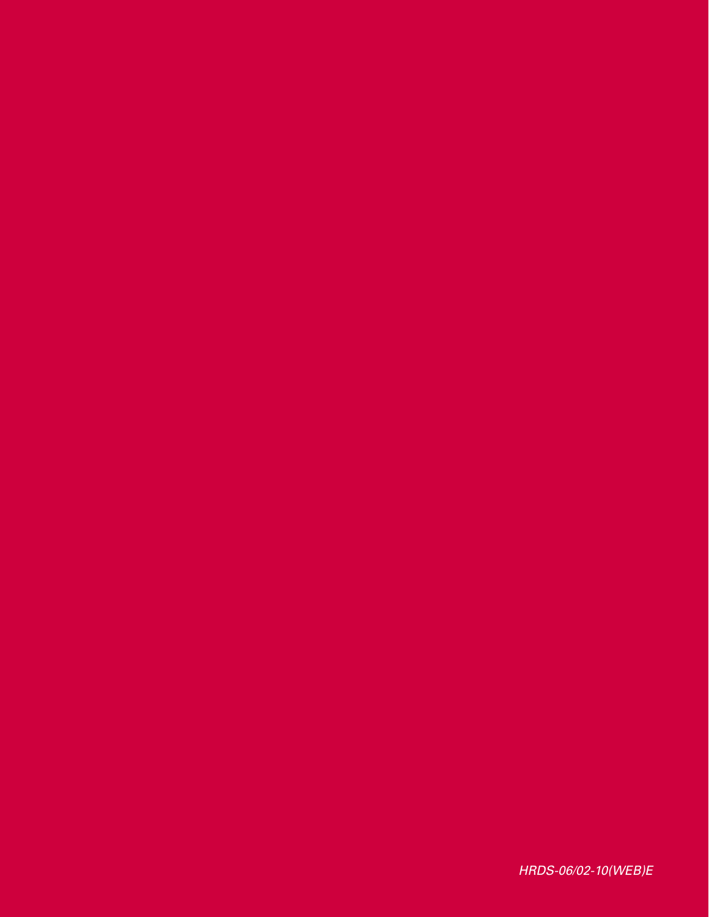*HRDS-06/02-10(WEB)E*